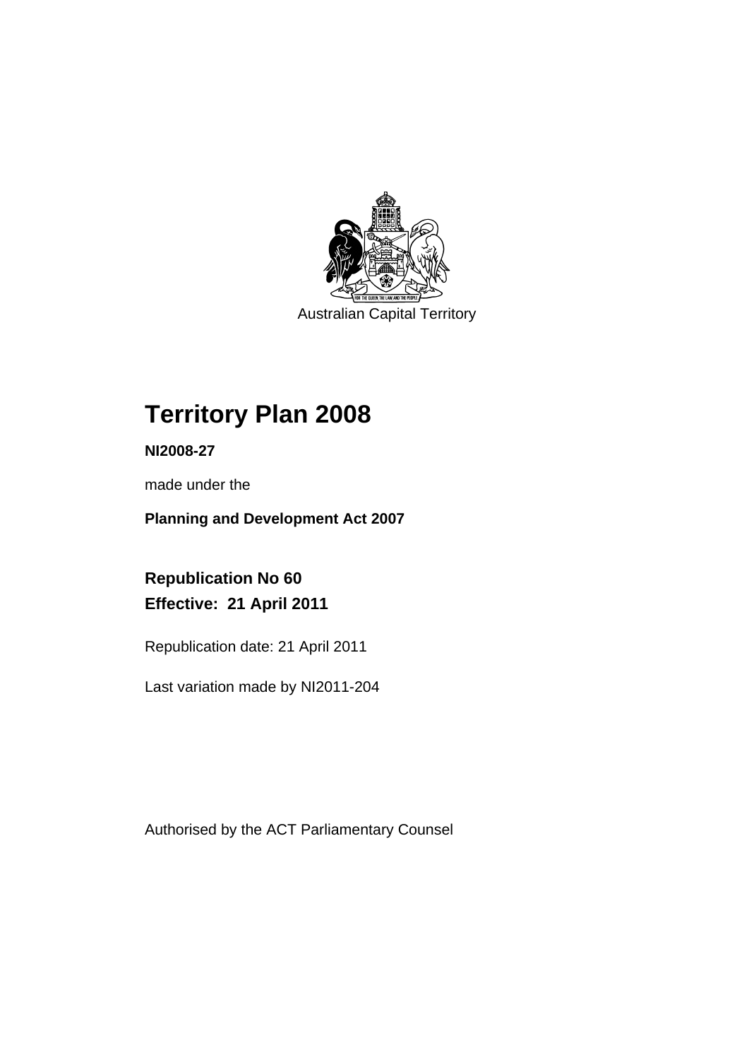Australian Capital Territory

# Territory Plan 2008

**NI2008-27**

made under the

**Planning and Development Act 2007**

**Republication No 60**
**Effective: 21 April 2011**

Republication date: 21 April 2011

Last variation made by NI2011-204

Authorised by the ACT Parliamentary Counsel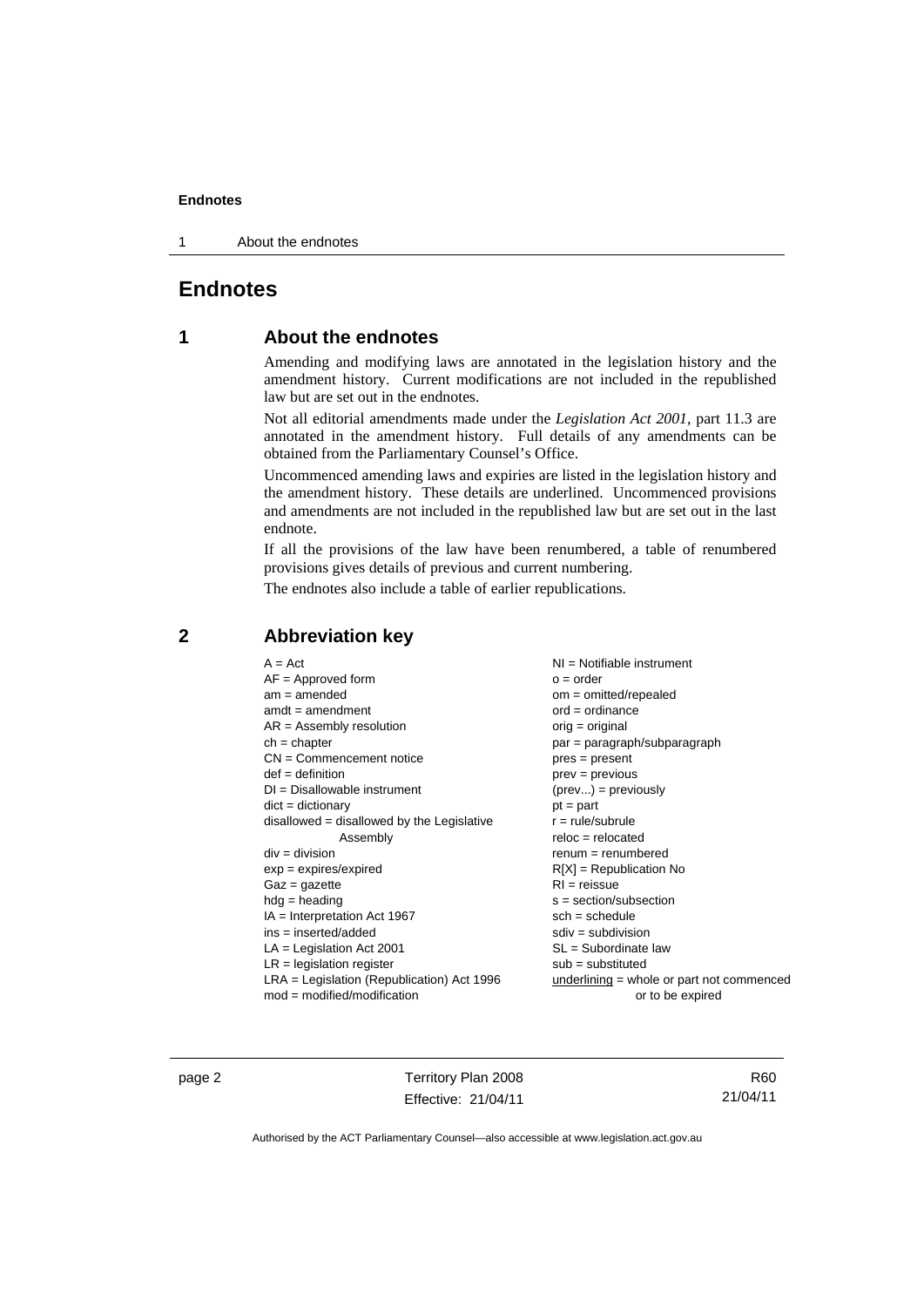# Endnotes

## 1 About the endnotes

Amending and modifying laws are annotated in the legislation history and the amendment history. Current modifications are not included in the republished law but are set out in the endnotes.

Not all editorial amendments made under the *Legislation Act 2001*, part 11.3 are annotated in the amendment history. Full details of any amendments can be obtained from the Parliamentary Counsel's Office.

Uncommenced amending laws and expiries are listed in the legislation history and the amendment history. These details are underlined. Uncommenced provisions and amendments are not included in the republished law but are set out in the last endnote.

If all the provisions of the law have been renumbered, a table of renumbered provisions gives details of previous and current numbering.

The endnotes also include a table of earlier republications.

## 2 Abbreviation key

A = Act
AF = Approved form
am = amended
amdt = amendment
AR = Assembly resolution
ch = chapter
CN = Commencement notice
def = definition
DI = Disallowable instrument
dict = dictionary
disallowed = disallowed by the Legislative Assembly
div = division
exp = expires/expired
Gaz = gazette
hdg = heading
IA = Interpretation Act 1967
ins = inserted/added
LA = Legislation Act 2001
LR = legislation register
LRA = Legislation (Republication) Act 1996
mod = modified/modification
NI = Notifiable instrument
o = order
om = omitted/repealed
ord = ordinance
orig = original
par = paragraph/subparagraph
pres = present
prev = previous
(prev...) = previously
pt = part
r = rule/subrule
reloc = relocated
renum = renumbered
R[X] = Republication No
RI = reissue
s = section/subsection
sch = schedule
sdiv = subdivision
SL = Subordinate law
sub = substituted
underlining = whole or part not commenced or to be expired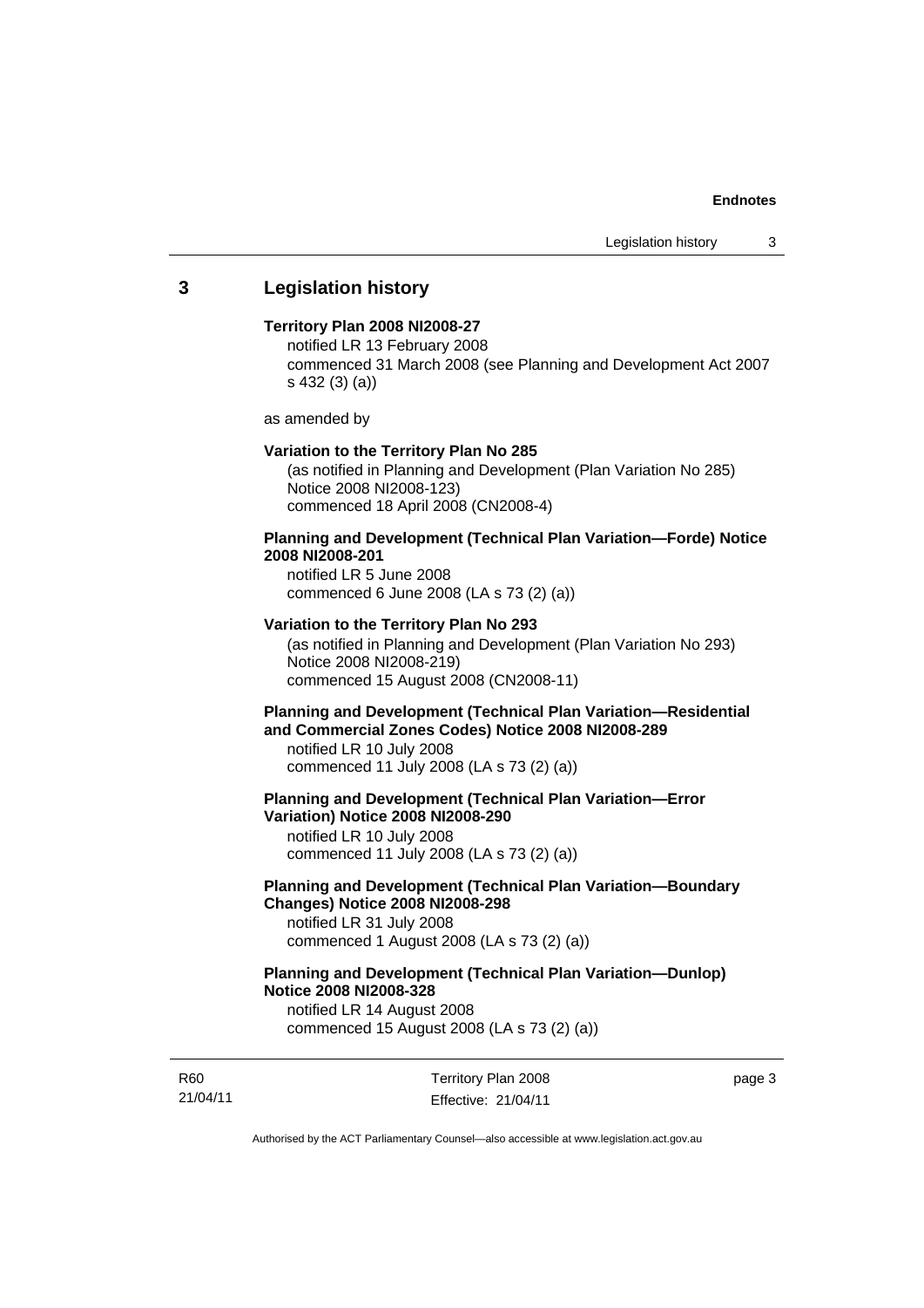## 3 Legislation history

**Territory Plan 2008 NI2008-27**
notified LR 13 February 2008
commenced 31 March 2008 (see Planning and Development Act 2007 s 432 (3) (a))

as amended by

**Variation to the Territory Plan No 285**
(as notified in Planning and Development (Plan Variation No 285) Notice 2008 NI2008-123)
commenced 18 April 2008 (CN2008-4)

**Planning and Development (Technical Plan Variation—Forde) Notice 2008 NI2008-201**
notified LR 5 June 2008
commenced 6 June 2008 (LA s 73 (2) (a))

**Variation to the Territory Plan No 293**
(as notified in Planning and Development (Plan Variation No 293) Notice 2008 NI2008-219)
commenced 15 August 2008 (CN2008-11)

**Planning and Development (Technical Plan Variation—Residential and Commercial Zones Codes) Notice 2008 NI2008-289**
notified LR 10 July 2008
commenced 11 July 2008 (LA s 73 (2) (a))

**Planning and Development (Technical Plan Variation—Error Variation) Notice 2008 NI2008-290**
notified LR 10 July 2008
commenced 11 July 2008 (LA s 73 (2) (a))

**Planning and Development (Technical Plan Variation—Boundary Changes) Notice 2008 NI2008-298**
notified LR 31 July 2008
commenced 1 August 2008 (LA s 73 (2) (a))

**Planning and Development (Technical Plan Variation—Dunlop) Notice 2008 NI2008-328**
notified LR 14 August 2008
commenced 15 August 2008 (LA s 73 (2) (a))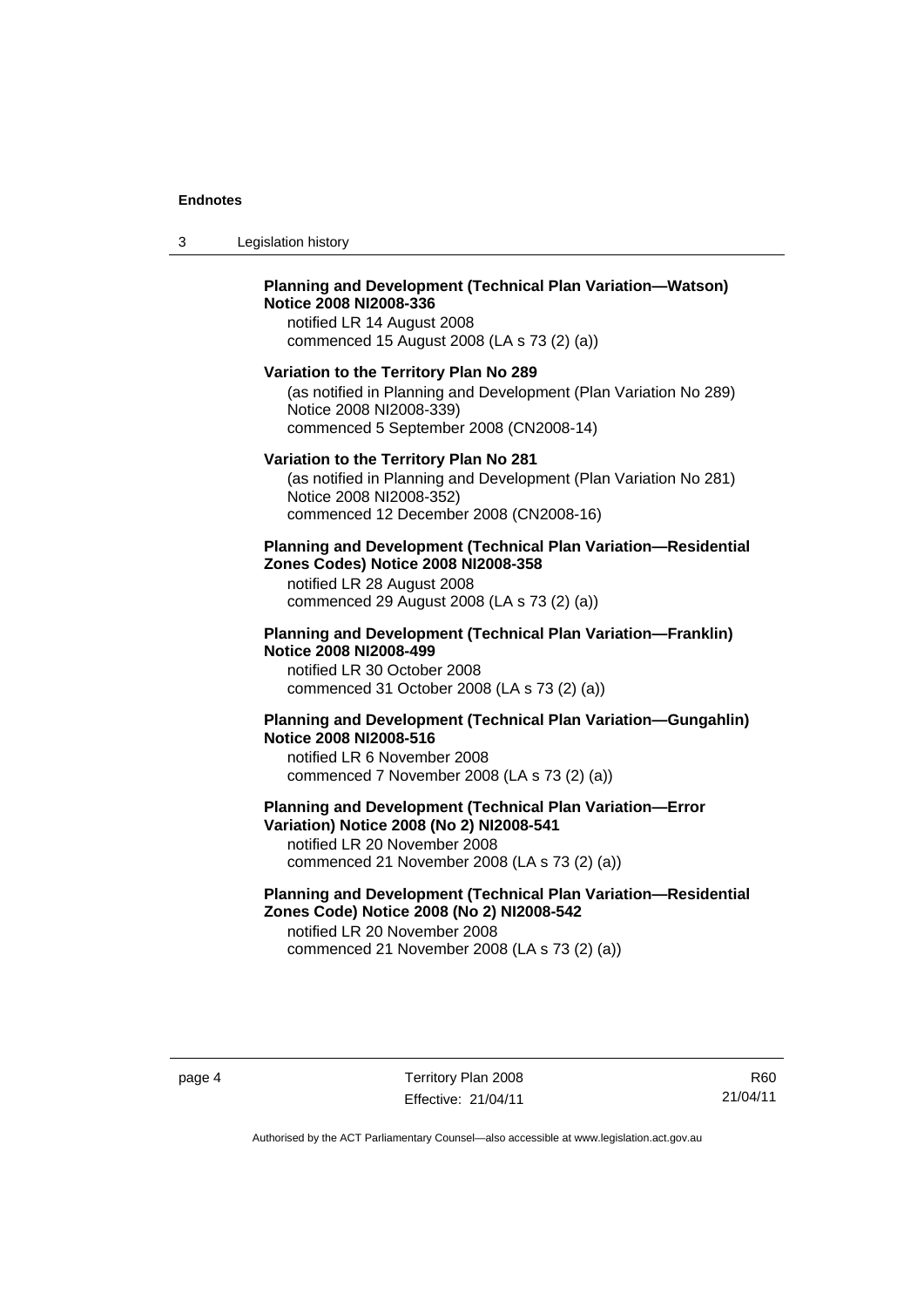**Planning and Development (Technical Plan Variation—Watson) Notice 2008 NI2008-336**

notified LR 14 August 2008
commenced 15 August 2008 (LA s 73 (2) (a))

**Variation to the Territory Plan No 289**

(as notified in Planning and Development (Plan Variation No 289) Notice 2008 NI2008-339)
commenced 5 September 2008 (CN2008-14)

**Variation to the Territory Plan No 281**

(as notified in Planning and Development (Plan Variation No 281) Notice 2008 NI2008-352)
commenced 12 December 2008 (CN2008-16)

**Planning and Development (Technical Plan Variation—Residential Zones Codes) Notice 2008 NI2008-358**

notified LR 28 August 2008
commenced 29 August 2008 (LA s 73 (2) (a))

**Planning and Development (Technical Plan Variation—Franklin) Notice 2008 NI2008-499**

notified LR 30 October 2008
commenced 31 October 2008 (LA s 73 (2) (a))

**Planning and Development (Technical Plan Variation—Gungahlin) Notice 2008 NI2008-516**

notified LR 6 November 2008
commenced 7 November 2008 (LA s 73 (2) (a))

**Planning and Development (Technical Plan Variation—Error Variation) Notice 2008 (No 2) NI2008-541**

notified LR 20 November 2008
commenced 21 November 2008 (LA s 73 (2) (a))

**Planning and Development (Technical Plan Variation—Residential Zones Code) Notice 2008 (No 2) NI2008-542**

notified LR 20 November 2008
commenced 21 November 2008 (LA s 73 (2) (a))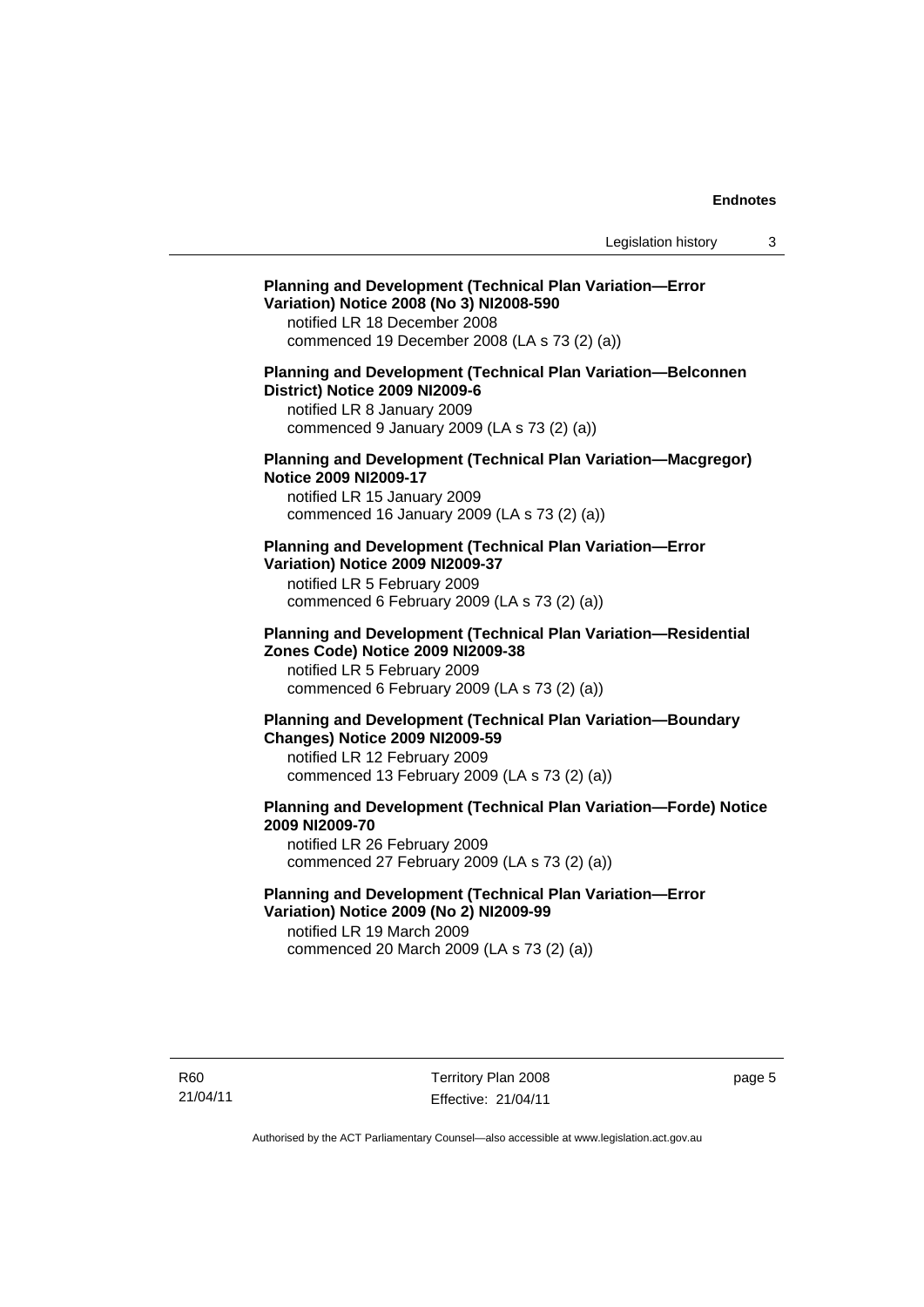**Planning and Development (Technical Plan Variation—Error Variation) Notice 2008 (No 3) NI2008-590**
notified LR 18 December 2008
commenced 19 December 2008 (LA s 73 (2) (a))

**Planning and Development (Technical Plan Variation—Belconnen District) Notice 2009 NI2009-6**
notified LR 8 January 2009
commenced 9 January 2009 (LA s 73 (2) (a))

**Planning and Development (Technical Plan Variation—Macgregor) Notice 2009 NI2009-17**
notified LR 15 January 2009
commenced 16 January 2009 (LA s 73 (2) (a))

**Planning and Development (Technical Plan Variation—Error Variation) Notice 2009 NI2009-37**
notified LR 5 February 2009
commenced 6 February 2009 (LA s 73 (2) (a))

**Planning and Development (Technical Plan Variation—Residential Zones Code) Notice 2009 NI2009-38**
notified LR 5 February 2009
commenced 6 February 2009 (LA s 73 (2) (a))

**Planning and Development (Technical Plan Variation—Boundary Changes) Notice 2009 NI2009-59**
notified LR 12 February 2009
commenced 13 February 2009 (LA s 73 (2) (a))

**Planning and Development (Technical Plan Variation—Forde) Notice 2009 NI2009-70**
notified LR 26 February 2009
commenced 27 February 2009 (LA s 73 (2) (a))

**Planning and Development (Technical Plan Variation—Error Variation) Notice 2009 (No 2) NI2009-99**
notified LR 19 March 2009
commenced 20 March 2009 (LA s 73 (2) (a))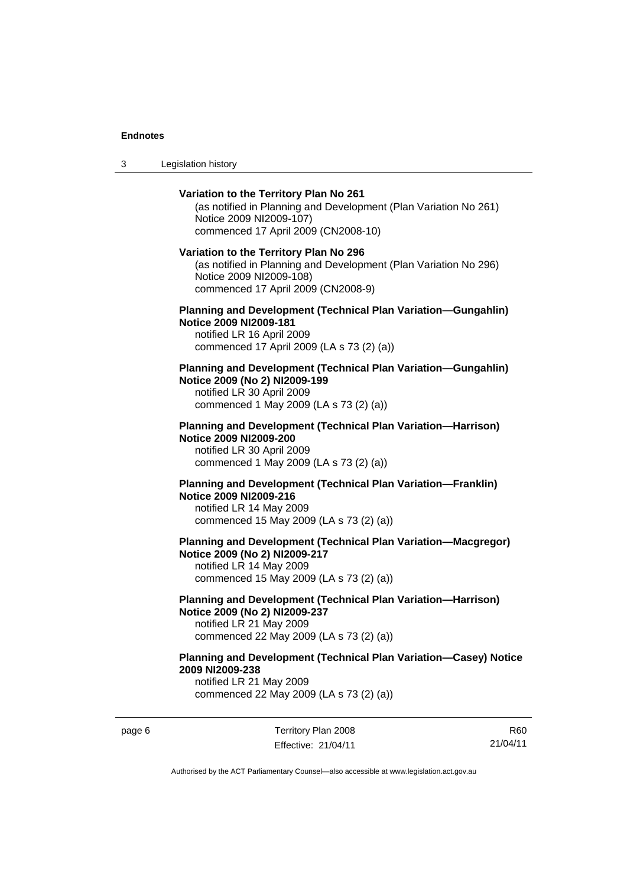**Variation to the Territory Plan No 261**

(as notified in Planning and Development (Plan Variation No 261) Notice 2009 NI2009-107)
commenced 17 April 2009 (CN2008-10)

**Variation to the Territory Plan No 296**

(as notified in Planning and Development (Plan Variation No 296) Notice 2009 NI2009-108)
commenced 17 April 2009 (CN2008-9)

**Planning and Development (Technical Plan Variation—Gungahlin) Notice 2009 NI2009-181**

notified LR 16 April 2009
commenced 17 April 2009 (LA s 73 (2) (a))

**Planning and Development (Technical Plan Variation—Gungahlin) Notice 2009 (No 2) NI2009-199**

notified LR 30 April 2009
commenced 1 May 2009 (LA s 73 (2) (a))

**Planning and Development (Technical Plan Variation—Harrison) Notice 2009 NI2009-200**

notified LR 30 April 2009
commenced 1 May 2009 (LA s 73 (2) (a))

**Planning and Development (Technical Plan Variation—Franklin) Notice 2009 NI2009-216**

notified LR 14 May 2009
commenced 15 May 2009 (LA s 73 (2) (a))

**Planning and Development (Technical Plan Variation—Macgregor) Notice 2009 (No 2) NI2009-217**

notified LR 14 May 2009
commenced 15 May 2009 (LA s 73 (2) (a))

**Planning and Development (Technical Plan Variation—Harrison) Notice 2009 (No 2) NI2009-237**

notified LR 21 May 2009
commenced 22 May 2009 (LA s 73 (2) (a))

**Planning and Development (Technical Plan Variation—Casey) Notice 2009 NI2009-238**

notified LR 21 May 2009
commenced 22 May 2009 (LA s 73 (2) (a))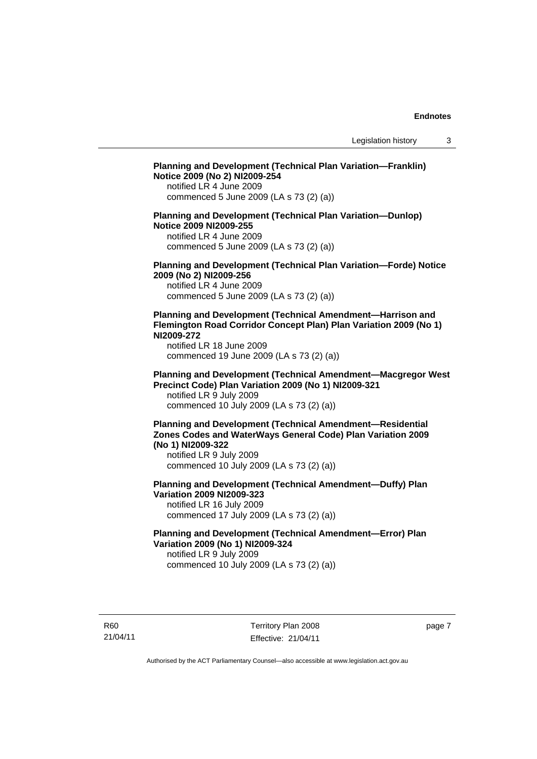**Planning and Development (Technical Plan Variation—Franklin) Notice 2009 (No 2) NI2009-254**
notified LR 4 June 2009
commenced 5 June 2009 (LA s 73 (2) (a))

**Planning and Development (Technical Plan Variation—Dunlop) Notice 2009 NI2009-255**
notified LR 4 June 2009
commenced 5 June 2009 (LA s 73 (2) (a))

**Planning and Development (Technical Plan Variation—Forde) Notice 2009 (No 2) NI2009-256**
notified LR 4 June 2009
commenced 5 June 2009 (LA s 73 (2) (a))

**Planning and Development (Technical Amendment—Harrison and Flemington Road Corridor Concept Plan) Plan Variation 2009 (No 1) NI2009-272**
notified LR 18 June 2009
commenced 19 June 2009 (LA s 73 (2) (a))

**Planning and Development (Technical Amendment—Macgregor West Precinct Code) Plan Variation 2009 (No 1) NI2009-321**
notified LR 9 July 2009
commenced 10 July 2009 (LA s 73 (2) (a))

**Planning and Development (Technical Amendment—Residential Zones Codes and WaterWays General Code) Plan Variation 2009 (No 1) NI2009-322**
notified LR 9 July 2009
commenced 10 July 2009 (LA s 73 (2) (a))

**Planning and Development (Technical Amendment—Duffy) Plan Variation 2009 NI2009-323**
notified LR 16 July 2009
commenced 17 July 2009 (LA s 73 (2) (a))

**Planning and Development (Technical Amendment—Error) Plan Variation 2009 (No 1) NI2009-324**
notified LR 9 July 2009
commenced 10 July 2009 (LA s 73 (2) (a))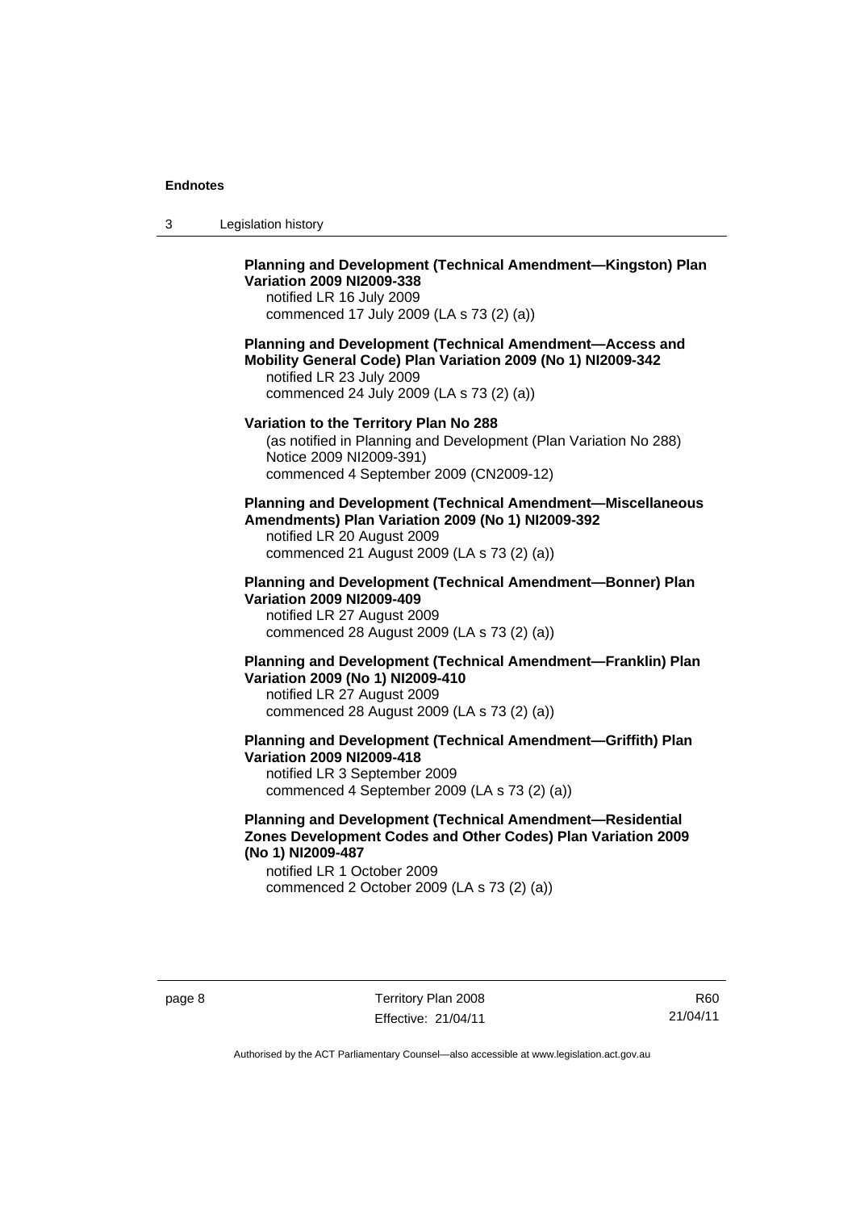**Planning and Development (Technical Amendment—Kingston) Plan Variation 2009 NI2009-338**
notified LR 16 July 2009
commenced 17 July 2009 (LA s 73 (2) (a))

**Planning and Development (Technical Amendment—Access and Mobility General Code) Plan Variation 2009 (No 1) NI2009-342**
notified LR 23 July 2009
commenced 24 July 2009 (LA s 73 (2) (a))

**Variation to the Territory Plan No 288**
(as notified in Planning and Development (Plan Variation No 288) Notice 2009 NI2009-391)
commenced 4 September 2009 (CN2009-12)

**Planning and Development (Technical Amendment—Miscellaneous Amendments) Plan Variation 2009 (No 1) NI2009-392**
notified LR 20 August 2009
commenced 21 August 2009 (LA s 73 (2) (a))

**Planning and Development (Technical Amendment—Bonner) Plan Variation 2009 NI2009-409**
notified LR 27 August 2009
commenced 28 August 2009 (LA s 73 (2) (a))

**Planning and Development (Technical Amendment—Franklin) Plan Variation 2009 (No 1) NI2009-410**
notified LR 27 August 2009
commenced 28 August 2009 (LA s 73 (2) (a))

**Planning and Development (Technical Amendment—Griffith) Plan Variation 2009 NI2009-418**
notified LR 3 September 2009
commenced 4 September 2009 (LA s 73 (2) (a))

**Planning and Development (Technical Amendment—Residential Zones Development Codes and Other Codes) Plan Variation 2009 (No 1) NI2009-487**
notified LR 1 October 2009
commenced 2 October 2009 (LA s 73 (2) (a))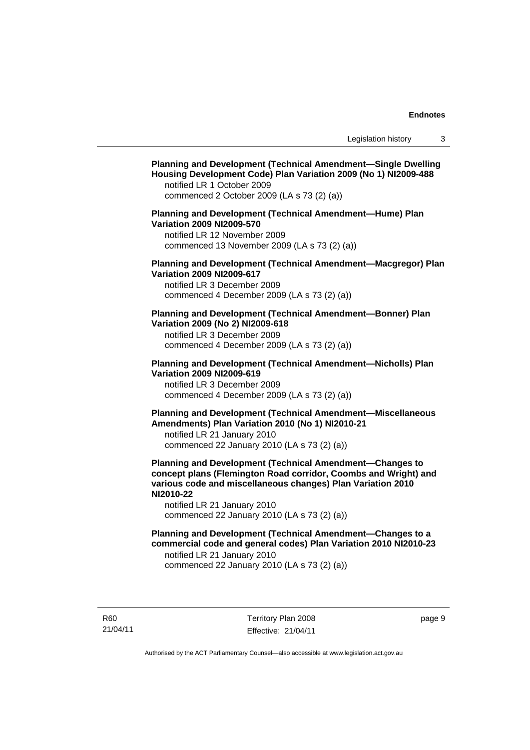**Planning and Development (Technical Amendment—Single Dwelling Housing Development Code) Plan Variation 2009 (No 1) NI2009-488**

notified LR 1 October 2009
commenced 2 October 2009 (LA s 73 (2) (a))

**Planning and Development (Technical Amendment—Hume) Plan Variation 2009 NI2009-570**

notified LR 12 November 2009
commenced 13 November 2009 (LA s 73 (2) (a))

**Planning and Development (Technical Amendment—Macgregor) Plan Variation 2009 NI2009-617**

notified LR 3 December 2009
commenced 4 December 2009 (LA s 73 (2) (a))

**Planning and Development (Technical Amendment—Bonner) Plan Variation 2009 (No 2) NI2009-618**

notified LR 3 December 2009
commenced 4 December 2009 (LA s 73 (2) (a))

**Planning and Development (Technical Amendment—Nicholls) Plan Variation 2009 NI2009-619**

notified LR 3 December 2009
commenced 4 December 2009 (LA s 73 (2) (a))

**Planning and Development (Technical Amendment—Miscellaneous Amendments) Plan Variation 2010 (No 1) NI2010-21**

notified LR 21 January 2010
commenced 22 January 2010 (LA s 73 (2) (a))

**Planning and Development (Technical Amendment—Changes to concept plans (Flemington Road corridor, Coombs and Wright) and various code and miscellaneous changes) Plan Variation 2010 NI2010-22**

notified LR 21 January 2010
commenced 22 January 2010 (LA s 73 (2) (a))

**Planning and Development (Technical Amendment—Changes to a commercial code and general codes) Plan Variation 2010 NI2010-23**

notified LR 21 January 2010
commenced 22 January 2010 (LA s 73 (2) (a))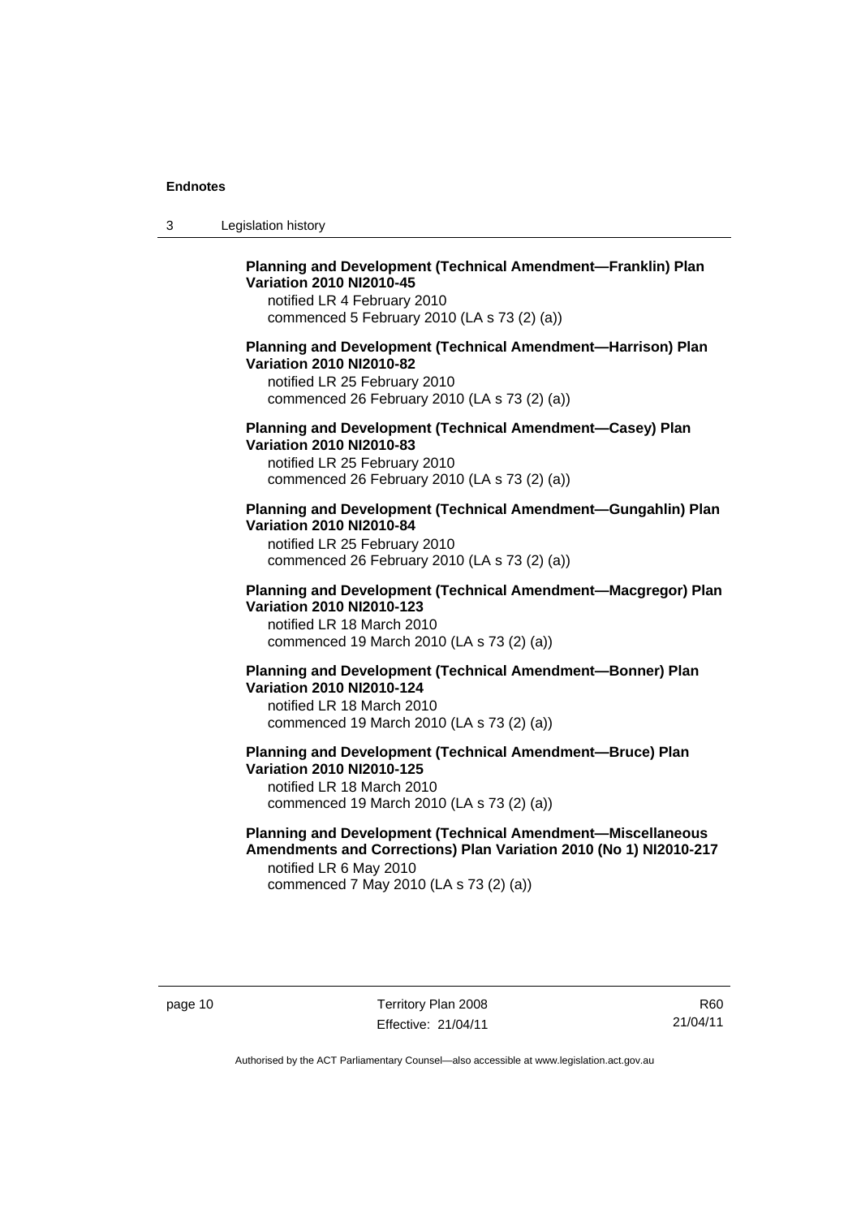**Planning and Development (Technical Amendment—Franklin) Plan Variation 2010 NI2010-45**
notified LR 4 February 2010
commenced 5 February 2010 (LA s 73 (2) (a))

**Planning and Development (Technical Amendment—Harrison) Plan Variation 2010 NI2010-82**
notified LR 25 February 2010
commenced 26 February 2010 (LA s 73 (2) (a))

**Planning and Development (Technical Amendment—Casey) Plan Variation 2010 NI2010-83**
notified LR 25 February 2010
commenced 26 February 2010 (LA s 73 (2) (a))

**Planning and Development (Technical Amendment—Gungahlin) Plan Variation 2010 NI2010-84**
notified LR 25 February 2010
commenced 26 February 2010 (LA s 73 (2) (a))

**Planning and Development (Technical Amendment—Macgregor) Plan Variation 2010 NI2010-123**
notified LR 18 March 2010
commenced 19 March 2010 (LA s 73 (2) (a))

**Planning and Development (Technical Amendment—Bonner) Plan Variation 2010 NI2010-124**
notified LR 18 March 2010
commenced 19 March 2010 (LA s 73 (2) (a))

**Planning and Development (Technical Amendment—Bruce) Plan Variation 2010 NI2010-125**
notified LR 18 March 2010
commenced 19 March 2010 (LA s 73 (2) (a))

**Planning and Development (Technical Amendment—Miscellaneous Amendments and Corrections) Plan Variation 2010 (No 1) NI2010-217**
notified LR 6 May 2010
commenced 7 May 2010 (LA s 73 (2) (a))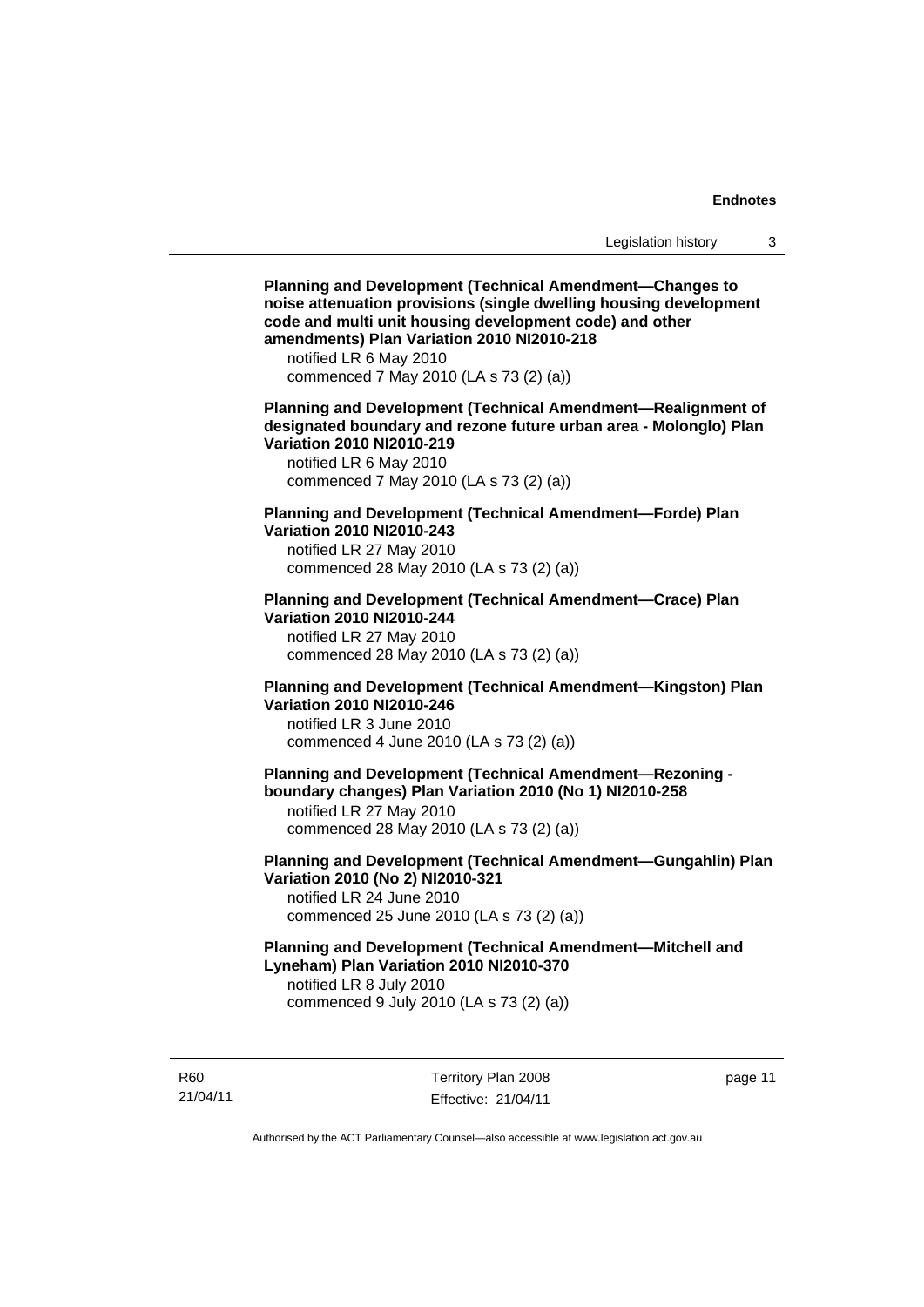**Planning and Development (Technical Amendment—Changes to noise attenuation provisions (single dwelling housing development code and multi unit housing development code) and other amendments) Plan Variation 2010 NI2010-218**

notified LR 6 May 2010
commenced 7 May 2010 (LA s 73 (2) (a))

**Planning and Development (Technical Amendment—Realignment of designated boundary and rezone future urban area - Molonglo) Plan Variation 2010 NI2010-219**

notified LR 6 May 2010
commenced 7 May 2010 (LA s 73 (2) (a))

**Planning and Development (Technical Amendment—Forde) Plan Variation 2010 NI2010-243**

notified LR 27 May 2010
commenced 28 May 2010 (LA s 73 (2) (a))

**Planning and Development (Technical Amendment—Crace) Plan Variation 2010 NI2010-244**

notified LR 27 May 2010
commenced 28 May 2010 (LA s 73 (2) (a))

**Planning and Development (Technical Amendment—Kingston) Plan Variation 2010 NI2010-246**

notified LR 3 June 2010
commenced 4 June 2010 (LA s 73 (2) (a))

**Planning and Development (Technical Amendment—Rezoning - boundary changes) Plan Variation 2010 (No 1) NI2010-258**

notified LR 27 May 2010
commenced 28 May 2010 (LA s 73 (2) (a))

**Planning and Development (Technical Amendment—Gungahlin) Plan Variation 2010 (No 2) NI2010-321**

notified LR 24 June 2010
commenced 25 June 2010 (LA s 73 (2) (a))

**Planning and Development (Technical Amendment—Mitchell and Lyneham) Plan Variation 2010 NI2010-370**

notified LR 8 July 2010
commenced 9 July 2010 (LA s 73 (2) (a))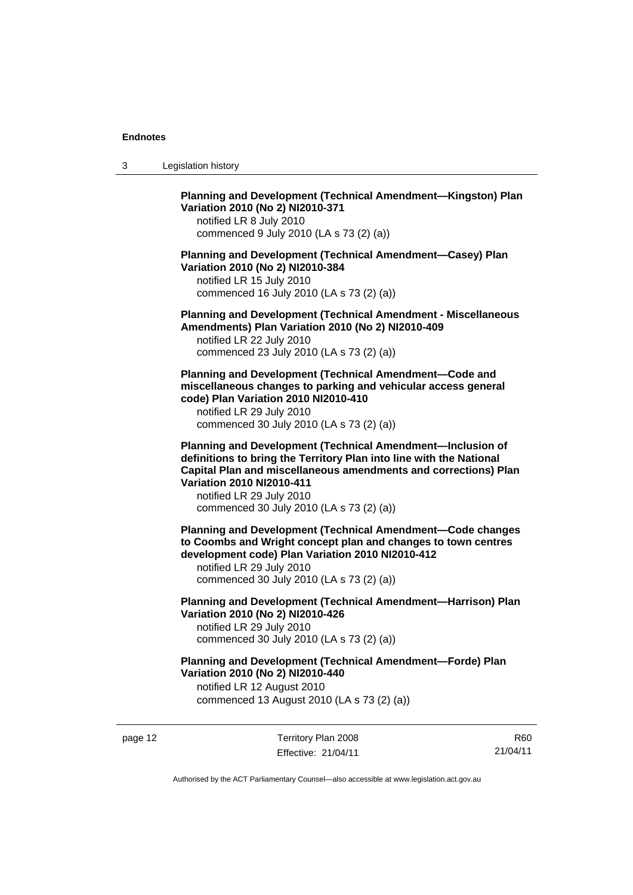**Planning and Development (Technical Amendment—Kingston) Plan Variation 2010 (No 2) NI2010-371**

notified LR 8 July 2010
commenced 9 July 2010 (LA s 73 (2) (a))

**Planning and Development (Technical Amendment—Casey) Plan Variation 2010 (No 2) NI2010-384**

notified LR 15 July 2010
commenced 16 July 2010 (LA s 73 (2) (a))

**Planning and Development (Technical Amendment - Miscellaneous Amendments) Plan Variation 2010 (No 2) NI2010-409**

notified LR 22 July 2010
commenced 23 July 2010 (LA s 73 (2) (a))

**Planning and Development (Technical Amendment—Code and miscellaneous changes to parking and vehicular access general code) Plan Variation 2010 NI2010-410**

notified LR 29 July 2010
commenced 30 July 2010 (LA s 73 (2) (a))

**Planning and Development (Technical Amendment—Inclusion of definitions to bring the Territory Plan into line with the National Capital Plan and miscellaneous amendments and corrections) Plan Variation 2010 NI2010-411**

notified LR 29 July 2010
commenced 30 July 2010 (LA s 73 (2) (a))

**Planning and Development (Technical Amendment—Code changes to Coombs and Wright concept plan and changes to town centres development code) Plan Variation 2010 NI2010-412**

notified LR 29 July 2010
commenced 30 July 2010 (LA s 73 (2) (a))

**Planning and Development (Technical Amendment—Harrison) Plan Variation 2010 (No 2) NI2010-426**

notified LR 29 July 2010
commenced 30 July 2010 (LA s 73 (2) (a))

**Planning and Development (Technical Amendment—Forde) Plan Variation 2010 (No 2) NI2010-440**

notified LR 12 August 2010
commenced 13 August 2010 (LA s 73 (2) (a))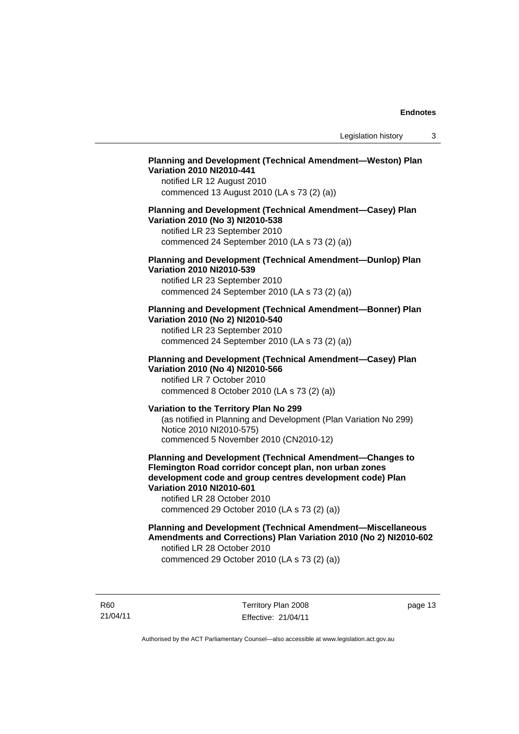**Planning and Development (Technical Amendment—Weston) Plan Variation 2010 NI2010-441**

notified LR 12 August 2010

commenced 13 August 2010 (LA s 73 (2) (a))

**Planning and Development (Technical Amendment—Casey) Plan Variation 2010 (No 3) NI2010-538**

notified LR 23 September 2010

commenced 24 September 2010 (LA s 73 (2) (a))

**Planning and Development (Technical Amendment—Dunlop) Plan Variation 2010 NI2010-539**

notified LR 23 September 2010

commenced 24 September 2010 (LA s 73 (2) (a))

**Planning and Development (Technical Amendment—Bonner) Plan Variation 2010 (No 2) NI2010-540**

notified LR 23 September 2010

commenced 24 September 2010 (LA s 73 (2) (a))

**Planning and Development (Technical Amendment—Casey) Plan Variation 2010 (No 4) NI2010-566**

notified LR 7 October 2010

commenced 8 October 2010 (LA s 73 (2) (a))

**Variation to the Territory Plan No 299**

(as notified in Planning and Development (Plan Variation No 299) Notice 2010 NI2010-575)

commenced 5 November 2010 (CN2010-12)

**Planning and Development (Technical Amendment—Changes to Flemington Road corridor concept plan, non urban zones development code and group centres development code) Plan Variation 2010 NI2010-601**

notified LR 28 October 2010

commenced 29 October 2010 (LA s 73 (2) (a))

**Planning and Development (Technical Amendment—Miscellaneous Amendments and Corrections) Plan Variation 2010 (No 2) NI2010-602**

notified LR 28 October 2010

commenced 29 October 2010 (LA s 73 (2) (a))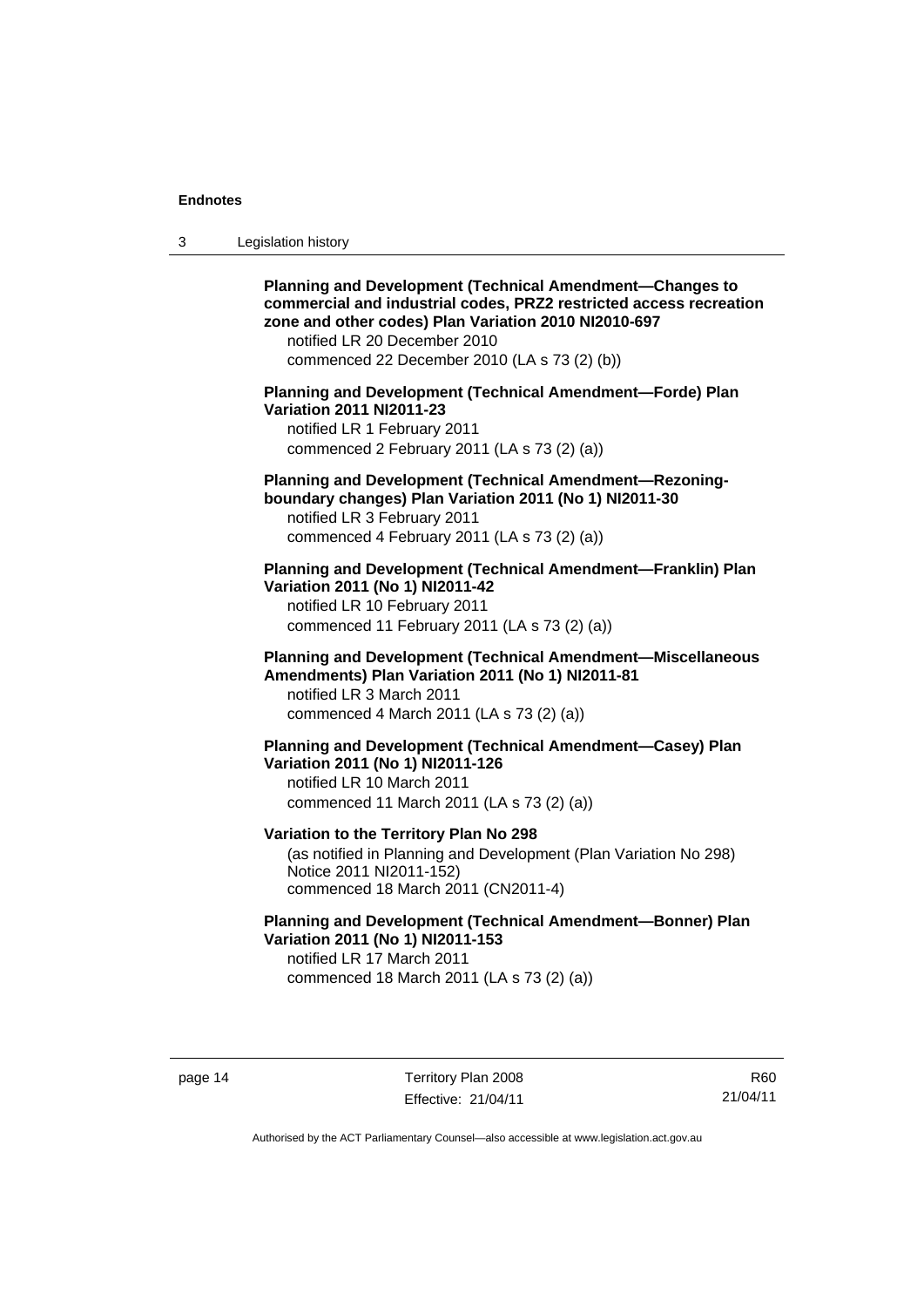**Planning and Development (Technical Amendment—Changes to commercial and industrial codes, PRZ2 restricted access recreation zone and other codes) Plan Variation 2010 NI2010-697**
notified LR 20 December 2010
commenced 22 December 2010 (LA s 73 (2) (b))

**Planning and Development (Technical Amendment—Forde) Plan Variation 2011 NI2011-23**
notified LR 1 February 2011
commenced 2 February 2011 (LA s 73 (2) (a))

**Planning and Development (Technical Amendment—Rezoning-boundary changes) Plan Variation 2011 (No 1) NI2011-30**
notified LR 3 February 2011
commenced 4 February 2011 (LA s 73 (2) (a))

**Planning and Development (Technical Amendment—Franklin) Plan Variation 2011 (No 1) NI2011-42**
notified LR 10 February 2011
commenced 11 February 2011 (LA s 73 (2) (a))

**Planning and Development (Technical Amendment—Miscellaneous Amendments) Plan Variation 2011 (No 1) NI2011-81**
notified LR 3 March 2011
commenced 4 March 2011 (LA s 73 (2) (a))

**Planning and Development (Technical Amendment—Casey) Plan Variation 2011 (No 1) NI2011-126**
notified LR 10 March 2011
commenced 11 March 2011 (LA s 73 (2) (a))

**Variation to the Territory Plan No 298**
(as notified in Planning and Development (Plan Variation No 298) Notice 2011 NI2011-152)
commenced 18 March 2011 (CN2011-4)

**Planning and Development (Technical Amendment—Bonner) Plan Variation 2011 (No 1) NI2011-153**
notified LR 17 March 2011
commenced 18 March 2011 (LA s 73 (2) (a))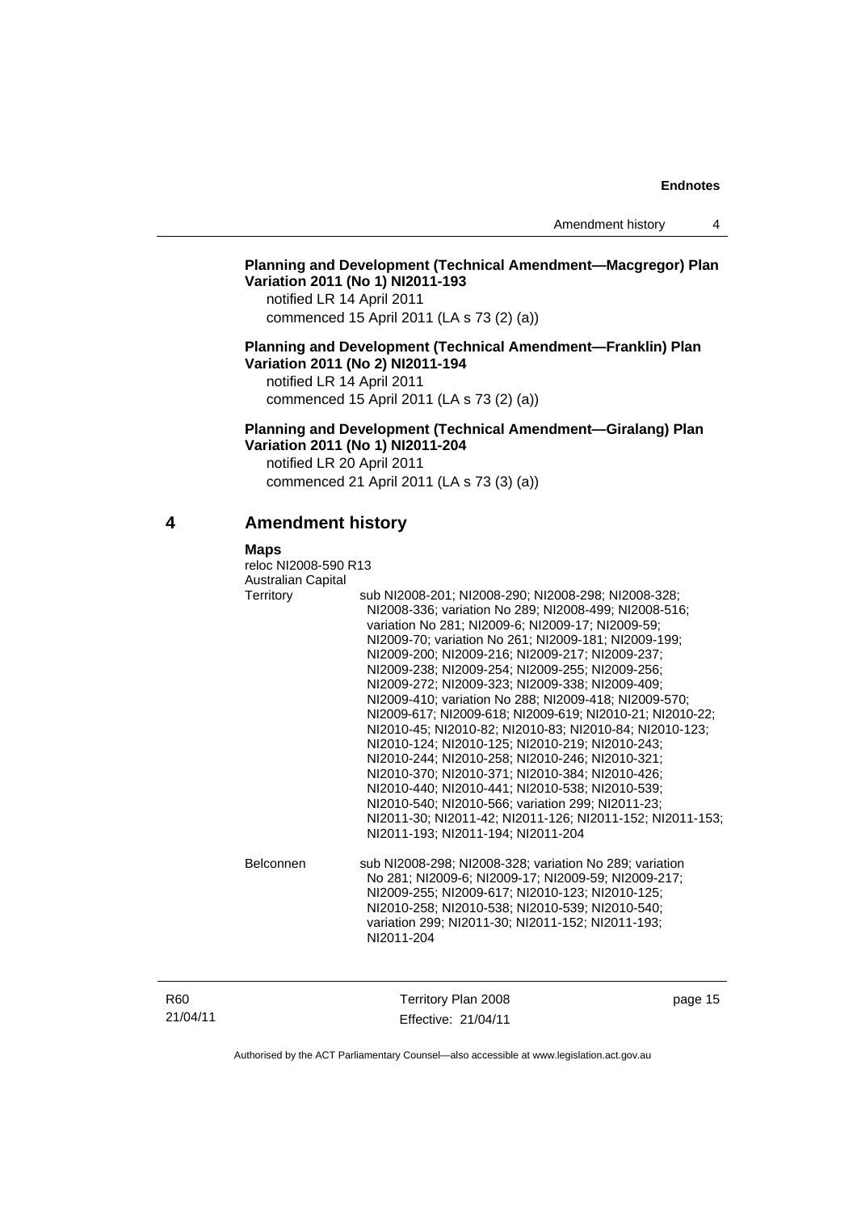**Planning and Development (Technical Amendment—Macgregor) Plan Variation 2011 (No 1) NI2011-193**

notified LR 14 April 2011

commenced 15 April 2011 (LA s 73 (2) (a))

**Planning and Development (Technical Amendment—Franklin) Plan Variation 2011 (No 2) NI2011-194**

notified LR 14 April 2011

commenced 15 April 2011 (LA s 73 (2) (a))

**Planning and Development (Technical Amendment—Giralang) Plan Variation 2011 (No 1) NI2011-204**

notified LR 20 April 2011

commenced 21 April 2011 (LA s 73 (3) (a))

## 4 Amendment history

**Maps**

reloc NI2008-590 R13

| | |
|---|---|
| Australian Capital Territory | sub NI2008-201; NI2008-290; NI2008-298; NI2008-328; NI2008-336; variation No 289; NI2008-499; NI2008-516; variation No 281; NI2009-6; NI2009-17; NI2009-59; NI2009-70; variation No 261; NI2009-181; NI2009-199; NI2009-200; NI2009-216; NI2009-217; NI2009-237; NI2009-238; NI2009-254; NI2009-255; NI2009-256; NI2009-272; NI2009-323; NI2009-338; NI2009-409; NI2009-410; variation No 288; NI2009-418; NI2009-570; NI2009-617; NI2009-618; NI2009-619; NI2010-21; NI2010-22; NI2010-45; NI2010-82; NI2010-83; NI2010-84; NI2010-123; NI2010-124; NI2010-125; NI2010-219; NI2010-243; NI2010-244; NI2010-258; NI2010-246; NI2010-321; NI2010-370; NI2010-371; NI2010-384; NI2010-426; NI2010-440; NI2010-441; NI2010-538; NI2010-539; NI2010-540; NI2010-566; variation 299; NI2011-23; NI2011-30; NI2011-42; NI2011-126; NI2011-152; NI2011-153; NI2011-193; NI2011-194; NI2011-204 |
| Belconnen | sub NI2008-298; NI2008-328; variation No 289; variation No 281; NI2009-6; NI2009-17; NI2009-59; NI2009-217; NI2009-255; NI2009-617; NI2010-123; NI2010-125; NI2010-258; NI2010-538; NI2010-539; NI2010-540; variation 299; NI2011-30; NI2011-152; NI2011-193; NI2011-204 |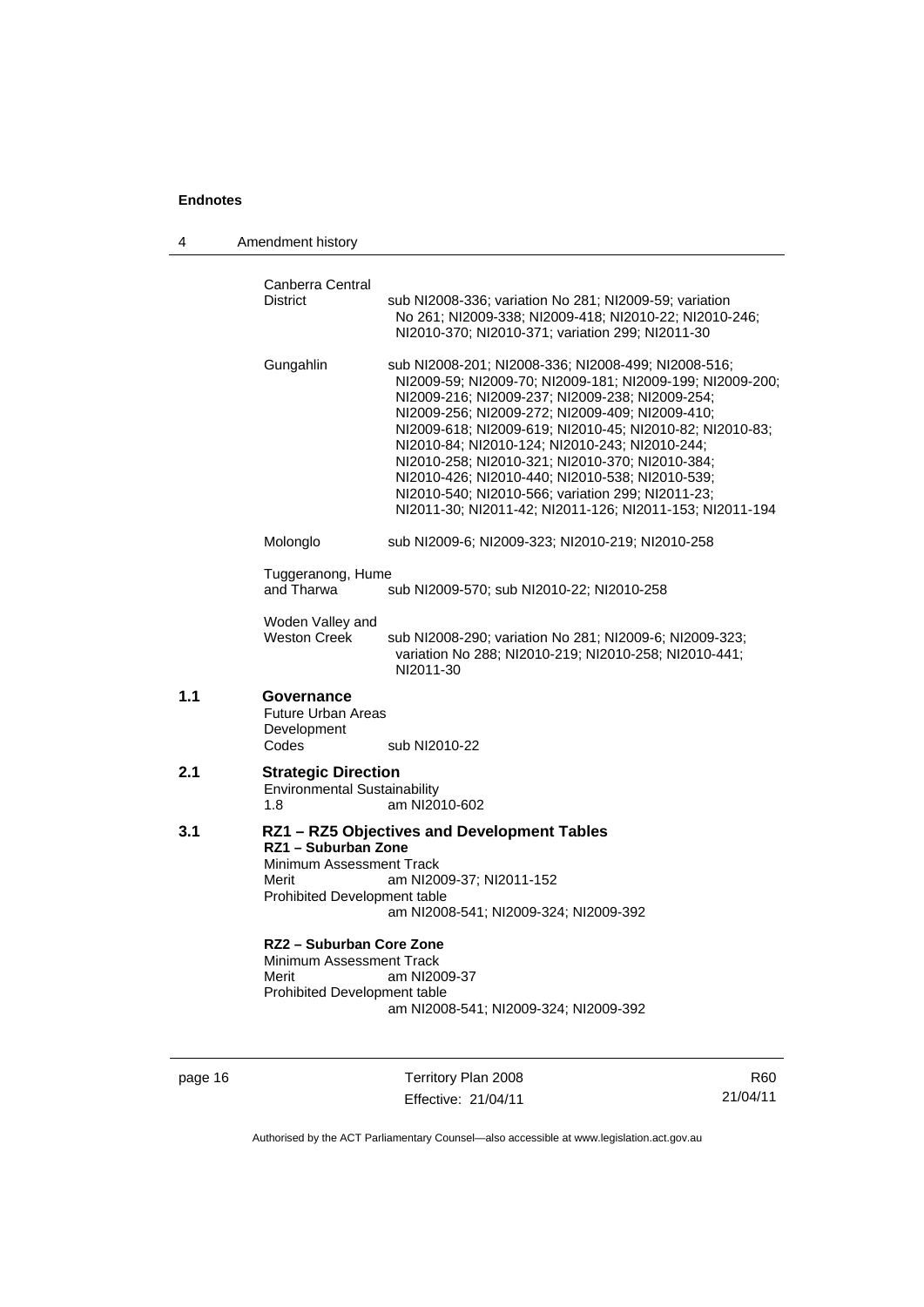Canberra Central District — sub NI2008-336; variation No 281; NI2009-59; variation No 261; NI2009-338; NI2009-418; NI2010-22; NI2010-246; NI2010-370; NI2010-371; variation 299; NI2011-30

Gungahlin — sub NI2008-201; NI2008-336; NI2008-499; NI2008-516; NI2009-59; NI2009-70; NI2009-181; NI2009-199; NI2009-200; NI2009-216; NI2009-237; NI2009-238; NI2009-254; NI2009-256; NI2009-272; NI2009-409; NI2009-410; NI2009-618; NI2009-619; NI2010-45; NI2010-82; NI2010-83; NI2010-84; NI2010-124; NI2010-243; NI2010-244; NI2010-258; NI2010-321; NI2010-370; NI2010-384; NI2010-426; NI2010-440; NI2010-538; NI2010-539; NI2010-540; NI2010-566; variation 299; NI2011-23; NI2011-30; NI2011-42; NI2011-126; NI2011-153; NI2011-194

Molonglo — sub NI2009-6; NI2009-323; NI2010-219; NI2010-258

Tuggeranong, Hume and Tharwa — sub NI2009-570; sub NI2010-22; NI2010-258

Woden Valley and Weston Creek — sub NI2008-290; variation No 281; NI2009-6; NI2009-323; variation No 288; NI2010-219; NI2010-258; NI2010-441; NI2011-30

## 1.1 Governance

Future Urban Areas Development Codes — sub NI2010-22

## 2.1 Strategic Direction

Environmental Sustainability
1.8 — am NI2010-602

## 3.1 RZ1 – RZ5 Objectives and Development Tables

**RZ1 – Suburban Zone**

Minimum Assessment Track
Merit — am NI2009-37; NI2011-152

Prohibited Development table — am NI2008-541; NI2009-324; NI2009-392

**RZ2 – Suburban Core Zone**

Minimum Assessment Track
Merit — am NI2009-37

Prohibited Development table — am NI2008-541; NI2009-324; NI2009-392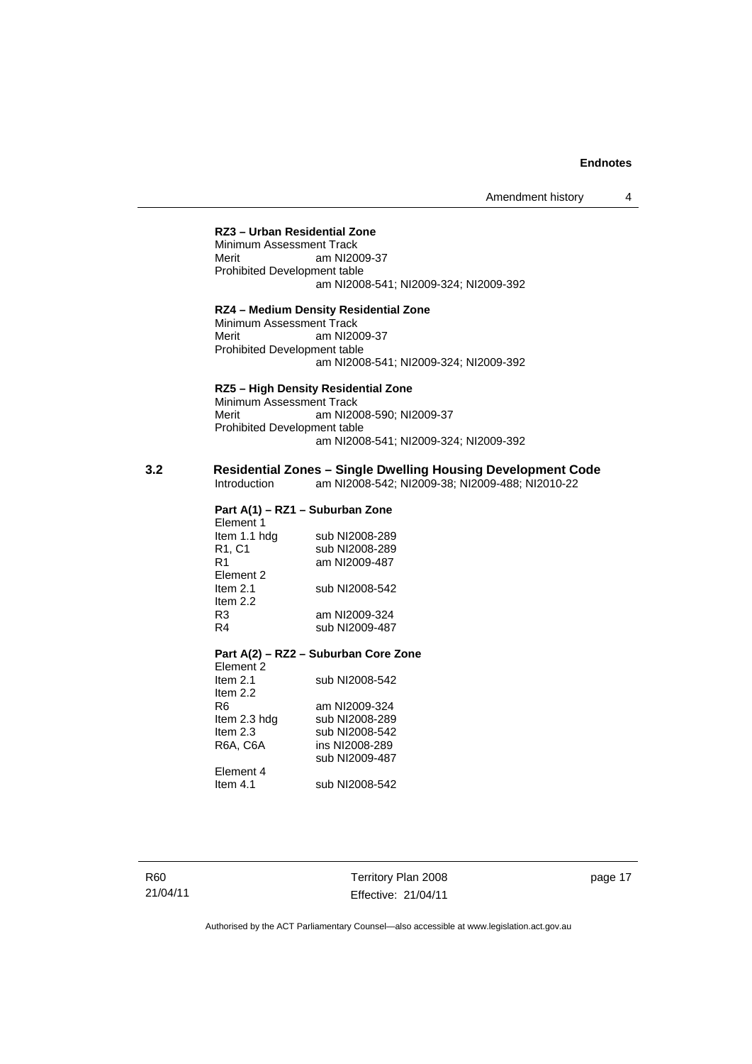**RZ3 – Urban Residential Zone**

Minimum Assessment Track

Merit am NI2009-37

Prohibited Development table

am NI2008-541; NI2009-324; NI2009-392

**RZ4 – Medium Density Residential Zone**

Minimum Assessment Track

Merit am NI2009-37

Prohibited Development table

am NI2008-541; NI2009-324; NI2009-392

**RZ5 – High Density Residential Zone**

Minimum Assessment Track

Merit am NI2008-590; NI2009-37

Prohibited Development table

am NI2008-541; NI2009-324; NI2009-392

## 3.2 Residential Zones – Single Dwelling Housing Development Code

Introduction am NI2008-542; NI2009-38; NI2009-488; NI2010-22

**Part A(1) – RZ1 – Suburban Zone**

| | |
|---|---|
| Element 1 | |
| Item 1.1 hdg | sub NI2008-289 |
| R1, C1 | sub NI2008-289 |
| R1 | am NI2009-487 |
| Element 2 | |
| Item 2.1 | sub NI2008-542 |
| Item 2.2 | |
| R3 | am NI2009-324 |
| R4 | sub NI2009-487 |

**Part A(2) – RZ2 – Suburban Core Zone**

| | |
|---|---|
| Element 2 | |
| Item 2.1 | sub NI2008-542 |
| Item 2.2 | |
| R6 | am NI2009-324 |
| Item 2.3 hdg | sub NI2008-289 |
| Item 2.3 | sub NI2008-542 |
| R6A, C6A | ins NI2008-289 |
| | sub NI2009-487 |
| Element 4 | |
| Item 4.1 | sub NI2008-542 |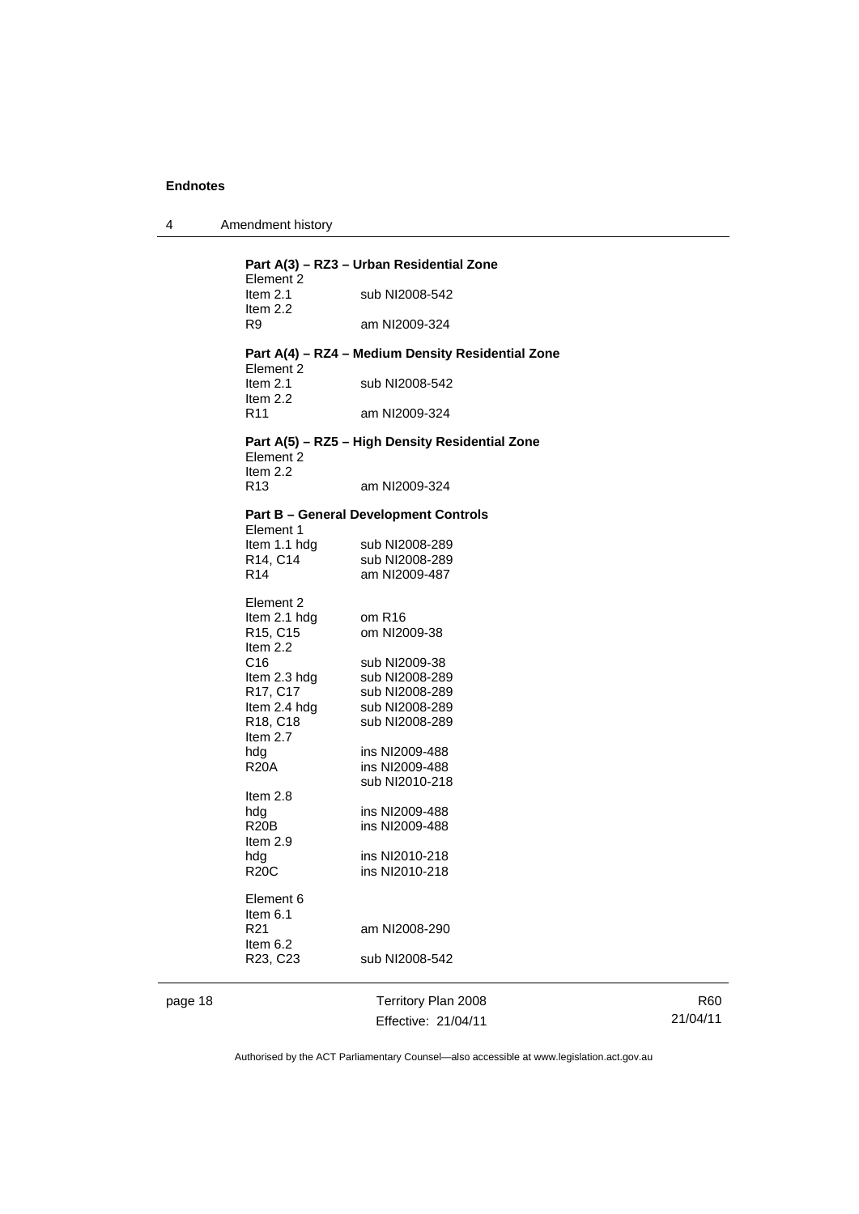## 4 Amendment history

**Part A(3) – RZ3 – Urban Residential Zone**

Element 2
Item 2.1 sub NI2008-542
Item 2.2
R9 am NI2009-324

**Part A(4) – RZ4 – Medium Density Residential Zone**

Element 2
Item 2.1 sub NI2008-542
Item 2.2
R11 am NI2009-324

**Part A(5) – RZ5 – High Density Residential Zone**

Element 2
Item 2.2
R13 am NI2009-324

**Part B – General Development Controls**

Element 1
Item 1.1 hdg sub NI2008-289
R14, C14 sub NI2008-289
R14 am NI2009-487

Element 2
Item 2.1 hdg om R16
R15, C15 om NI2009-38
Item 2.2
C16 sub NI2009-38
Item 2.3 hdg sub NI2008-289
R17, C17 sub NI2008-289
Item 2.4 hdg sub NI2008-289
R18, C18 sub NI2008-289
Item 2.7
hdg ins NI2009-488
R20A ins NI2009-488
sub NI2010-218
Item 2.8
hdg ins NI2009-488
R20B ins NI2009-488
Item 2.9
hdg ins NI2010-218
R20C ins NI2010-218

Element 6
Item 6.1
R21 am NI2008-290
Item 6.2
R23, C23 sub NI2008-542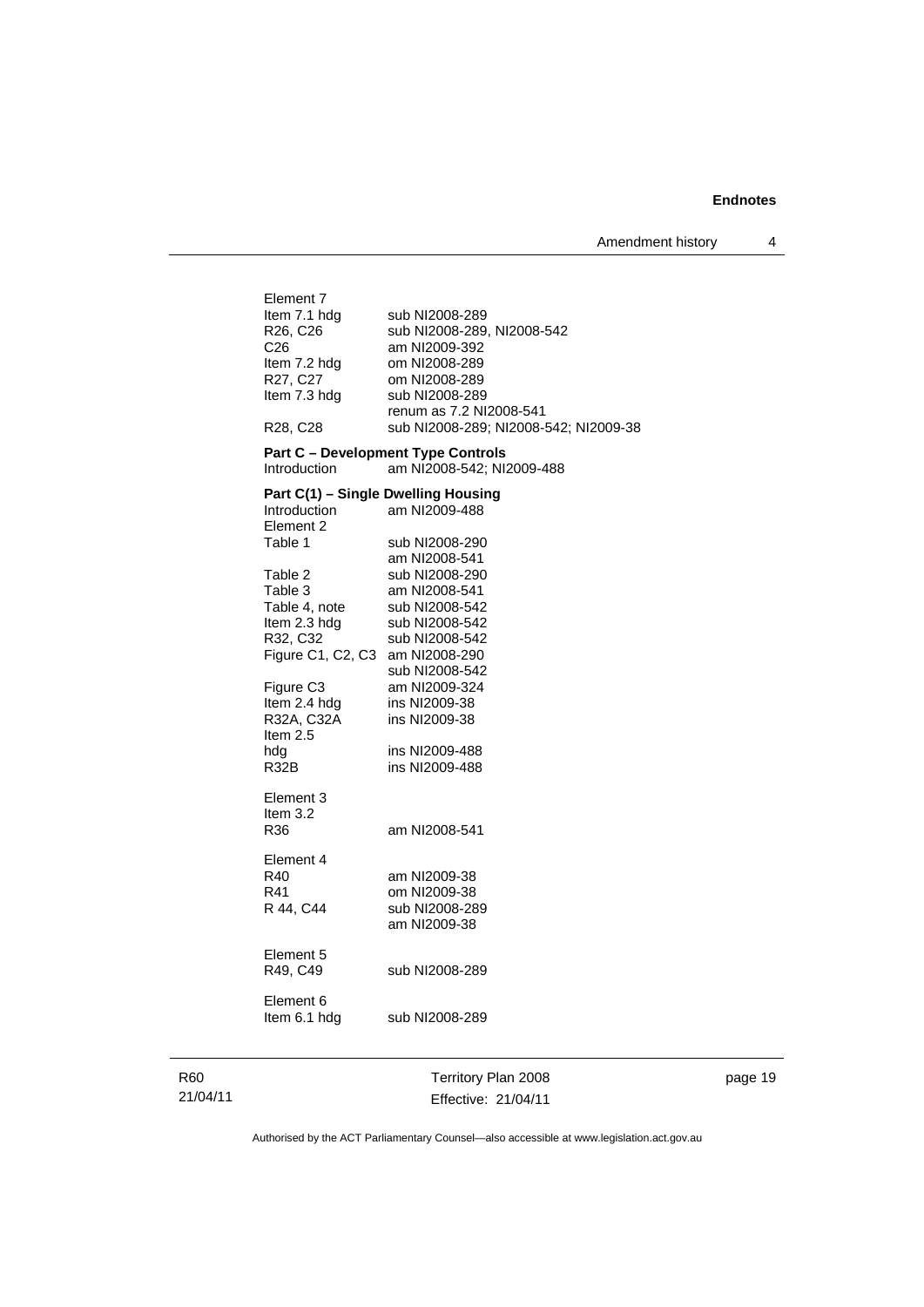Element 7

| | |
|---|---|
| Item 7.1 hdg | sub NI2008-289 |
| R26, C26 | sub NI2008-289, NI2008-542 |
| C26 | am NI2009-392 |
| Item 7.2 hdg | om NI2008-289 |
| R27, C27 | om NI2008-289 |
| Item 7.3 hdg | sub NI2008-289<br>renum as 7.2 NI2008-541 |
| R28, C28 | sub NI2008-289; NI2008-542; NI2009-38 |

**Part C – Development Type Controls**

| | |
|---|---|
| Introduction | am NI2008-542; NI2009-488 |

**Part C(1) – Single Dwelling Housing**

| | |
|---|---|
| Introduction | am NI2009-488 |

Element 2

| | |
|---|---|
| Table 1 | sub NI2008-290<br>am NI2008-541 |
| Table 2 | sub NI2008-290 |
| Table 3 | am NI2008-541 |
| Table 4, note | sub NI2008-542 |
| Item 2.3 hdg | sub NI2008-542 |
| R32, C32 | sub NI2008-542 |
| Figure C1, C2, C3 | am NI2008-290<br>sub NI2008-542 |
| Figure C3 | am NI2009-324 |
| Item 2.4 hdg | ins NI2009-38 |
| R32A, C32A | ins NI2009-38 |
| Item 2.5 hdg | ins NI2009-488 |
| R32B | ins NI2009-488 |

Element 3

Item 3.2

| | |
|---|---|
| R36 | am NI2008-541 |

Element 4

| | |
|---|---|
| R40 | am NI2009-38 |
| R41 | om NI2009-38 |
| R 44, C44 | sub NI2008-289<br>am NI2009-38 |

Element 5

| | |
|---|---|
| R49, C49 | sub NI2008-289 |

Element 6

| | |
|---|---|
| Item 6.1 hdg | sub NI2008-289 |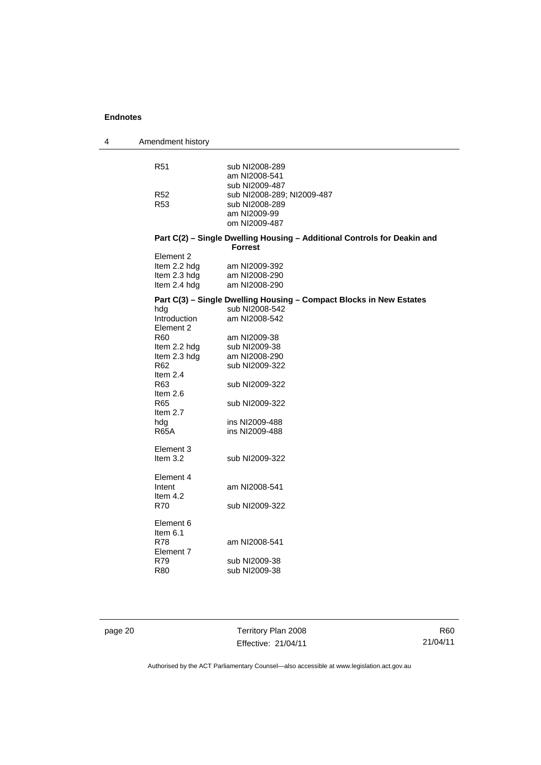| | |
|---|---|
| R51 | sub NI2008-289<br>am NI2008-541<br>sub NI2009-487 |
| R52 | sub NI2008-289; NI2009-487 |
| R53 | sub NI2008-289<br>am NI2009-99<br>om NI2009-487 |

**Part C(2) – Single Dwelling Housing – Additional Controls for Deakin and Forrest**

| | |
|---|---|
| Element 2 | |
| Item 2.2 hdg | am NI2009-392 |
| Item 2.3 hdg | am NI2008-290 |
| Item 2.4 hdg | am NI2008-290 |

**Part C(3) – Single Dwelling Housing – Compact Blocks in New Estates**

| | |
|---|---|
| hdg | sub NI2008-542 |
| Introduction | am NI2008-542 |
| Element 2 | |
| R60 | am NI2009-38 |
| Item 2.2 hdg | sub NI2009-38 |
| Item 2.3 hdg | am NI2008-290 |
| R62 | sub NI2009-322 |
| Item 2.4 | |
| R63 | sub NI2009-322 |
| Item 2.6 | |
| R65 | sub NI2009-322 |
| Item 2.7 | |
| hdg | ins NI2009-488 |
| R65A | ins NI2009-488 |
| Element 3 | |
| Item 3.2 | sub NI2009-322 |
| Element 4 | |
| Intent | am NI2008-541 |
| Item 4.2 | |
| R70 | sub NI2009-322 |
| Element 6 | |
| Item 6.1 | |
| R78 | am NI2008-541 |
| Element 7 | |
| R79 | sub NI2009-38 |
| R80 | sub NI2009-38 |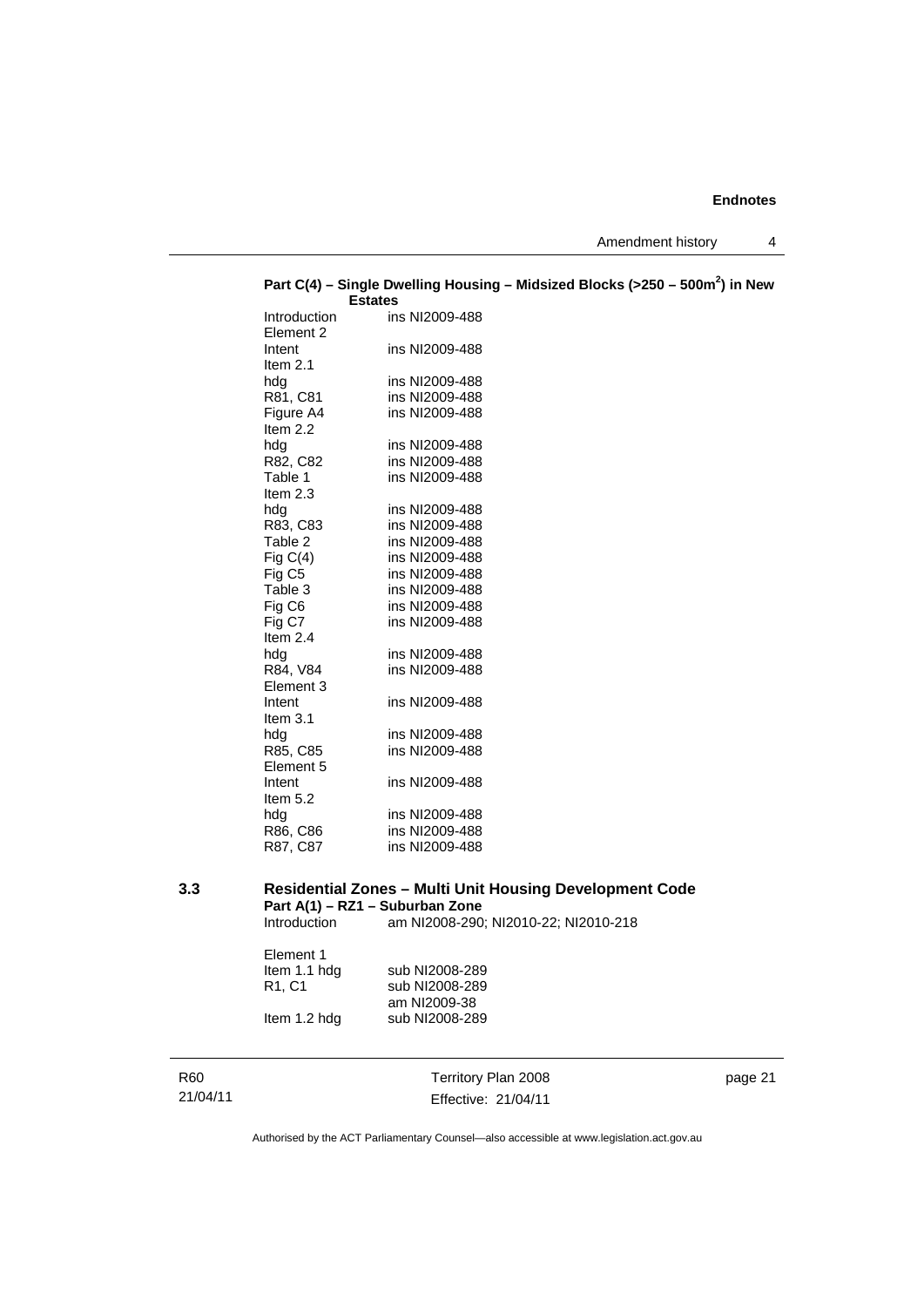**Part C(4) – Single Dwelling Housing – Midsized Blocks (>250 – 500m$^2$) in New Estates**

| | |
|---|---|
| Introduction | ins NI2009-488 |
| Element 2 | |
| Intent | ins NI2009-488 |
| Item 2.1 | |
| hdg | ins NI2009-488 |
| R81, C81 | ins NI2009-488 |
| Figure A4 | ins NI2009-488 |
| Item 2.2 | |
| hdg | ins NI2009-488 |
| R82, C82 | ins NI2009-488 |
| Table 1 | ins NI2009-488 |
| Item 2.3 | |
| hdg | ins NI2009-488 |
| R83, C83 | ins NI2009-488 |
| Table 2 | ins NI2009-488 |
| Fig C(4) | ins NI2009-488 |
| Fig C5 | ins NI2009-488 |
| Table 3 | ins NI2009-488 |
| Fig C6 | ins NI2009-488 |
| Fig C7 | ins NI2009-488 |
| Item 2.4 | |
| hdg | ins NI2009-488 |
| R84, V84 | ins NI2009-488 |
| Element 3 | |
| Intent | ins NI2009-488 |
| Item 3.1 | |
| hdg | ins NI2009-488 |
| R85, C85 | ins NI2009-488 |
| Element 5 | |
| Intent | ins NI2009-488 |
| Item 5.2 | |
| hdg | ins NI2009-488 |
| R86, C86 | ins NI2009-488 |
| R87, C87 | ins NI2009-488 |

## 3.3 Residential Zones – Multi Unit Housing Development Code

**Part A(1) – RZ1 – Suburban Zone**

| | |
|---|---|
| Introduction | am NI2008-290; NI2010-22; NI2010-218 |
| Element 1 | |
| Item 1.1 hdg | sub NI2008-289 |
| R1, C1 | sub NI2008-289 |
| | am NI2009-38 |
| Item 1.2 hdg | sub NI2008-289 |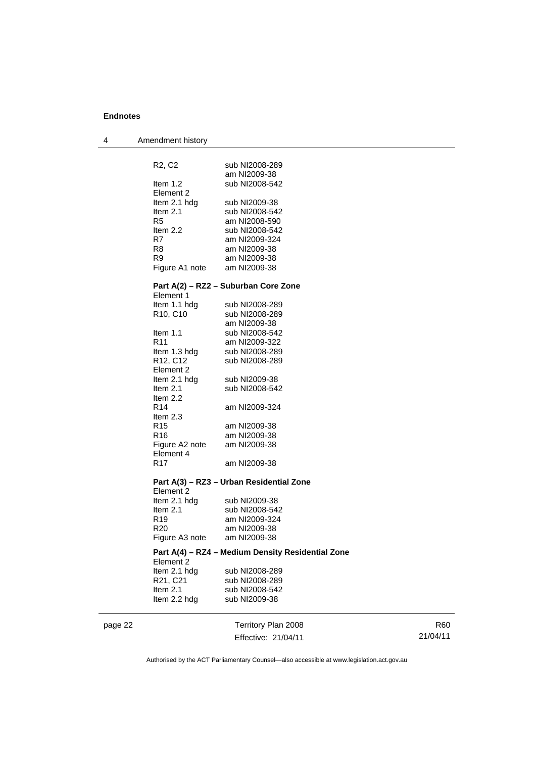| | |
|---|---|
| R2, C2 | sub NI2008-289 |
| | am NI2009-38 |
| Item 1.2 | sub NI2008-542 |
| Element 2 | |
| Item 2.1 hdg | sub NI2009-38 |
| Item 2.1 | sub NI2008-542 |
| R5 | am NI2008-590 |
| Item 2.2 | sub NI2008-542 |
| R7 | am NI2009-324 |
| R8 | am NI2009-38 |
| R9 | am NI2009-38 |
| Figure A1 note | am NI2009-38 |

**Part A(2) – RZ2 – Suburban Core Zone**

| | |
|---|---|
| Element 1 | |
| Item 1.1 hdg | sub NI2008-289 |
| R10, C10 | sub NI2008-289 |
| | am NI2009-38 |
| Item 1.1 | sub NI2008-542 |
| R11 | am NI2009-322 |
| Item 1.3 hdg | sub NI2008-289 |
| R12, C12 | sub NI2008-289 |
| Element 2 | |
| Item 2.1 hdg | sub NI2009-38 |
| Item 2.1 | sub NI2008-542 |
| Item 2.2 | |
| R14 | am NI2009-324 |
| Item 2.3 | |
| R15 | am NI2009-38 |
| R16 | am NI2009-38 |
| Figure A2 note | am NI2009-38 |
| Element 4 | |
| R17 | am NI2009-38 |

**Part A(3) – RZ3 – Urban Residential Zone**

| | |
|---|---|
| Element 2 | |
| Item 2.1 hdg | sub NI2009-38 |
| Item 2.1 | sub NI2008-542 |
| R19 | am NI2009-324 |
| R20 | am NI2009-38 |
| Figure A3 note | am NI2009-38 |

**Part A(4) – RZ4 – Medium Density Residential Zone**

| | |
|---|---|
| Element 2 | |
| Item 2.1 hdg | sub NI2008-289 |
| R21, C21 | sub NI2008-289 |
| Item 2.1 | sub NI2008-542 |
| Item 2.2 hdg | sub NI2009-38 |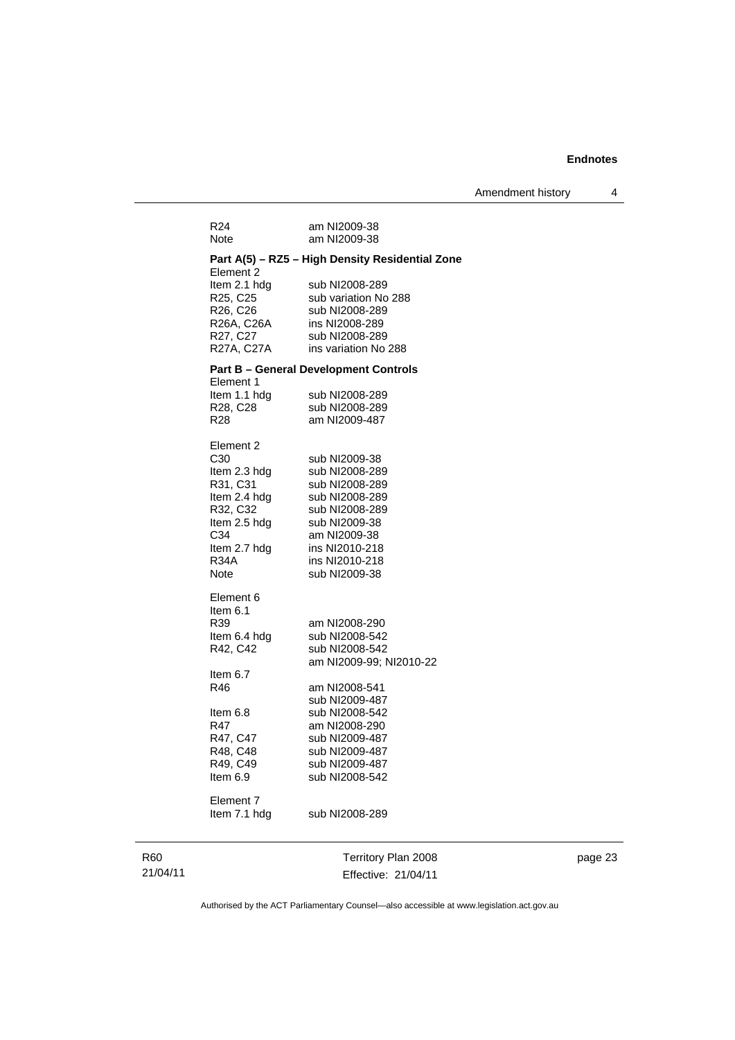| | |
|---|---|
| R24 | am NI2009-38 |
| Note | am NI2009-38 |

**Part A(5) – RZ5 – High Density Residential Zone**

| | |
|---|---|
| Element 2 | |
| Item 2.1 hdg | sub NI2008-289 |
| R25, C25 | sub variation No 288 |
| R26, C26 | sub NI2008-289 |
| R26A, C26A | ins NI2008-289 |
| R27, C27 | sub NI2008-289 |
| R27A, C27A | ins variation No 288 |

**Part B – General Development Controls**

| | |
|---|---|
| Element 1 | |
| Item 1.1 hdg | sub NI2008-289 |
| R28, C28 | sub NI2008-289 |
| R28 | am NI2009-487 |
| | |
| Element 2 | |
| C30 | sub NI2009-38 |
| Item 2.3 hdg | sub NI2008-289 |
| R31, C31 | sub NI2008-289 |
| Item 2.4 hdg | sub NI2008-289 |
| R32, C32 | sub NI2008-289 |
| Item 2.5 hdg | sub NI2009-38 |
| C34 | am NI2009-38 |
| Item 2.7 hdg | ins NI2010-218 |
| R34A | ins NI2010-218 |
| Note | sub NI2009-38 |
| | |
| Element 6 | |
| Item 6.1 | |
| R39 | am NI2008-290 |
| Item 6.4 hdg | sub NI2008-542 |
| R42, C42 | sub NI2008-542 |
| | am NI2009-99; NI2010-22 |
| Item 6.7 | |
| R46 | am NI2008-541 |
| | sub NI2009-487 |
| Item 6.8 | sub NI2008-542 |
| R47 | am NI2008-290 |
| R47, C47 | sub NI2009-487 |
| R48, C48 | sub NI2009-487 |
| R49, C49 | sub NI2009-487 |
| Item 6.9 | sub NI2008-542 |
| | |
| Element 7 | |
| Item 7.1 hdg | sub NI2008-289 |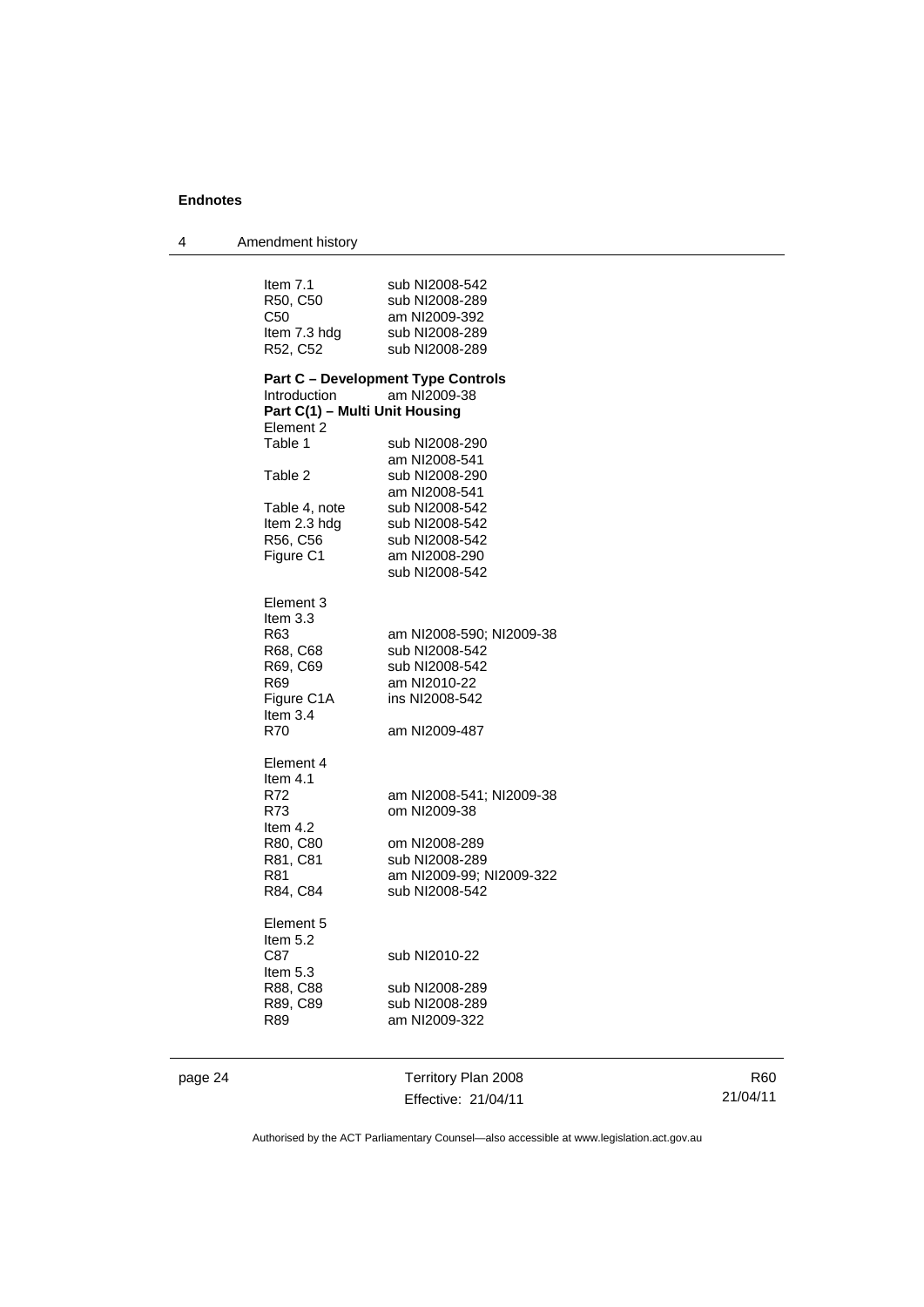| | |
|---|---|
| Item 7.1 | sub NI2008-542 |
| R50, C50 | sub NI2008-289 |
| C50 | am NI2009-392 |
| Item 7.3 hdg | sub NI2008-289 |
| R52, C52 | sub NI2008-289 |

**Part C – Development Type Controls**

| | |
|---|---|
| Introduction | am NI2009-38 |

**Part C(1) – Multi Unit Housing**

| | |
|---|---|
| Element 2 | |
| Table 1 | sub NI2008-290 |
| | am NI2008-541 |
| Table 2 | sub NI2008-290 |
| | am NI2008-541 |
| Table 4, note | sub NI2008-542 |
| Item 2.3 hdg | sub NI2008-542 |
| R56, C56 | sub NI2008-542 |
| Figure C1 | am NI2008-290 |
| | sub NI2008-542 |
| | |
| Element 3 | |
| Item 3.3 | |
| R63 | am NI2008-590; NI2009-38 |
| R68, C68 | sub NI2008-542 |
| R69, C69 | sub NI2008-542 |
| R69 | am NI2010-22 |
| Figure C1A | ins NI2008-542 |
| Item 3.4 | |
| R70 | am NI2009-487 |
| | |
| Element 4 | |
| Item 4.1 | |
| R72 | am NI2008-541; NI2009-38 |
| R73 | om NI2009-38 |
| Item 4.2 | |
| R80, C80 | om NI2008-289 |
| R81, C81 | sub NI2008-289 |
| R81 | am NI2009-99; NI2009-322 |
| R84, C84 | sub NI2008-542 |
| | |
| Element 5 | |
| Item 5.2 | |
| C87 | sub NI2010-22 |
| Item 5.3 | |
| R88, C88 | sub NI2008-289 |
| R89, C89 | sub NI2008-289 |
| R89 | am NI2009-322 |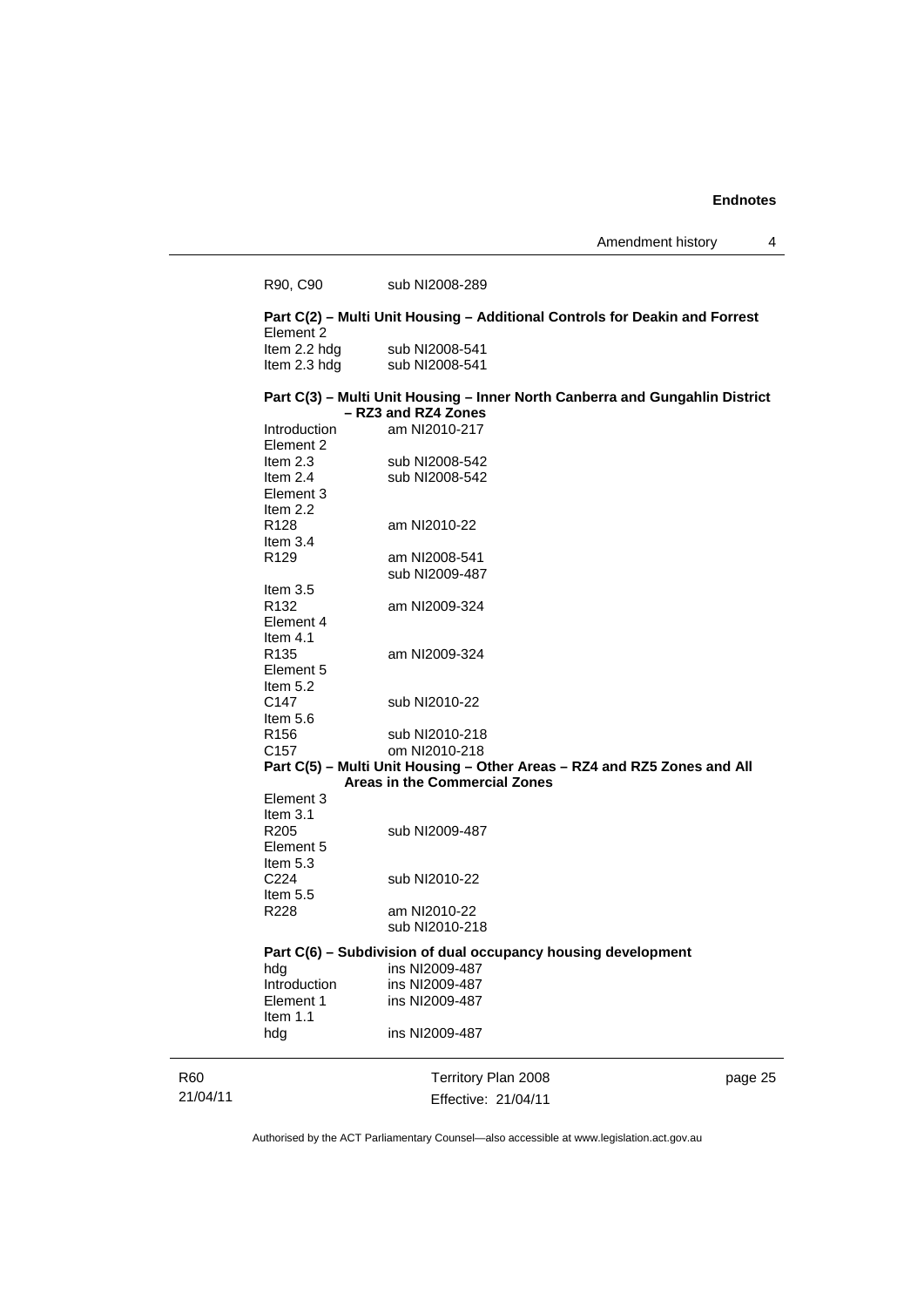R90, C90 sub NI2008-289

**Part C(2) – Multi Unit Housing – Additional Controls for Deakin and Forrest**

Element 2
Item 2.2 hdg sub NI2008-541
Item 2.3 hdg sub NI2008-541

**Part C(3) – Multi Unit Housing – Inner North Canberra and Gungahlin District – RZ3 and RZ4 Zones**

Introduction am NI2010-217
Element 2
Item 2.3 sub NI2008-542
Item 2.4 sub NI2008-542
Element 3
Item 2.2
R128 am NI2010-22
Item 3.4
R129 am NI2008-541
sub NI2009-487
Item 3.5
R132 am NI2009-324
Element 4
Item 4.1
R135 am NI2009-324
Element 5
Item 5.2
C147 sub NI2010-22
Item 5.6
R156 sub NI2010-218
C157 om NI2010-218

**Part C(5) – Multi Unit Housing – Other Areas – RZ4 and RZ5 Zones and All Areas in the Commercial Zones**

Element 3
Item 3.1
R205 sub NI2009-487
Element 5
Item 5.3
C224 sub NI2010-22
Item 5.5
R228 am NI2010-22
sub NI2010-218

**Part C(6) – Subdivision of dual occupancy housing development**

hdg ins NI2009-487
Introduction ins NI2009-487
Element 1 ins NI2009-487
Item 1.1
hdg ins NI2009-487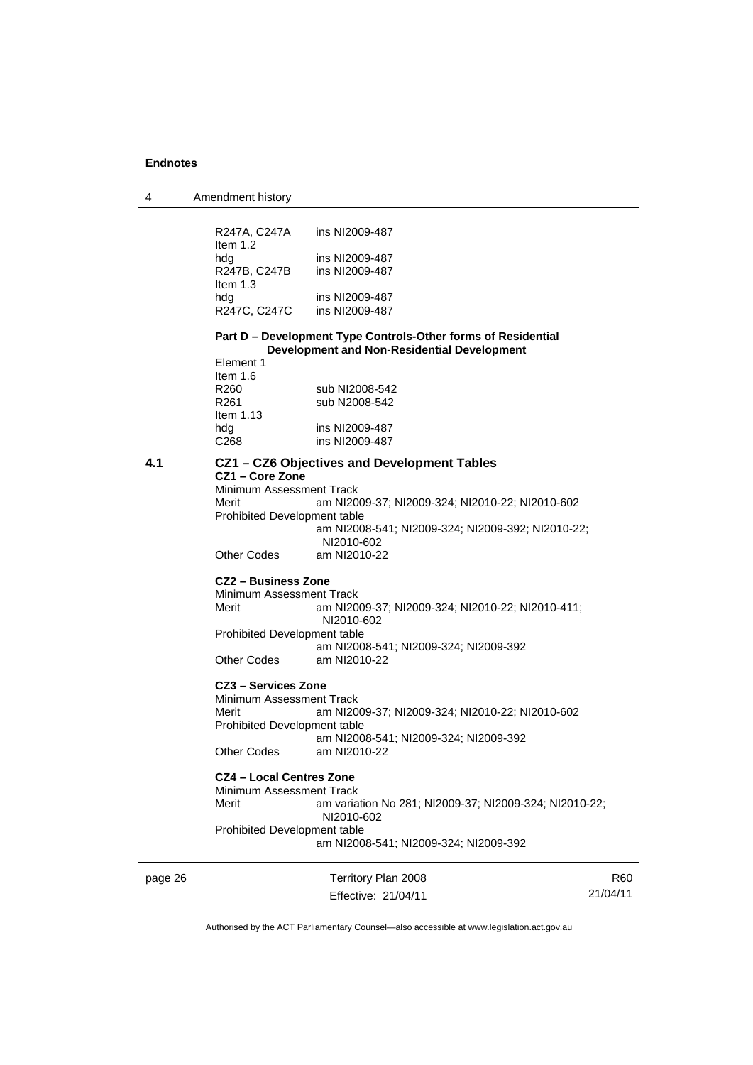R247A, C247A ins NI2009-487
Item 1.2
hdg ins NI2009-487
R247B, C247B ins NI2009-487
Item 1.3
hdg ins NI2009-487
R247C, C247C ins NI2009-487

**Part D – Development Type Controls-Other forms of Residential Development and Non-Residential Development**

Element 1
Item 1.6
R260 sub NI2008-542
R261 sub N2008-542
Item 1.13
hdg ins NI2009-487
C268 ins NI2009-487

### 4.1 CZ1 – CZ6 Objectives and Development Tables

**CZ1 – Core Zone**

Minimum Assessment Track
Merit am NI2009-37; NI2009-324; NI2010-22; NI2010-602
Prohibited Development table
am NI2008-541; NI2009-324; NI2009-392; NI2010-22; NI2010-602
Other Codes am NI2010-22

**CZ2 – Business Zone**

Minimum Assessment Track
Merit am NI2009-37; NI2009-324; NI2010-22; NI2010-411; NI2010-602
Prohibited Development table
am NI2008-541; NI2009-324; NI2009-392
Other Codes am NI2010-22

**CZ3 – Services Zone**

Minimum Assessment Track
Merit am NI2009-37; NI2009-324; NI2010-22; NI2010-602
Prohibited Development table
am NI2008-541; NI2009-324; NI2009-392
Other Codes am NI2010-22

**CZ4 – Local Centres Zone**

Minimum Assessment Track
Merit am variation No 281; NI2009-37; NI2009-324; NI2010-22; NI2010-602
Prohibited Development table
am NI2008-541; NI2009-324; NI2009-392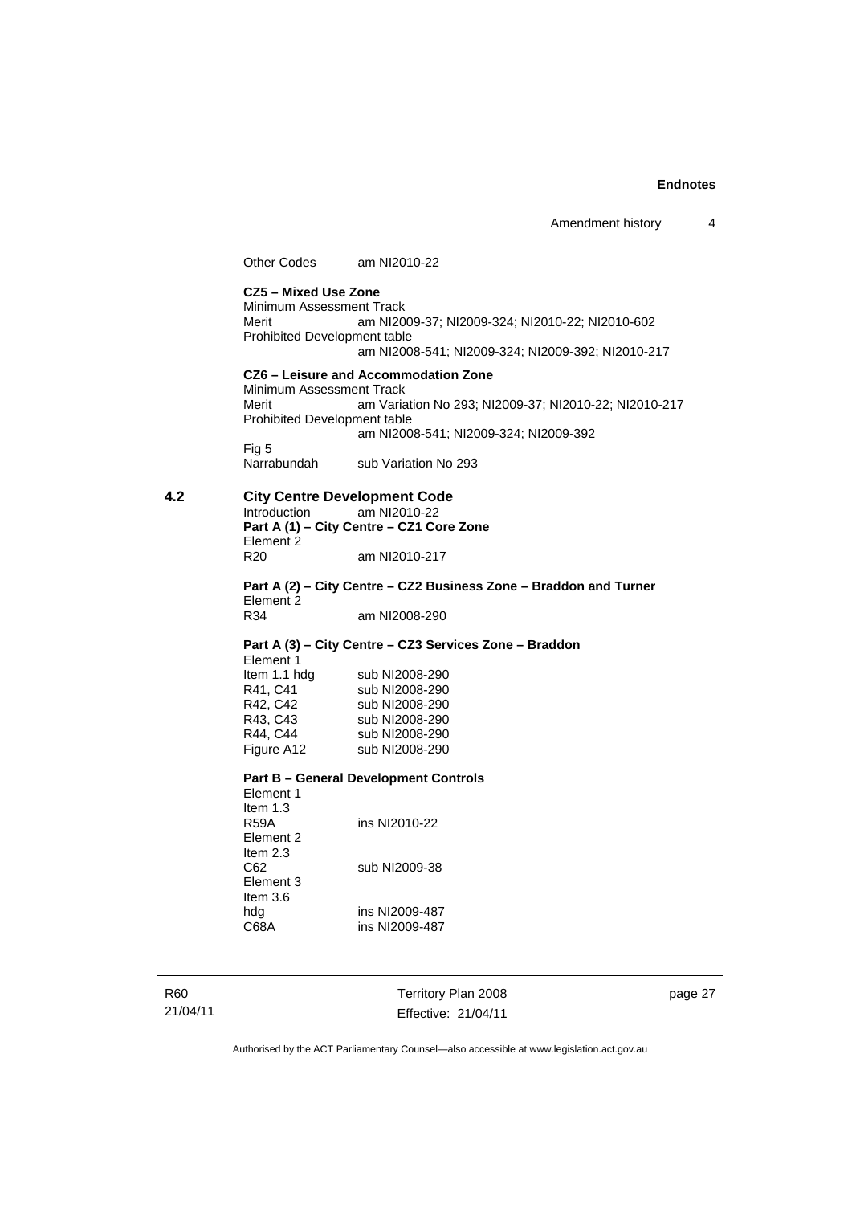Other Codes am NI2010-22

**CZ5 – Mixed Use Zone**

Minimum Assessment Track

Merit am NI2009-37; NI2009-324; NI2010-22; NI2010-602

Prohibited Development table

am NI2008-541; NI2009-324; NI2009-392; NI2010-217

**CZ6 – Leisure and Accommodation Zone**

Minimum Assessment Track

Merit am Variation No 293; NI2009-37; NI2010-22; NI2010-217

Prohibited Development table

am NI2008-541; NI2009-324; NI2009-392

Fig 5

Narrabundah sub Variation No 293

## 4.2 City Centre Development Code

Introduction am NI2010-22

**Part A (1) – City Centre – CZ1 Core Zone**

Element 2

R20 am NI2010-217

**Part A (2) – City Centre – CZ2 Business Zone – Braddon and Turner**

Element 2

R34 am NI2008-290

**Part A (3) – City Centre – CZ3 Services Zone – Braddon**

Element 1

Item 1.1 hdg sub NI2008-290

R41, C41 sub NI2008-290

R42, C42 sub NI2008-290

R43, C43 sub NI2008-290

R44, C44 sub NI2008-290

Figure A12 sub NI2008-290

**Part B – General Development Controls**

Element 1

Item 1.3

R59A ins NI2010-22

Element 2

Item 2.3

C62 sub NI2009-38

Element 3

Item 3.6

hdg ins NI2009-487

C68A ins NI2009-487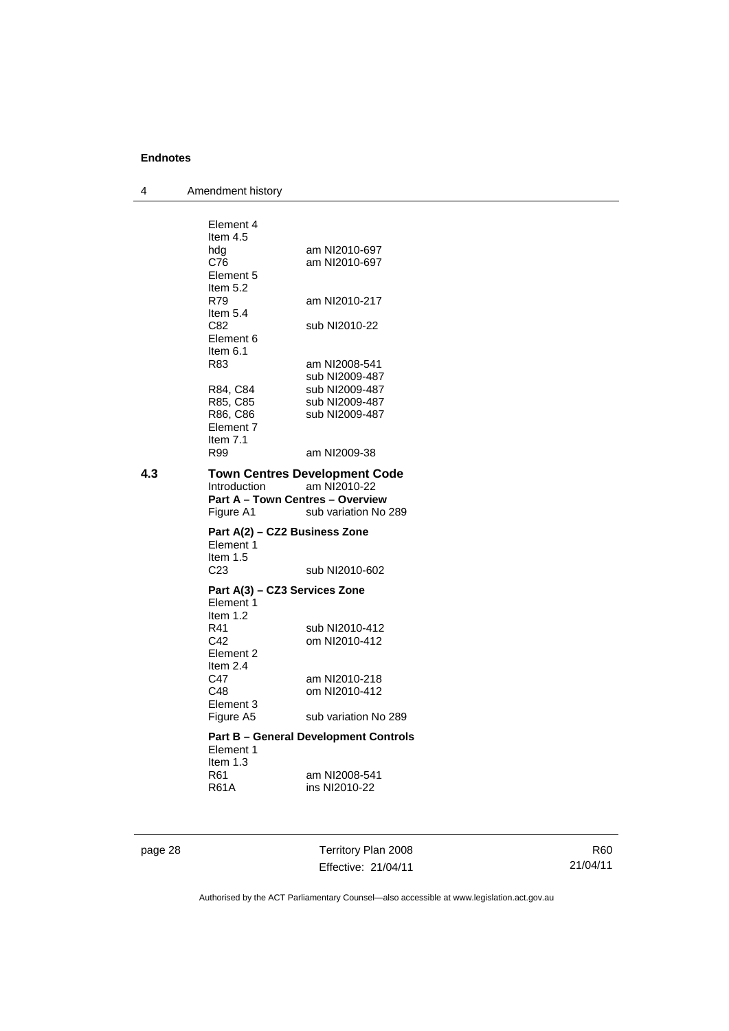Element 4
Item 4.5

| | |
|---|---|
| hdg | am NI2010-697 |
| C76 | am NI2010-697 |

Element 5
Item 5.2

| | |
|---|---|
| R79 | am NI2010-217 |

Item 5.4

| | |
|---|---|
| C82 | sub NI2010-22 |

Element 6
Item 6.1

| | |
|---|---|
| R83 | am NI2008-541<br>sub NI2009-487 |
| R84, C84 | sub NI2009-487 |
| R85, C85 | sub NI2009-487 |
| R86, C86 | sub NI2009-487 |

Element 7
Item 7.1

| | |
|---|---|
| R99 | am NI2009-38 |

**4.3 Town Centres Development Code**

| | |
|---|---|
| Introduction | am NI2010-22 |

**Part A – Town Centres – Overview**

| | |
|---|---|
| Figure A1 | sub variation No 289 |

**Part A(2) – CZ2 Business Zone**

Element 1
Item 1.5

| | |
|---|---|
| C23 | sub NI2010-602 |

**Part A(3) – CZ3 Services Zone**

Element 1
Item 1.2

| | |
|---|---|
| R41 | sub NI2010-412 |
| C42 | om NI2010-412 |

Element 2
Item 2.4

| | |
|---|---|
| C47 | am NI2010-218 |
| C48 | om NI2010-412 |

Element 3

| | |
|---|---|
| Figure A5 | sub variation No 289 |

**Part B – General Development Controls**

Element 1
Item 1.3

| | |
|---|---|
| R61 | am NI2008-541 |
| R61A | ins NI2010-22 |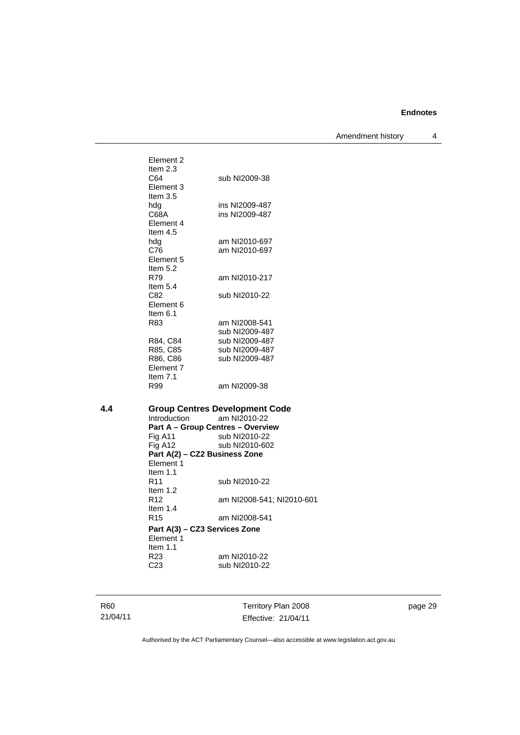Element 2
Item 2.3
C64 sub NI2009-38
Element 3
Item 3.5
hdg ins NI2009-487
C68A ins NI2009-487
Element 4
Item 4.5
hdg am NI2010-697
C76 am NI2010-697
Element 5
Item 5.2
R79 am NI2010-217
Item 5.4
C82 sub NI2010-22
Element 6
Item 6.1
R83 am NI2008-541
sub NI2009-487
R84, C84 sub NI2009-487
R85, C85 sub NI2009-487
R86, C86 sub NI2009-487
Element 7
Item 7.1
R99 am NI2009-38

## 4.4 Group Centres Development Code

Introduction am NI2010-22

**Part A – Group Centres – Overview**

Fig A11 sub NI2010-22
Fig A12 sub NI2010-602

**Part A(2) – CZ2 Business Zone**

Element 1
Item 1.1
R11 sub NI2010-22
Item 1.2
R12 am NI2008-541; NI2010-601
Item 1.4
R15 am NI2008-541

**Part A(3) – CZ3 Services Zone**

Element 1
Item 1.1
R23 am NI2010-22
C23 sub NI2010-22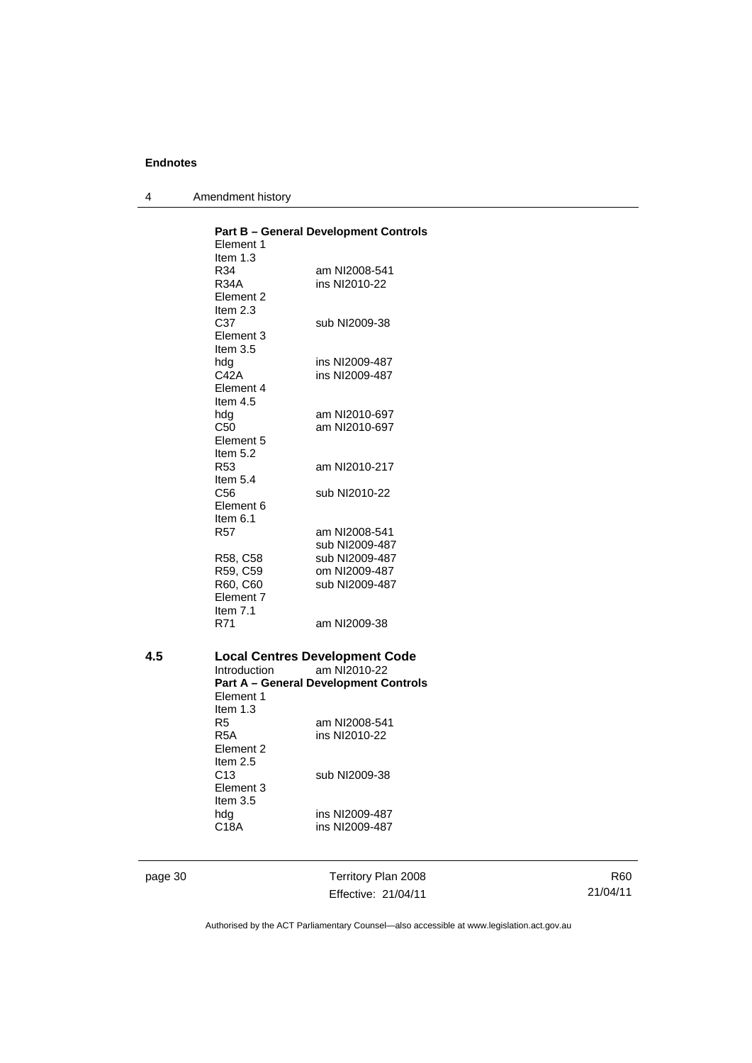**Part B – General Development Controls**

Element 1
Item 1.3
R34 am NI2008-541
R34A ins NI2010-22
Element 2
Item 2.3
C37 sub NI2009-38
Element 3
Item 3.5
hdg ins NI2009-487
C42A ins NI2009-487
Element 4
Item 4.5
hdg am NI2010-697
C50 am NI2010-697
Element 5
Item 5.2
R53 am NI2010-217
Item 5.4
C56 sub NI2010-22
Element 6
Item 6.1
R57 am NI2008-541
sub NI2009-487
R58, C58 sub NI2009-487
R59, C59 om NI2009-487
R60, C60 sub NI2009-487
Element 7
Item 7.1
R71 am NI2009-38

## 4.5 Local Centres Development Code

Introduction am NI2010-22

**Part A – General Development Controls**

Element 1
Item 1.3
R5 am NI2008-541
R5A ins NI2010-22
Element 2
Item 2.5
C13 sub NI2009-38
Element 3
Item 3.5
hdg ins NI2009-487
C18A ins NI2009-487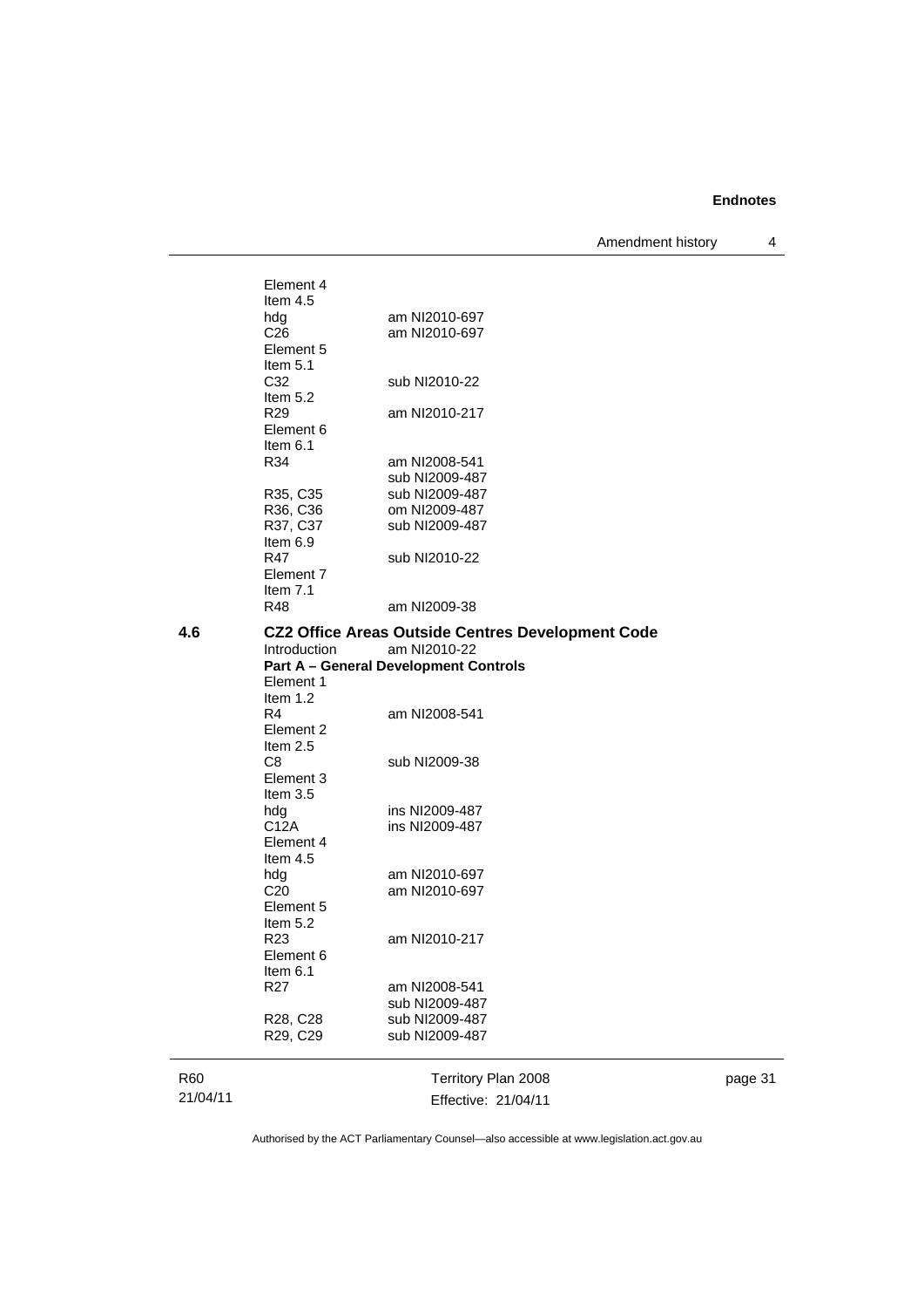| | | |
|---|---|---|
| | Element 4 | |
| | Item 4.5 | |
| | hdg | am NI2010-697 |
| | C26 | am NI2010-697 |
| | Element 5 | |
| | Item 5.1 | |
| | C32 | sub NI2010-22 |
| | Item 5.2 | |
| | R29 | am NI2010-217 |
| | Element 6 | |
| | Item 6.1 | |
| | R34 | am NI2008-541<br>sub NI2009-487 |
| | R35, C35 | sub NI2009-487 |
| | R36, C36 | om NI2009-487 |
| | R37, C37 | sub NI2009-487 |
| | Item 6.9 | |
| | R47 | sub NI2010-22 |
| | Element 7 | |
| | Item 7.1 | |
| | R48 | am NI2009-38 |

**4.6 CZ2 Office Areas Outside Centres Development Code**

| | |
|---|---|
| Introduction | am NI2010-22 |

**Part A – General Development Controls**

| | |
|---|---|
| Element 1 | |
| Item 1.2 | |
| R4 | am NI2008-541 |
| Element 2 | |
| Item 2.5 | |
| C8 | sub NI2009-38 |
| Element 3 | |
| Item 3.5 | |
| hdg | ins NI2009-487 |
| C12A | ins NI2009-487 |
| Element 4 | |
| Item 4.5 | |
| hdg | am NI2010-697 |
| C20 | am NI2010-697 |
| Element 5 | |
| Item 5.2 | |
| R23 | am NI2010-217 |
| Element 6 | |
| Item 6.1 | |
| R27 | am NI2008-541<br>sub NI2009-487 |
| R28, C28 | sub NI2009-487 |
| R29, C29 | sub NI2009-487 |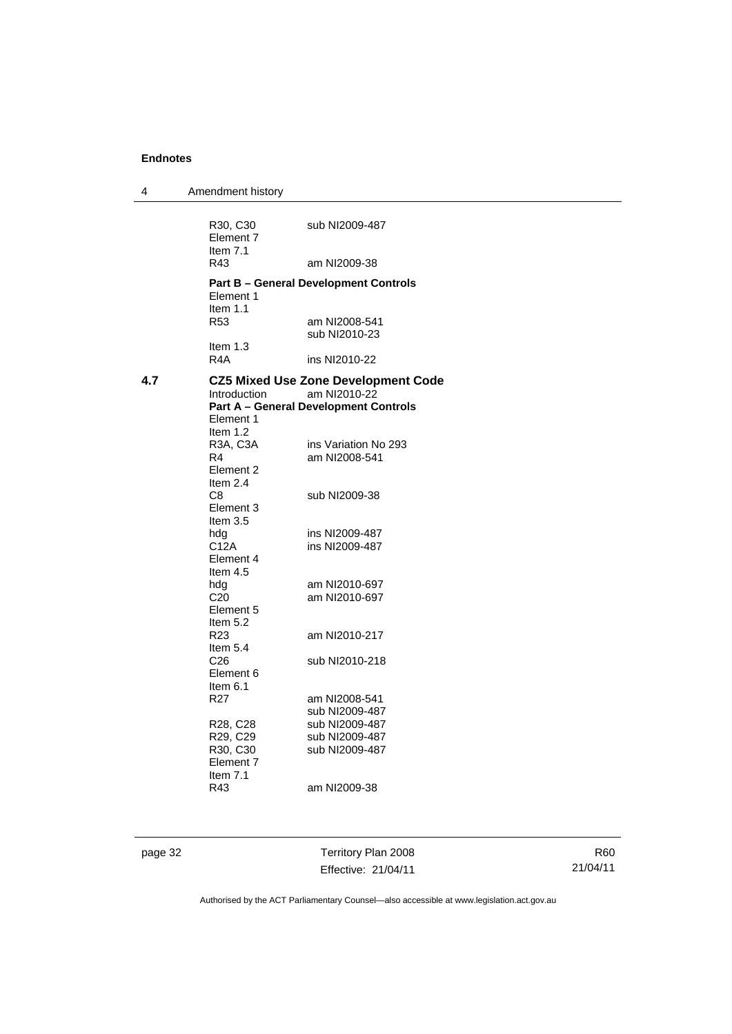R30, C30 sub NI2009-487
Element 7
Item 7.1
R43 am NI2009-38

**Part B – General Development Controls**
Element 1
Item 1.1
R53 am NI2008-541
sub NI2010-23
Item 1.3
R4A ins NI2010-22

**4.7 CZ5 Mixed Use Zone Development Code**

Introduction am NI2010-22

**Part A – General Development Controls**
Element 1
Item 1.2
R3A, C3A ins Variation No 293
R4 am NI2008-541
Element 2
Item 2.4
C8 sub NI2009-38
Element 3
Item 3.5
hdg ins NI2009-487
C12A ins NI2009-487
Element 4
Item 4.5
hdg am NI2010-697
C20 am NI2010-697
Element 5
Item 5.2
R23 am NI2010-217
Item 5.4
C26 sub NI2010-218
Element 6
Item 6.1
R27 am NI2008-541
sub NI2009-487
R28, C28 sub NI2009-487
R29, C29 sub NI2009-487
R30, C30 sub NI2009-487
Element 7
Item 7.1
R43 am NI2009-38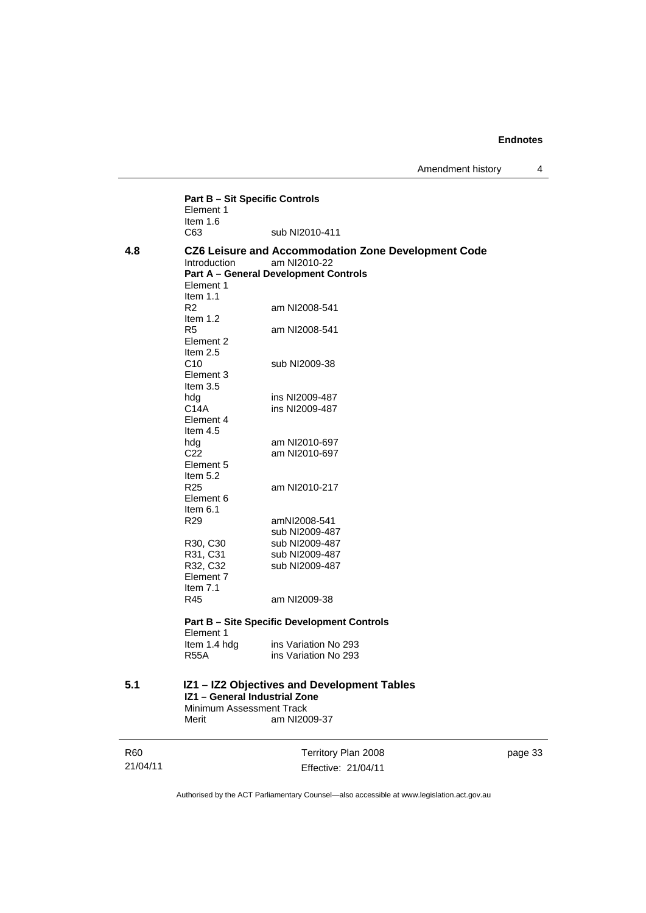**Part B – Sit Specific Controls**
Element 1
Item 1.6
C63 sub NI2010-411

**4.8 CZ6 Leisure and Accommodation Zone Development Code**
Introduction am NI2010-22
**Part A – General Development Controls**
Element 1
Item 1.1
R2 am NI2008-541
Item 1.2
R5 am NI2008-541
Element 2
Item 2.5
C10 sub NI2009-38
Element 3
Item 3.5
hdg ins NI2009-487
C14A ins NI2009-487
Element 4
Item 4.5
hdg am NI2010-697
C22 am NI2010-697
Element 5
Item 5.2
R25 am NI2010-217
Element 6
Item 6.1
R29 amNI2008-541
sub NI2009-487
R30, C30 sub NI2009-487
R31, C31 sub NI2009-487
R32, C32 sub NI2009-487
Element 7
Item 7.1
R45 am NI2009-38

**Part B – Site Specific Development Controls**
Element 1
Item 1.4 hdg ins Variation No 293
R55A ins Variation No 293

**5.1 IZ1 – IZ2 Objectives and Development Tables**
**IZ1 – General Industrial Zone**
Minimum Assessment Track
Merit am NI2009-37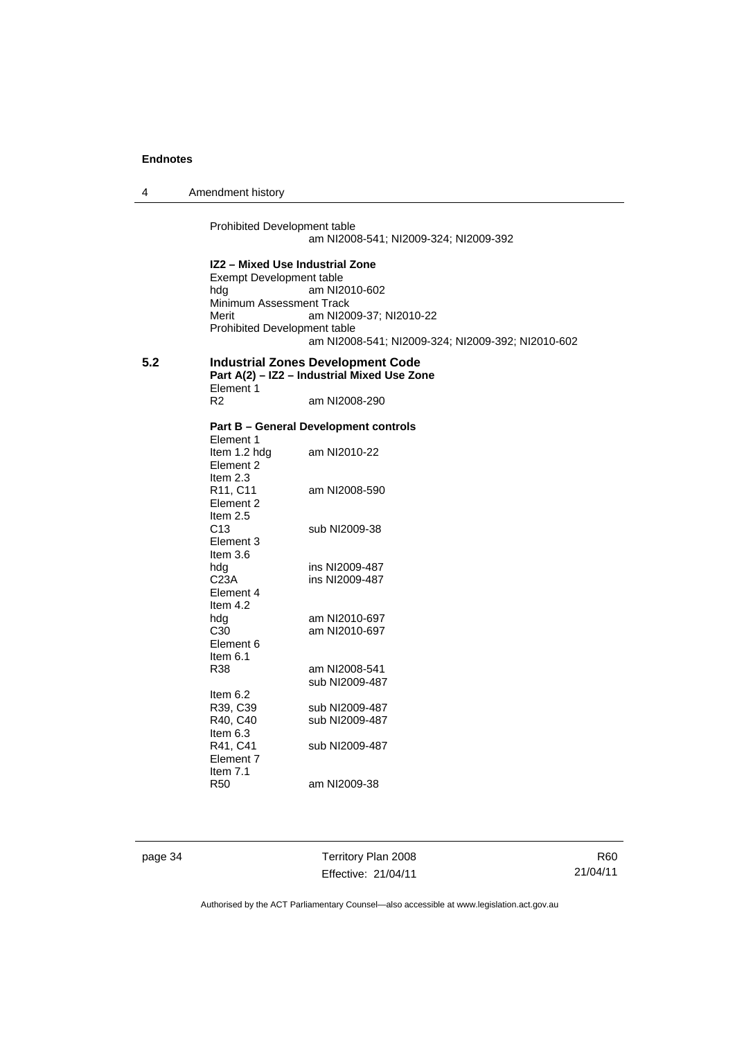Prohibited Development table
am NI2008-541; NI2009-324; NI2009-392

**IZ2 – Mixed Use Industrial Zone**

Exempt Development table
hdg am NI2010-602
Minimum Assessment Track
Merit am NI2009-37; NI2010-22
Prohibited Development table
am NI2008-541; NI2009-324; NI2009-392; NI2010-602

## 5.2 Industrial Zones Development Code

**Part A(2) – IZ2 – Industrial Mixed Use Zone**

Element 1
R2 am NI2008-290

**Part B – General Development controls**

Element 1
Item 1.2 hdg am NI2010-22
Element 2
Item 2.3
R11, C11 am NI2008-590
Element 2
Item 2.5
C13 sub NI2009-38
Element 3
Item 3.6
hdg ins NI2009-487
C23A ins NI2009-487
Element 4
Item 4.2
hdg am NI2010-697
C30 am NI2010-697
Element 6
Item 6.1
R38 am NI2008-541
sub NI2009-487
Item 6.2
R39, C39 sub NI2009-487
R40, C40 sub NI2009-487
Item 6.3
R41, C41 sub NI2009-487
Element 7
Item 7.1
R50 am NI2009-38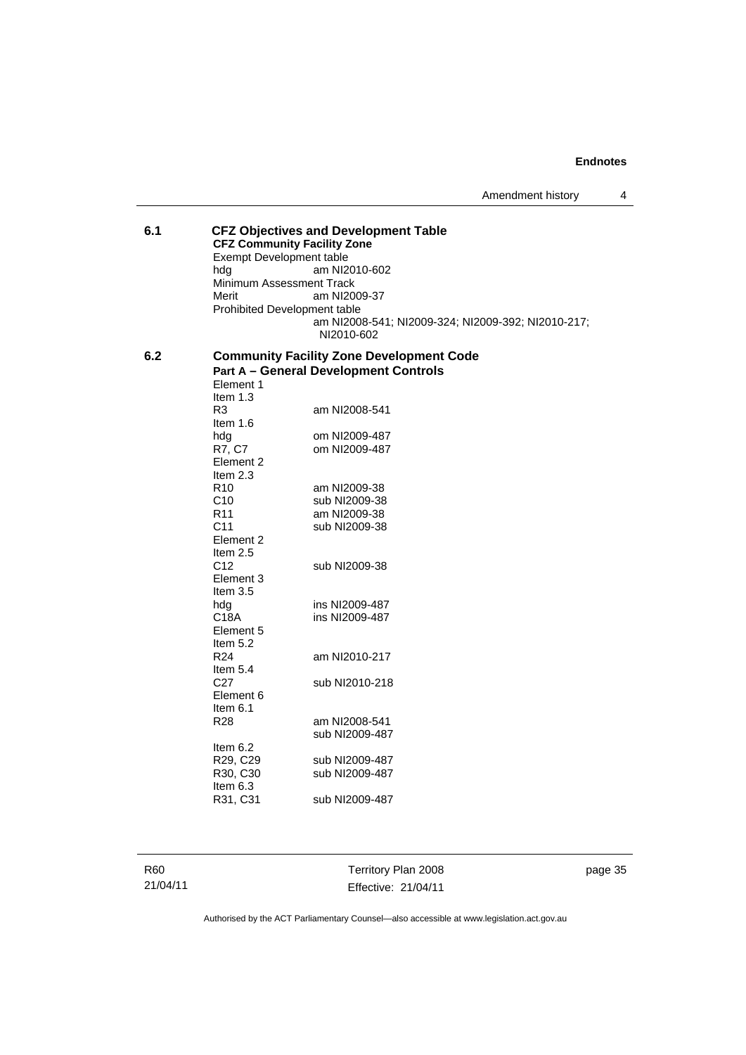**6.1 CFZ Objectives and Development Table**

**CFZ Community Facility Zone**

Exempt Development table

hdg am NI2010-602

Minimum Assessment Track

Merit am NI2009-37

Prohibited Development table

am NI2008-541; NI2009-324; NI2009-392; NI2010-217; NI2010-602

**6.2 Community Facility Zone Development Code**

**Part A – General Development Controls**

Element 1

Item 1.3

R3 am NI2008-541

Item 1.6

hdg om NI2009-487

R7, C7 om NI2009-487

Element 2

Item 2.3

R10 am NI2009-38

C10 sub NI2009-38

R11 am NI2009-38

C11 sub NI2009-38

Element 2

Item 2.5

C12 sub NI2009-38

Element 3

Item 3.5

hdg ins NI2009-487

C18A ins NI2009-487

Element 5

Item 5.2

R24 am NI2010-217

Item 5.4

C27 sub NI2010-218

Element 6

Item 6.1

R28 am NI2008-541
sub NI2009-487

Item 6.2

R29, C29 sub NI2009-487

R30, C30 sub NI2009-487

Item 6.3

R31, C31 sub NI2009-487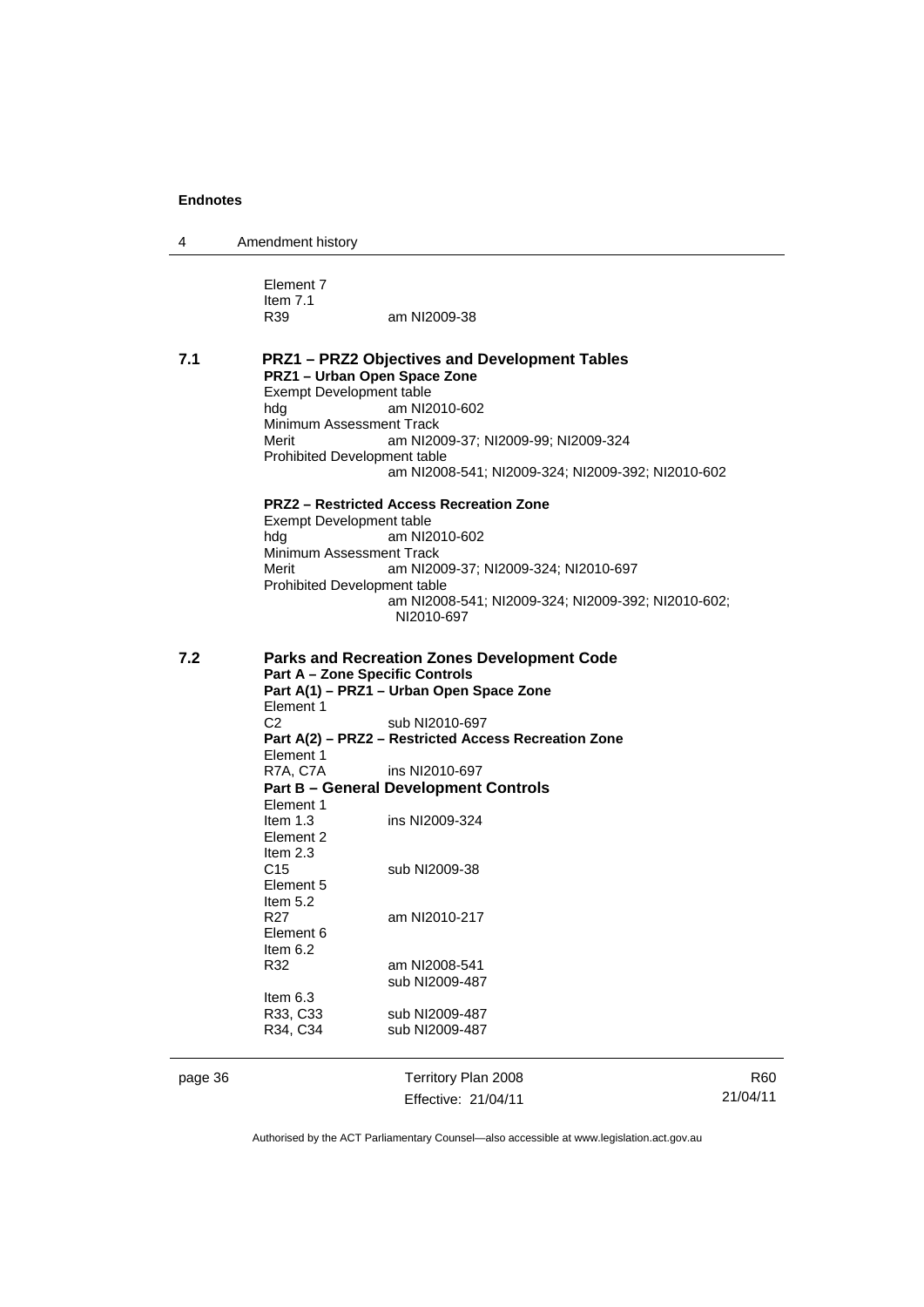Element 7
Item 7.1
R39 am NI2009-38

## 7.1 PRZ1 – PRZ2 Objectives and Development Tables

**PRZ1 – Urban Open Space Zone**

Exempt Development table
hdg am NI2010-602
Minimum Assessment Track
Merit am NI2009-37; NI2009-99; NI2009-324
Prohibited Development table
am NI2008-541; NI2009-324; NI2009-392; NI2010-602

**PRZ2 – Restricted Access Recreation Zone**

Exempt Development table
hdg am NI2010-602
Minimum Assessment Track
Merit am NI2009-37; NI2009-324; NI2010-697
Prohibited Development table
am NI2008-541; NI2009-324; NI2009-392; NI2010-602; NI2010-697

## 7.2 Parks and Recreation Zones Development Code

**Part A – Zone Specific Controls**

**Part A(1) – PRZ1 – Urban Open Space Zone**

Element 1
C2 sub NI2010-697

**Part A(2) – PRZ2 – Restricted Access Recreation Zone**

Element 1
R7A, C7A ins NI2010-697

**Part B – General Development Controls**

Element 1
Item 1.3 ins NI2009-324
Element 2
Item 2.3
C15 sub NI2009-38
Element 5
Item 5.2
R27 am NI2010-217
Element 6
Item 6.2
R32 am NI2008-541
sub NI2009-487
Item 6.3
R33, C33 sub NI2009-487
R34, C34 sub NI2009-487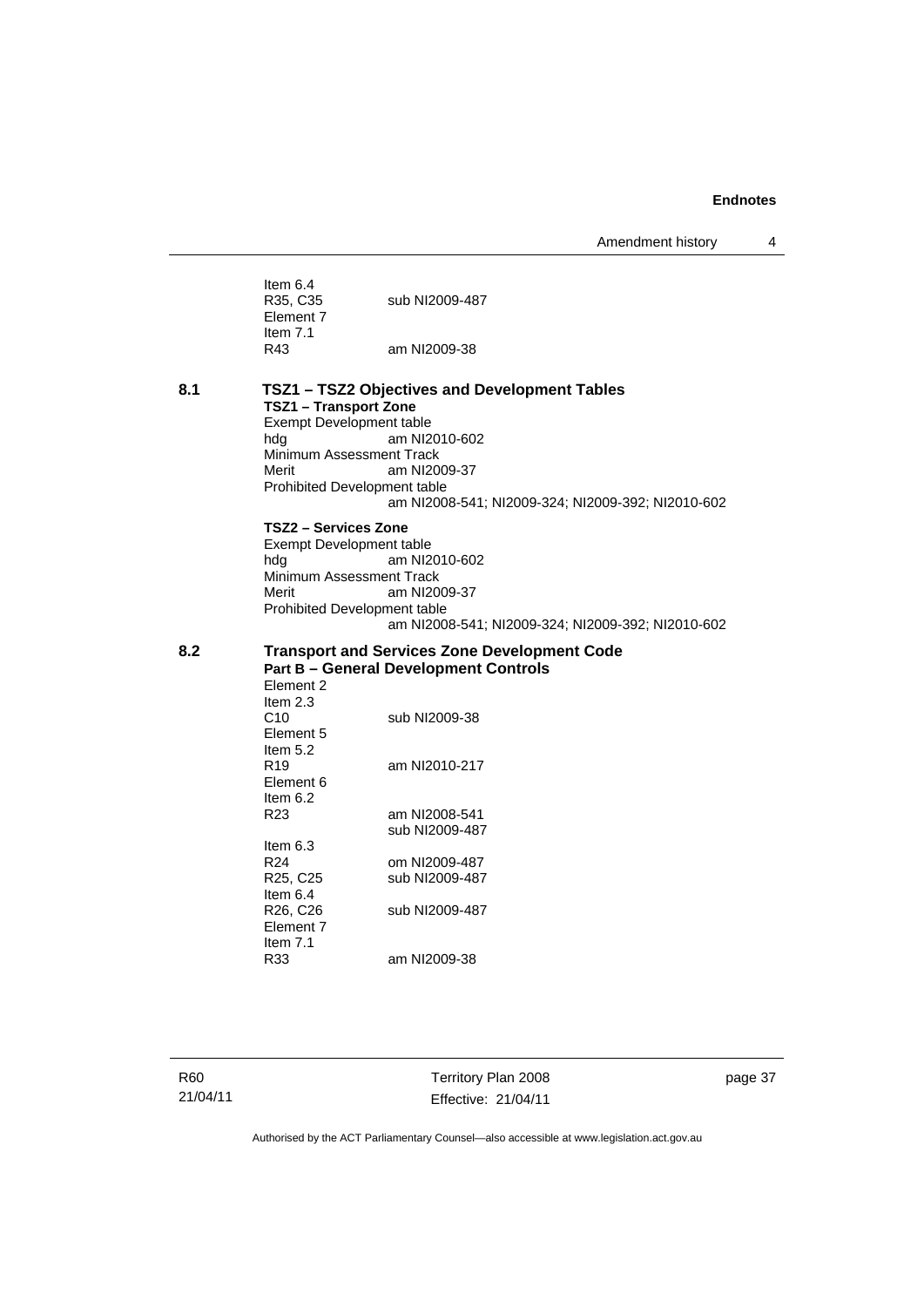Item 6.4
R35, C35 sub NI2009-487
Element 7
Item 7.1
R43 am NI2009-38

## 8.1 TSZ1 – TSZ2 Objectives and Development Tables

**TSZ1 – Transport Zone**

Exempt Development table
hdg am NI2010-602
Minimum Assessment Track
Merit am NI2009-37
Prohibited Development table
am NI2008-541; NI2009-324; NI2009-392; NI2010-602

**TSZ2 – Services Zone**

Exempt Development table
hdg am NI2010-602
Minimum Assessment Track
Merit am NI2009-37
Prohibited Development table
am NI2008-541; NI2009-324; NI2009-392; NI2010-602

## 8.2 Transport and Services Zone Development Code

**Part B – General Development Controls**

Element 2
Item 2.3
C10 sub NI2009-38
Element 5
Item 5.2
R19 am NI2010-217
Element 6
Item 6.2
R23 am NI2008-541
sub NI2009-487
Item 6.3
R24 om NI2009-487
R25, C25 sub NI2009-487
Item 6.4
R26, C26 sub NI2009-487
Element 7
Item 7.1
R33 am NI2009-38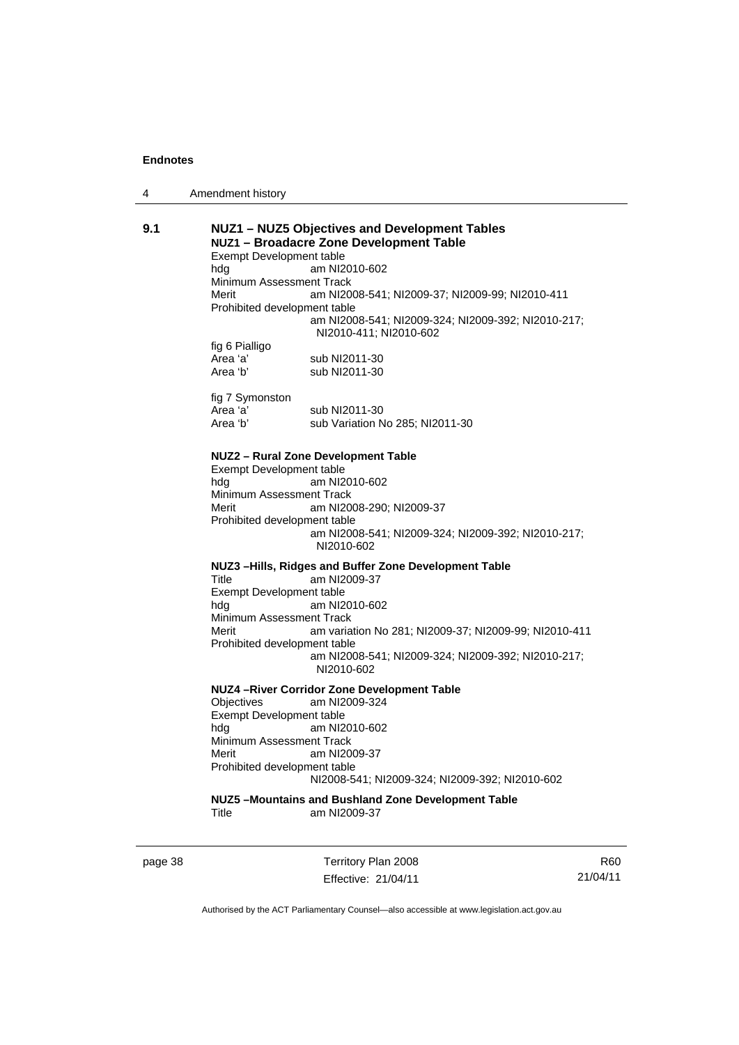**9.1 NUZ1 – NUZ5 Objectives and Development Tables**

**NUZ1 – Broadacre Zone Development Table**

Exempt Development table
hdg am NI2010-602
Minimum Assessment Track
Merit am NI2008-541; NI2009-37; NI2009-99; NI2010-411
Prohibited development table
am NI2008-541; NI2009-324; NI2009-392; NI2010-217; NI2010-411; NI2010-602

fig 6 Pialligo
Area 'a' sub NI2011-30
Area 'b' sub NI2011-30

fig 7 Symonston
Area 'a' sub NI2011-30
Area 'b' sub Variation No 285; NI2011-30

**NUZ2 – Rural Zone Development Table**

Exempt Development table
hdg am NI2010-602
Minimum Assessment Track
Merit am NI2008-290; NI2009-37
Prohibited development table
am NI2008-541; NI2009-324; NI2009-392; NI2010-217; NI2010-602

**NUZ3 –Hills, Ridges and Buffer Zone Development Table**

Title am NI2009-37
Exempt Development table
hdg am NI2010-602
Minimum Assessment Track
Merit am variation No 281; NI2009-37; NI2009-99; NI2010-411
Prohibited development table
am NI2008-541; NI2009-324; NI2009-392; NI2010-217; NI2010-602

**NUZ4 –River Corridor Zone Development Table**

Objectives am NI2009-324
Exempt Development table
hdg am NI2010-602
Minimum Assessment Track
Merit am NI2009-37
Prohibited development table
NI2008-541; NI2009-324; NI2009-392; NI2010-602

**NUZ5 –Mountains and Bushland Zone Development Table**

Title am NI2009-37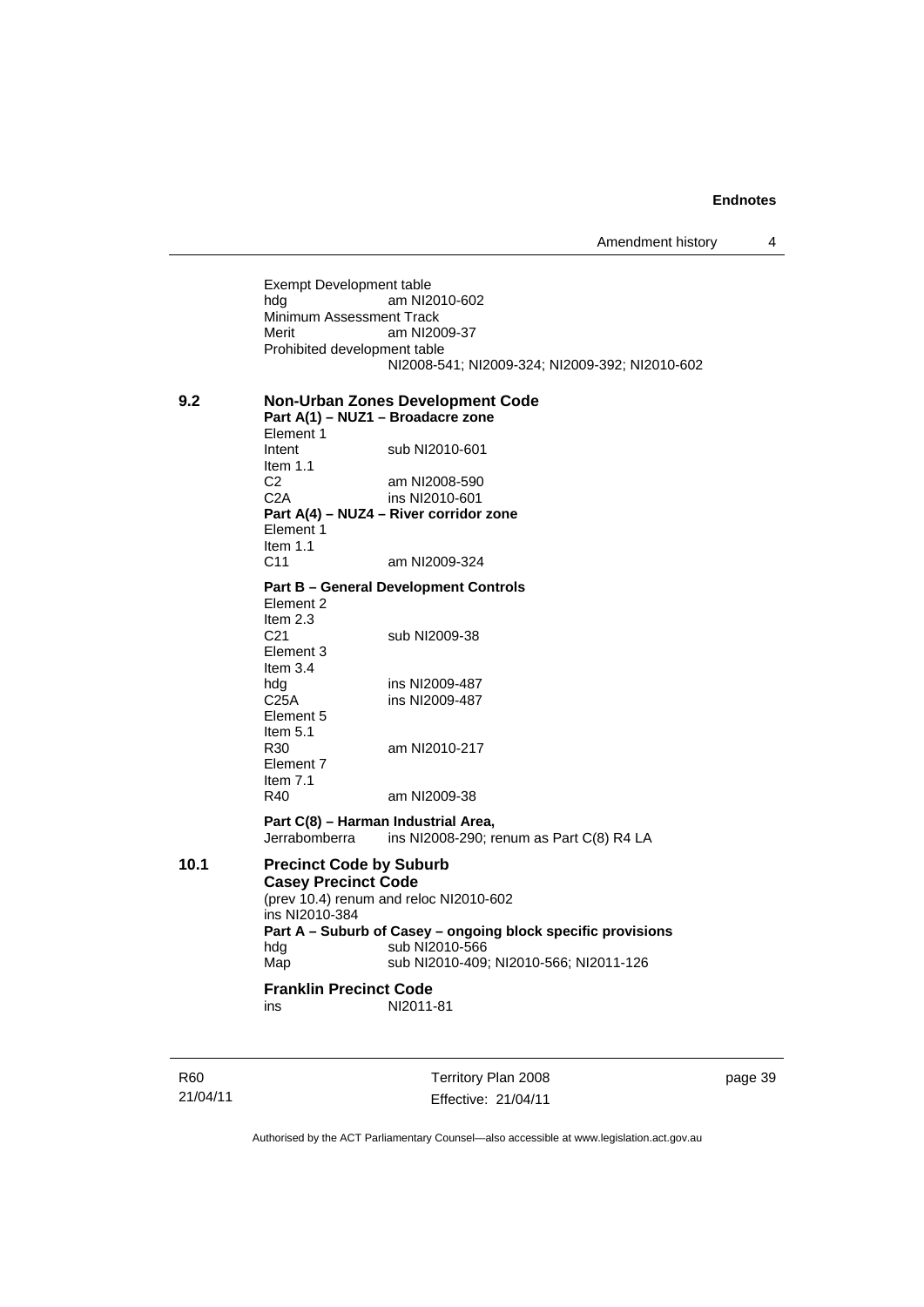Exempt Development table
hdg am NI2010-602
Minimum Assessment Track
Merit am NI2009-37
Prohibited development table
NI2008-541; NI2009-324; NI2009-392; NI2010-602

**9.2 Non-Urban Zones Development Code**

**Part A(1) – NUZ1 – Broadacre zone**

Element 1
Intent sub NI2010-601
Item 1.1
C2 am NI2008-590
C2A ins NI2010-601

**Part A(4) – NUZ4 – River corridor zone**

Element 1
Item 1.1
C11 am NI2009-324

**Part B – General Development Controls**

Element 2
Item 2.3
C21 sub NI2009-38
Element 3
Item 3.4
hdg ins NI2009-487
C25A ins NI2009-487
Element 5
Item 5.1
R30 am NI2010-217
Element 7
Item 7.1
R40 am NI2009-38

**Part C(8) – Harman Industrial Area,**
Jerrabomberra ins NI2008-290; renum as Part C(8) R4 LA

**10.1 Precinct Code by Suburb**

**Casey Precinct Code**

(prev 10.4) renum and reloc NI2010-602
ins NI2010-384

**Part A – Suburb of Casey – ongoing block specific provisions**

hdg sub NI2010-566
Map sub NI2010-409; NI2010-566; NI2011-126

**Franklin Precinct Code**

ins NI2011-81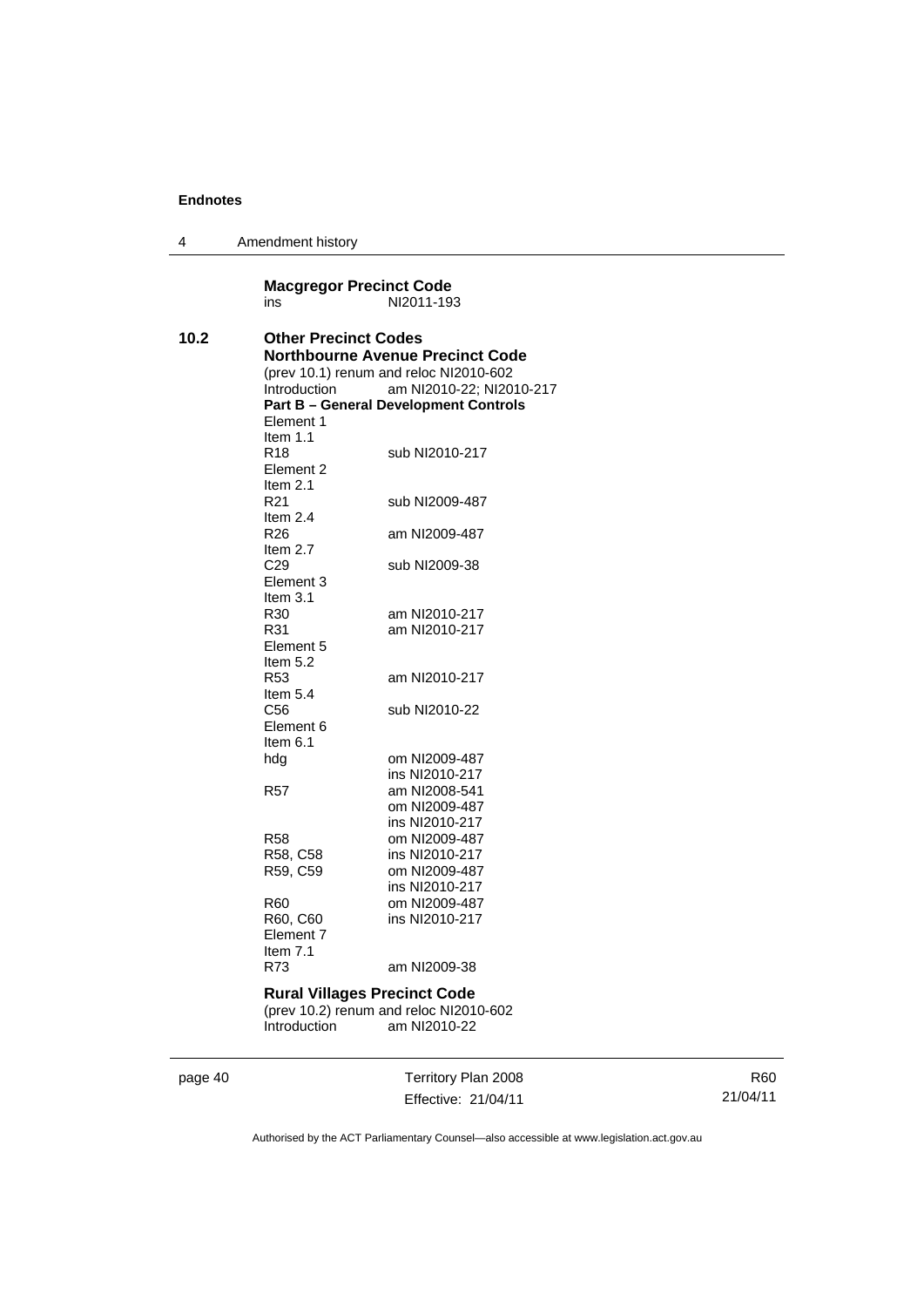**Macgregor Precinct Code**

ins NI2011-193

**10.2 Other Precinct Codes**

**Northbourne Avenue Precinct Code**

(prev 10.1) renum and reloc NI2010-602

| | |
|---|---|
| Introduction | am NI2010-22; NI2010-217 |

**Part B – General Development Controls**

| | |
|---|---|
| Element 1 | |
| Item 1.1 | |
| R18 | sub NI2010-217 |
| Element 2 | |
| Item 2.1 | |
| R21 | sub NI2009-487 |
| Item 2.4 | |
| R26 | am NI2009-487 |
| Item 2.7 | |
| C29 | sub NI2009-38 |
| Element 3 | |
| Item 3.1 | |
| R30 | am NI2010-217 |
| R31 | am NI2010-217 |
| Element 5 | |
| Item 5.2 | |
| R53 | am NI2010-217 |
| Item 5.4 | |
| C56 | sub NI2010-22 |
| Element 6 | |
| Item 6.1 | |
| hdg | om NI2009-487 |
| | ins NI2010-217 |
| R57 | am NI2008-541 |
| | om NI2009-487 |
| | ins NI2010-217 |
| R58 | om NI2009-487 |
| R58, C58 | ins NI2010-217 |
| R59, C59 | om NI2009-487 |
| | ins NI2010-217 |
| R60 | om NI2009-487 |
| R60, C60 | ins NI2010-217 |
| Element 7 | |
| Item 7.1 | |
| R73 | am NI2009-38 |

**Rural Villages Precinct Code**

(prev 10.2) renum and reloc NI2010-602

| | |
|---|---|
| Introduction | am NI2010-22 |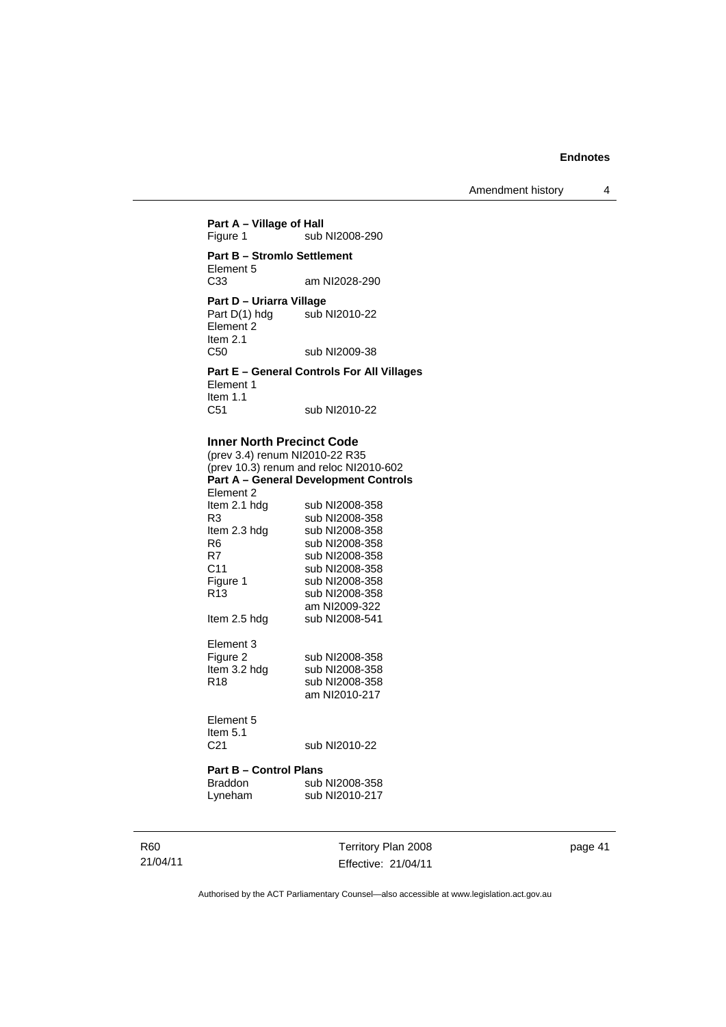**Part A – Village of Hall**
Figure 1 sub NI2008-290

**Part B – Stromlo Settlement**
Element 5
C33 am NI2028-290

**Part D – Uriarra Village**
Part D(1) hdg sub NI2010-22
Element 2
Item 2.1
C50 sub NI2009-38

**Part E – General Controls For All Villages**
Element 1
Item 1.1
C51 sub NI2010-22

### Inner North Precinct Code

(prev 3.4) renum NI2010-22 R35
(prev 10.3) renum and reloc NI2010-602

**Part A – General Development Controls**
Element 2
Item 2.1 hdg sub NI2008-358
R3 sub NI2008-358
Item 2.3 hdg sub NI2008-358
R6 sub NI2008-358
R7 sub NI2008-358
C11 sub NI2008-358
Figure 1 sub NI2008-358
R13 sub NI2008-358
am NI2009-322
Item 2.5 hdg sub NI2008-541

Element 3
Figure 2 sub NI2008-358
Item 3.2 hdg sub NI2008-358
R18 sub NI2008-358
am NI2010-217

Element 5
Item 5.1
C21 sub NI2010-22

**Part B – Control Plans**
Braddon sub NI2008-358
Lyneham sub NI2010-217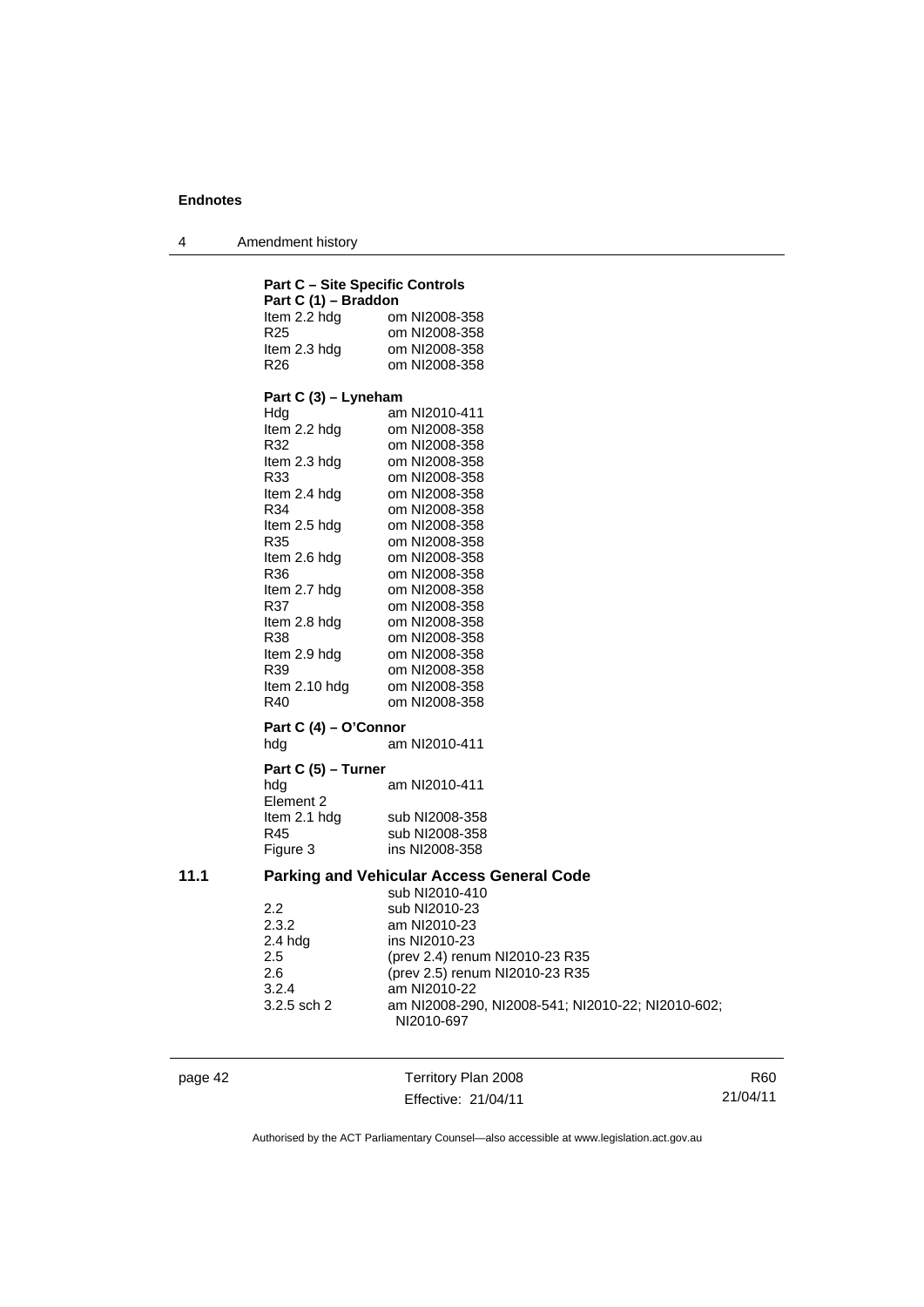**Part C – Site Specific Controls**

**Part C (1) – Braddon**

| | |
|---|---|
| Item 2.2 hdg | om NI2008-358 |
| R25 | om NI2008-358 |
| Item 2.3 hdg | om NI2008-358 |
| R26 | om NI2008-358 |

**Part C (3) – Lyneham**

| | |
|---|---|
| Hdg | am NI2010-411 |
| Item 2.2 hdg | om NI2008-358 |
| R32 | om NI2008-358 |
| Item 2.3 hdg | om NI2008-358 |
| R33 | om NI2008-358 |
| Item 2.4 hdg | om NI2008-358 |
| R34 | om NI2008-358 |
| Item 2.5 hdg | om NI2008-358 |
| R35 | om NI2008-358 |
| Item 2.6 hdg | om NI2008-358 |
| R36 | om NI2008-358 |
| Item 2.7 hdg | om NI2008-358 |
| R37 | om NI2008-358 |
| Item 2.8 hdg | om NI2008-358 |
| R38 | om NI2008-358 |
| Item 2.9 hdg | om NI2008-358 |
| R39 | om NI2008-358 |
| Item 2.10 hdg | om NI2008-358 |
| R40 | om NI2008-358 |

**Part C (4) – O'Connor**

| | |
|---|---|
| hdg | am NI2010-411 |

**Part C (5) – Turner**

| | |
|---|---|
| hdg | am NI2010-411 |
| Element 2 | |
| Item 2.1 hdg | sub NI2008-358 |
| R45 | sub NI2008-358 |
| Figure 3 | ins NI2008-358 |

## 11.1 Parking and Vehicular Access General Code

| | |
|---|---|
| | sub NI2010-410 |
| 2.2 | sub NI2010-23 |
| 2.3.2 | am NI2010-23 |
| 2.4 hdg | ins NI2010-23 |
| 2.5 | (prev 2.4) renum NI2010-23 R35 |
| 2.6 | (prev 2.5) renum NI2010-23 R35 |
| 3.2.4 | am NI2010-22 |
| 3.2.5 sch 2 | am NI2008-290, NI2008-541; NI2010-22; NI2010-602; NI2010-697 |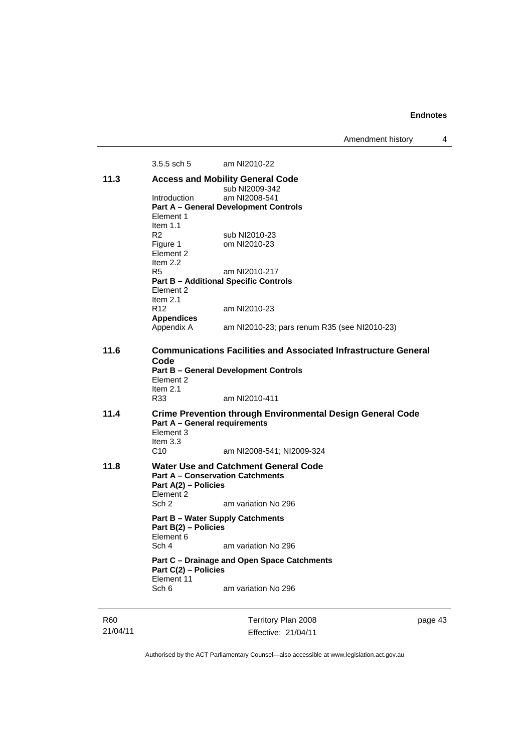3.5.5 sch 5 am NI2010-22

**11.3 Access and Mobility General Code**

sub NI2009-342

Introduction am NI2008-541

**Part A – General Development Controls**

Element 1
Item 1.1
R2 sub NI2010-23
Figure 1 om NI2010-23
Element 2
Item 2.2
R5 am NI2010-217

**Part B – Additional Specific Controls**

Element 2
Item 2.1
R12 am NI2010-23

**Appendices**

Appendix A am NI2010-23; pars renum R35 (see NI2010-23)

**11.6 Communications Facilities and Associated Infrastructure General Code**

**Part B – General Development Controls**

Element 2
Item 2.1
R33 am NI2010-411

**11.4 Crime Prevention through Environmental Design General Code**

**Part A – General requirements**

Element 3
Item 3.3
C10 am NI2008-541; NI2009-324

**11.8 Water Use and Catchment General Code**

**Part A – Conservation Catchments**

**Part A(2) – Policies**

Element 2
Sch 2 am variation No 296

**Part B – Water Supply Catchments**

**Part B(2) – Policies**

Element 6
Sch 4 am variation No 296

**Part C – Drainage and Open Space Catchments**

**Part C(2) – Policies**

Element 11
Sch 6 am variation No 296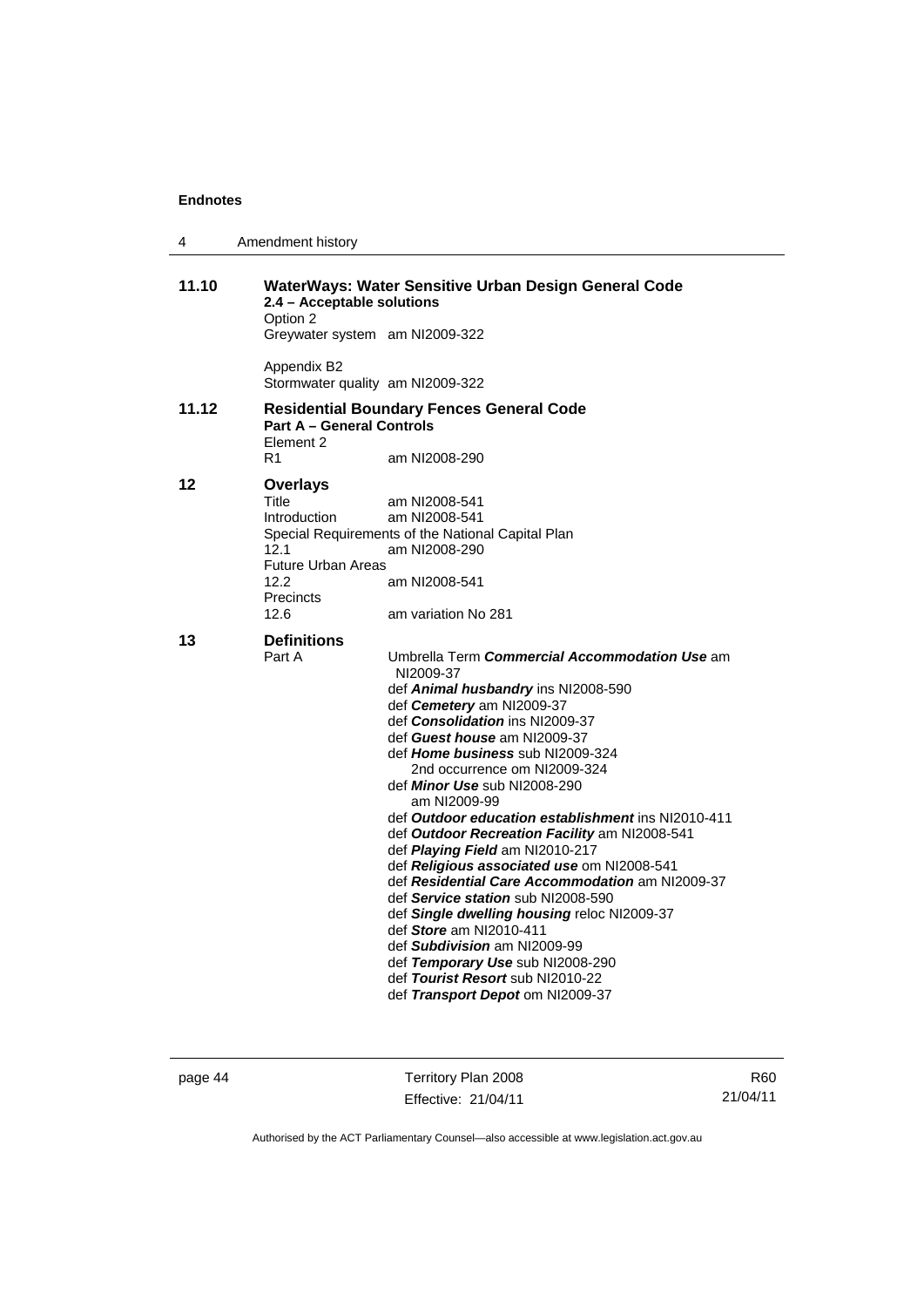**11.10 WaterWays: Water Sensitive Urban Design General Code**

**2.4 – Acceptable solutions**

Option 2

Greywater system am NI2009-322

Appendix B2

Stormwater quality am NI2009-322

**11.12 Residential Boundary Fences General Code**

**Part A – General Controls**

Element 2

R1 am NI2008-290

**12 Overlays**

Title am NI2008-541

Introduction am NI2008-541

Special Requirements of the National Capital Plan

12.1 am NI2008-290

Future Urban Areas

12.2 am NI2008-541

Precincts

12.6 am variation No 281

**13 Definitions**

Part A

Umbrella Term ***Commercial Accommodation Use*** am NI2009-37

def ***Animal husbandry*** ins NI2008-590

def ***Cemetery*** am NI2009-37

def ***Consolidation*** ins NI2009-37

def ***Guest house*** am NI2009-37

def ***Home business*** sub NI2009-324
  2nd occurrence om NI2009-324

def ***Minor Use*** sub NI2008-290
  am NI2009-99

def ***Outdoor education establishment*** ins NI2010-411

def ***Outdoor Recreation Facility*** am NI2008-541

def ***Playing Field*** am NI2010-217

def ***Religious associated use*** om NI2008-541

def ***Residential Care Accommodation*** am NI2009-37

def ***Service station*** sub NI2008-590

def ***Single dwelling housing*** reloc NI2009-37

def ***Store*** am NI2010-411

def ***Subdivision*** am NI2009-99

def ***Temporary Use*** sub NI2008-290

def ***Tourist Resort*** sub NI2010-22

def ***Transport Depot*** om NI2009-37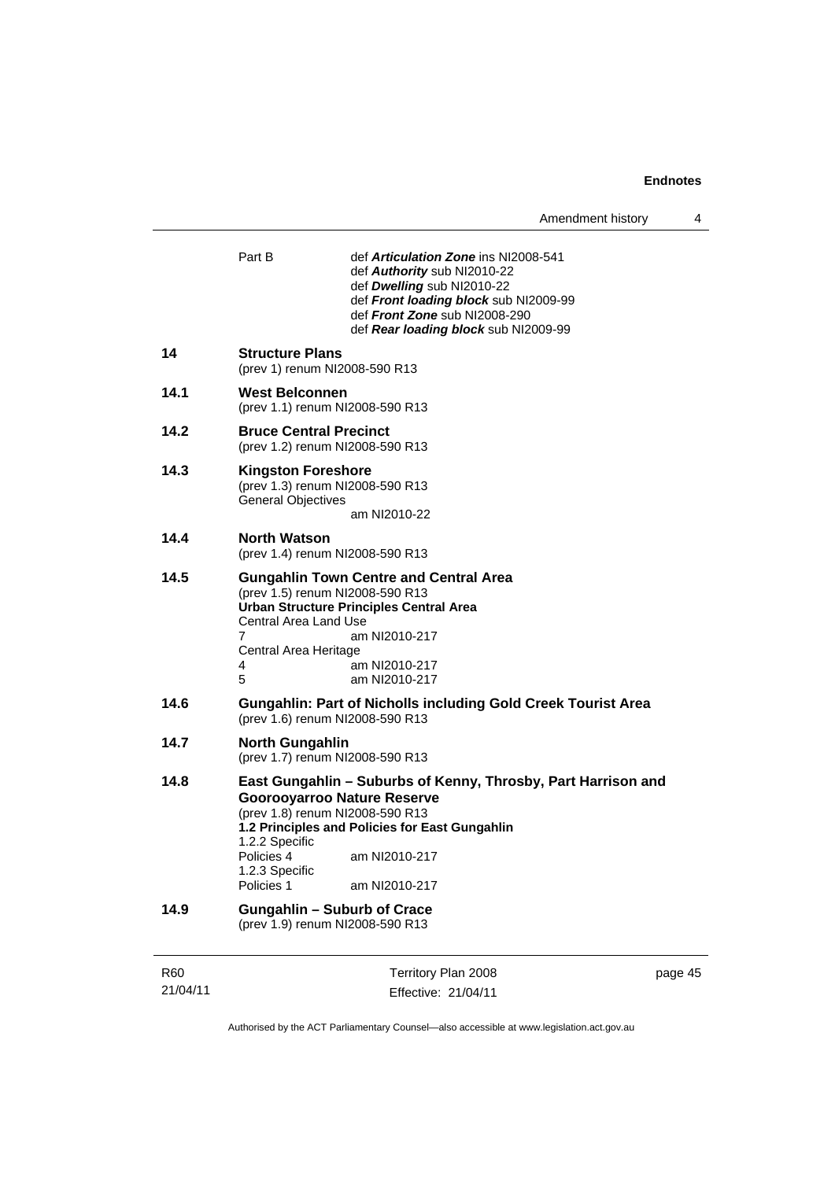Part B def ***Articulation Zone*** ins NI2008-541
def ***Authority*** sub NI2010-22
def ***Dwelling*** sub NI2010-22
def ***Front loading block*** sub NI2009-99
def ***Front Zone*** sub NI2008-290
def ***Rear loading block*** sub NI2009-99

**14 Structure Plans**
(prev 1) renum NI2008-590 R13

**14.1 West Belconnen**
(prev 1.1) renum NI2008-590 R13

**14.2 Bruce Central Precinct**
(prev 1.2) renum NI2008-590 R13

**14.3 Kingston Foreshore**
(prev 1.3) renum NI2008-590 R13
General Objectives
am NI2010-22

**14.4 North Watson**
(prev 1.4) renum NI2008-590 R13

**14.5 Gungahlin Town Centre and Central Area**
(prev 1.5) renum NI2008-590 R13
**Urban Structure Principles Central Area**
Central Area Land Use
7 am NI2010-217
Central Area Heritage
4 am NI2010-217
5 am NI2010-217

**14.6 Gungahlin: Part of Nicholls including Gold Creek Tourist Area**
(prev 1.6) renum NI2008-590 R13

**14.7 North Gungahlin**
(prev 1.7) renum NI2008-590 R13

**14.8 East Gungahlin – Suburbs of Kenny, Throsby, Part Harrison and Goorooyarroo Nature Reserve**
(prev 1.8) renum NI2008-590 R13
**1.2 Principles and Policies for East Gungahlin**
1.2.2 Specific
Policies 4 am NI2010-217
1.2.3 Specific
Policies 1 am NI2010-217

**14.9 Gungahlin – Suburb of Crace**
(prev 1.9) renum NI2008-590 R13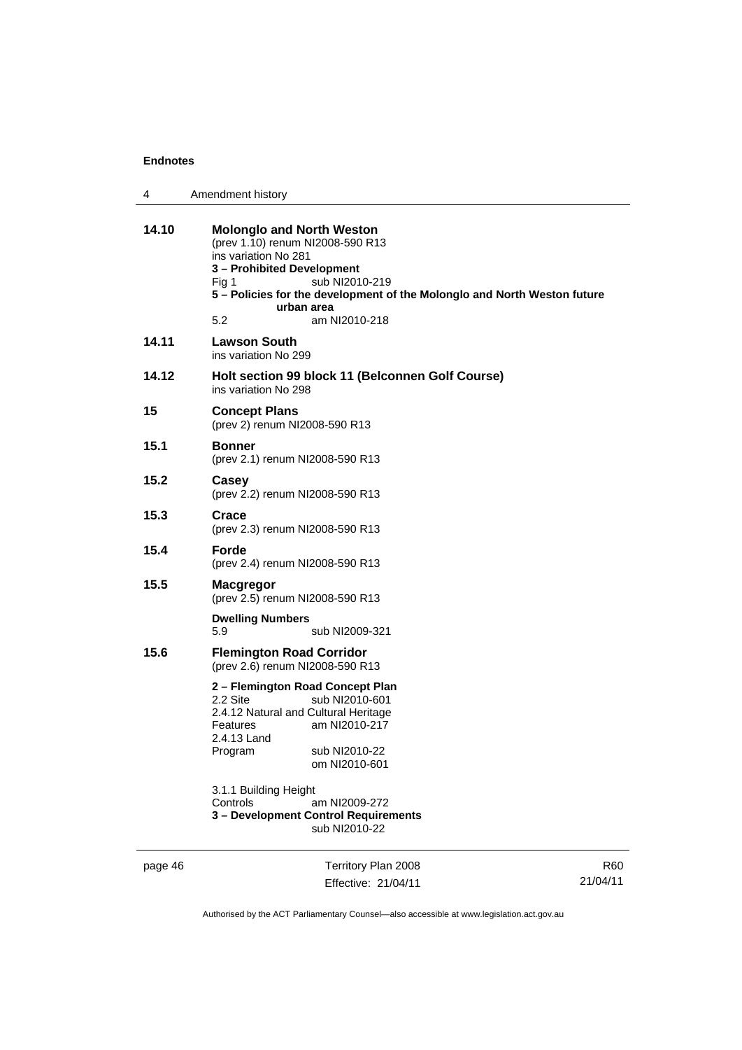**14.10 Molonglo and North Weston**

(prev 1.10) renum NI2008-590 R13
ins variation No 281

**3 – Prohibited Development**

Fig 1 sub NI2010-219

**5 – Policies for the development of the Molonglo and North Weston future urban area**

5.2 am NI2010-218

**14.11 Lawson South**

ins variation No 299

**14.12 Holt section 99 block 11 (Belconnen Golf Course)**

ins variation No 298

**15 Concept Plans**

(prev 2) renum NI2008-590 R13

**15.1 Bonner**

(prev 2.1) renum NI2008-590 R13

**15.2 Casey**

(prev 2.2) renum NI2008-590 R13

**15.3 Crace**

(prev 2.3) renum NI2008-590 R13

**15.4 Forde**

(prev 2.4) renum NI2008-590 R13

**15.5 Macgregor**

(prev 2.5) renum NI2008-590 R13

**Dwelling Numbers**

5.9 sub NI2009-321

**15.6 Flemington Road Corridor**

(prev 2.6) renum NI2008-590 R13

**2 – Flemington Road Concept Plan**

2.2 Site sub NI2010-601
2.4.12 Natural and Cultural Heritage Features am NI2010-217
2.4.13 Land Program sub NI2010-22
om NI2010-601

3.1.1 Building Height Controls am NI2009-272

**3 – Development Control Requirements**

sub NI2010-22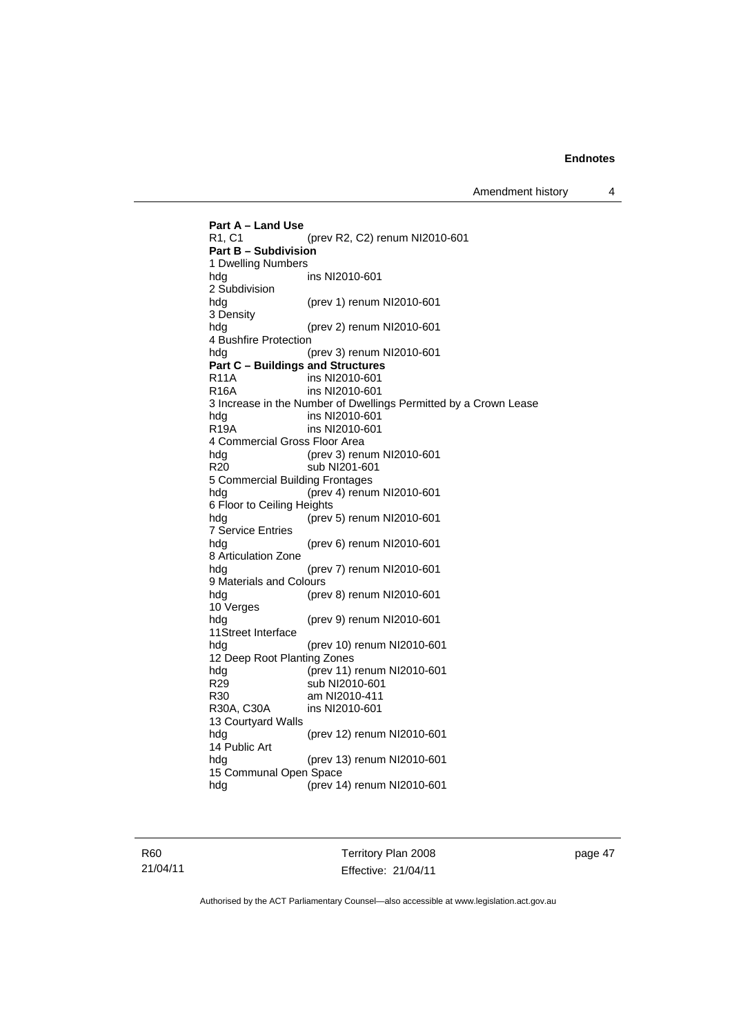**Part A – Land Use**
R1, C1 (prev R2, C2) renum NI2010-601

**Part B – Subdivision**
1 Dwelling Numbers
hdg ins NI2010-601
2 Subdivision
hdg (prev 1) renum NI2010-601
3 Density
hdg (prev 2) renum NI2010-601
4 Bushfire Protection
hdg (prev 3) renum NI2010-601

**Part C – Buildings and Structures**
R11A ins NI2010-601
R16A ins NI2010-601
3 Increase in the Number of Dwellings Permitted by a Crown Lease
hdg ins NI2010-601
R19A ins NI2010-601
4 Commercial Gross Floor Area
hdg (prev 3) renum NI2010-601
R20 sub NI201-601
5 Commercial Building Frontages
hdg (prev 4) renum NI2010-601
6 Floor to Ceiling Heights
hdg (prev 5) renum NI2010-601
7 Service Entries
hdg (prev 6) renum NI2010-601
8 Articulation Zone
hdg (prev 7) renum NI2010-601
9 Materials and Colours
hdg (prev 8) renum NI2010-601
10 Verges
hdg (prev 9) renum NI2010-601
11Street Interface
hdg (prev 10) renum NI2010-601
12 Deep Root Planting Zones
hdg (prev 11) renum NI2010-601
R29 sub NI2010-601
R30 am NI2010-411
R30A, C30A ins NI2010-601
13 Courtyard Walls
hdg (prev 12) renum NI2010-601
14 Public Art
hdg (prev 13) renum NI2010-601
15 Communal Open Space
hdg (prev 14) renum NI2010-601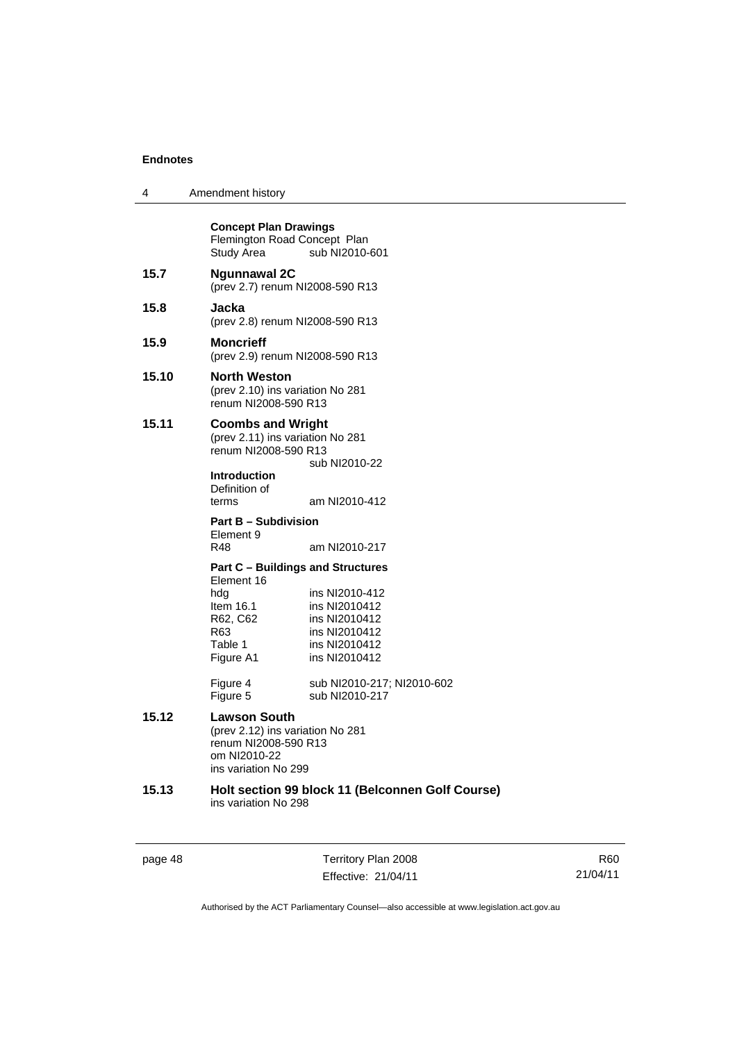**Concept Plan Drawings**
Flemington Road Concept Plan
Study Area sub NI2010-601

**15.7 Ngunnawal 2C**
(prev 2.7) renum NI2008-590 R13

**15.8 Jacka**
(prev 2.8) renum NI2008-590 R13

**15.9 Moncrieff**
(prev 2.9) renum NI2008-590 R13

**15.10 North Weston**
(prev 2.10) ins variation No 281
renum NI2008-590 R13

**15.11 Coombs and Wright**
(prev 2.11) ins variation No 281
renum NI2008-590 R13
sub NI2010-22

**Introduction**
Definition of terms am NI2010-412

**Part B – Subdivision**
Element 9
R48 am NI2010-217

**Part C – Buildings and Structures**
Element 16
hdg ins NI2010-412
Item 16.1 ins NI2010412
R62, C62 ins NI2010412
R63 ins NI2010412
Table 1 ins NI2010412
Figure A1 ins NI2010412

Figure 4 sub NI2010-217; NI2010-602
Figure 5 sub NI2010-217

**15.12 Lawson South**
(prev 2.12) ins variation No 281
renum NI2008-590 R13
om NI2010-22
ins variation No 299

**15.13 Holt section 99 block 11 (Belconnen Golf Course)**
ins variation No 298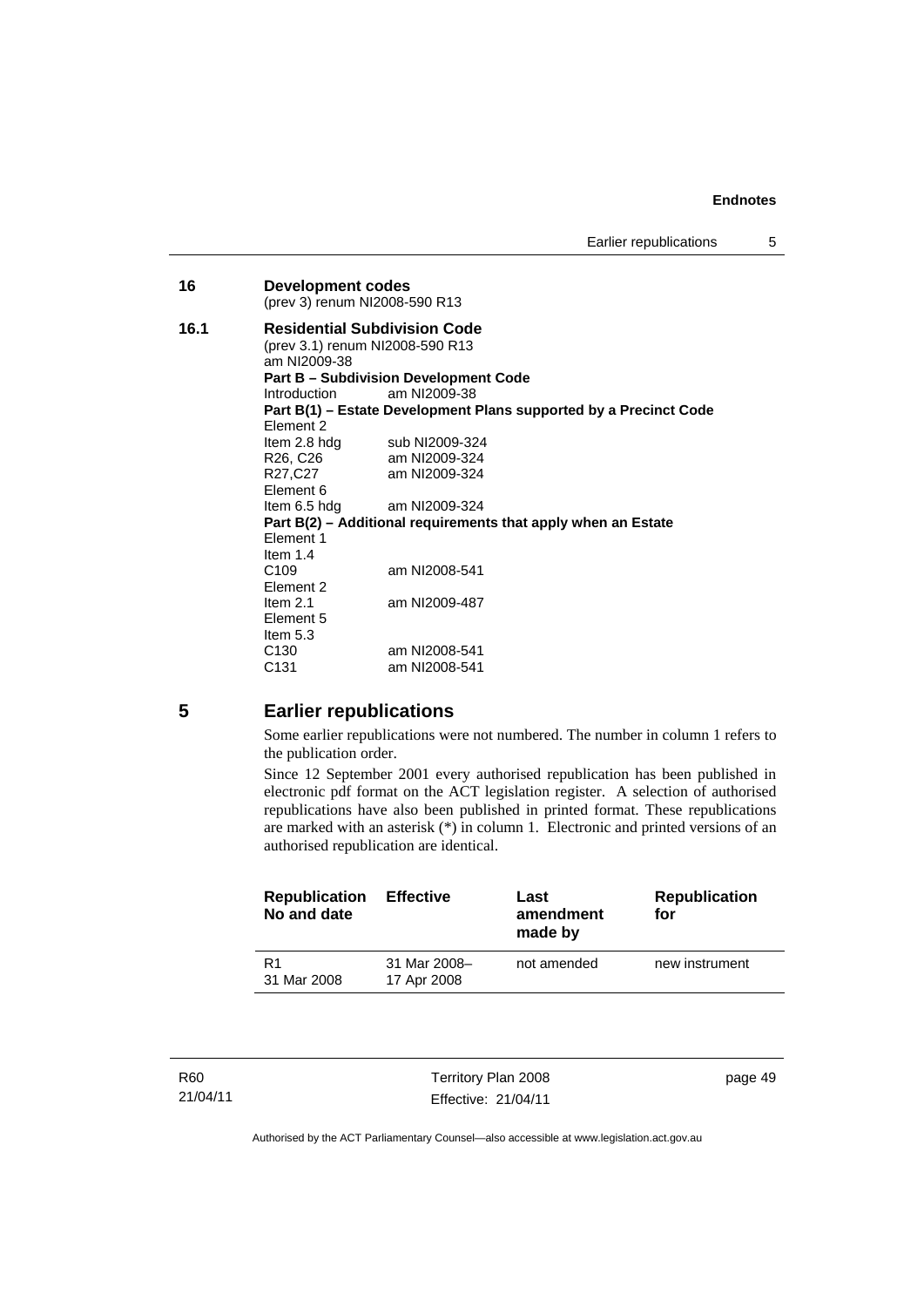**16 Development codes**
(prev 3) renum NI2008-590 R13

**16.1 Residential Subdivision Code**
(prev 3.1) renum NI2008-590 R13
am NI2009-38

**Part B – Subdivision Development Code**

Introduction am NI2009-38

**Part B(1) – Estate Development Plans supported by a Precinct Code**

Element 2
Item 2.8 hdg sub NI2009-324
R26, C26 am NI2009-324
R27,C27 am NI2009-324
Element 6
Item 6.5 hdg am NI2009-324

**Part B(2) – Additional requirements that apply when an Estate**

Element 1
Item 1.4
C109 am NI2008-541
Element 2
Item 2.1 am NI2009-487
Element 5
Item 5.3
C130 am NI2008-541
C131 am NI2008-541

## 5 Earlier republications

Some earlier republications were not numbered. The number in column 1 refers to the publication order.

Since 12 September 2001 every authorised republication has been published in electronic pdf format on the ACT legislation register. A selection of authorised republications have also been published in printed format. These republications are marked with an asterisk (*) in column 1. Electronic and printed versions of an authorised republication are identical.

| Republication No and date | Effective | Last amendment made by | Republication for |
|---|---|---|---|
| R1<br>31 Mar 2008 | 31 Mar 2008–<br>17 Apr 2008 | not amended | new instrument |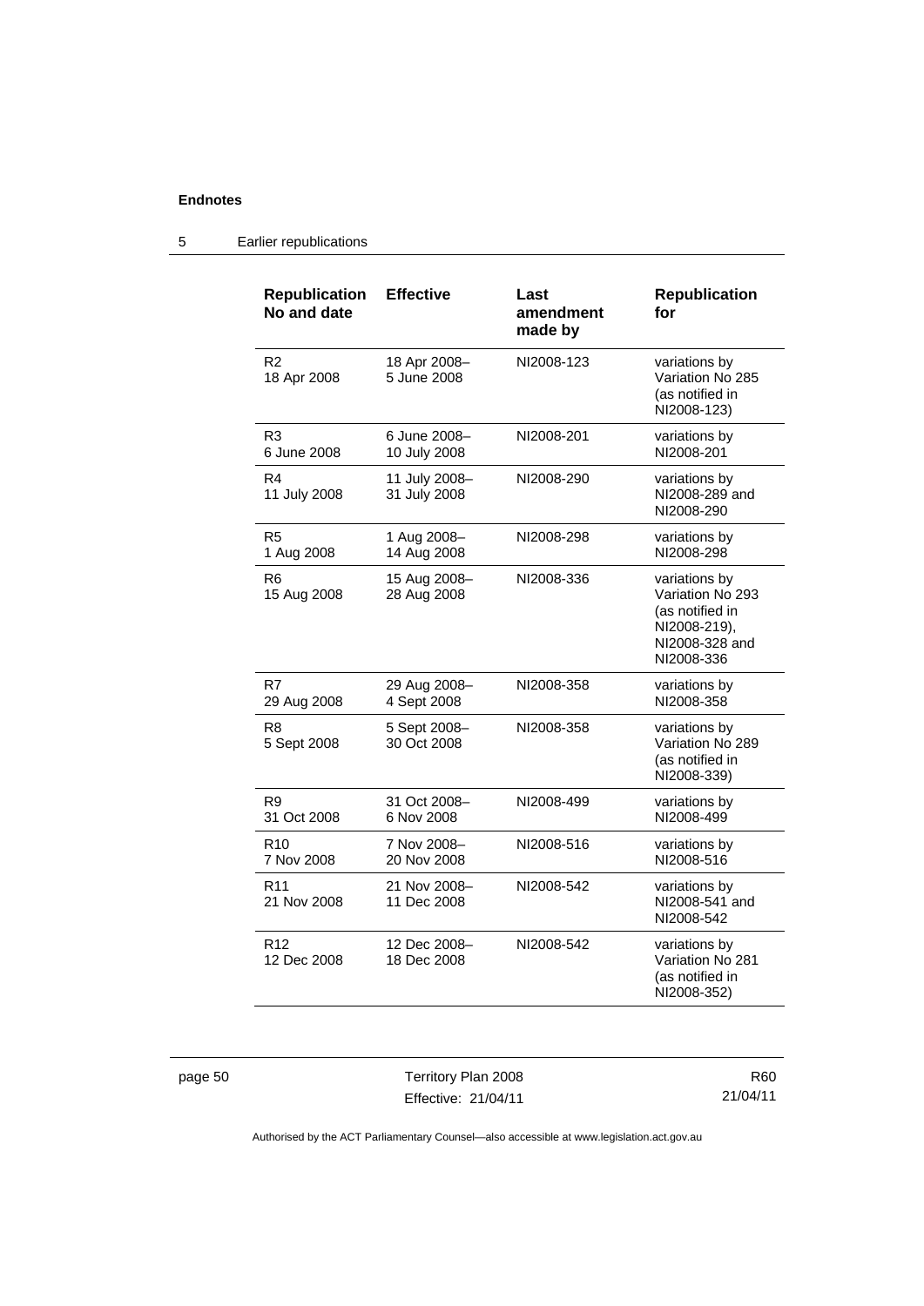## 5 Earlier republications

| Republication No and date | Effective | Last amendment made by | Republication for |
|---|---|---|---|
| R2 18 Apr 2008 | 18 Apr 2008– 5 June 2008 | NI2008-123 | variations by Variation No 285 (as notified in NI2008-123) |
| R3 6 June 2008 | 6 June 2008– 10 July 2008 | NI2008-201 | variations by NI2008-201 |
| R4 11 July 2008 | 11 July 2008– 31 July 2008 | NI2008-290 | variations by NI2008-289 and NI2008-290 |
| R5 1 Aug 2008 | 1 Aug 2008– 14 Aug 2008 | NI2008-298 | variations by NI2008-298 |
| R6 15 Aug 2008 | 15 Aug 2008– 28 Aug 2008 | NI2008-336 | variations by Variation No 293 (as notified in NI2008-219), NI2008-328 and NI2008-336 |
| R7 29 Aug 2008 | 29 Aug 2008– 4 Sept 2008 | NI2008-358 | variations by NI2008-358 |
| R8 5 Sept 2008 | 5 Sept 2008– 30 Oct 2008 | NI2008-358 | variations by Variation No 289 (as notified in NI2008-339) |
| R9 31 Oct 2008 | 31 Oct 2008– 6 Nov 2008 | NI2008-499 | variations by NI2008-499 |
| R10 7 Nov 2008 | 7 Nov 2008– 20 Nov 2008 | NI2008-516 | variations by NI2008-516 |
| R11 21 Nov 2008 | 21 Nov 2008– 11 Dec 2008 | NI2008-542 | variations by NI2008-541 and NI2008-542 |
| R12 12 Dec 2008 | 12 Dec 2008– 18 Dec 2008 | NI2008-542 | variations by Variation No 281 (as notified in NI2008-352) |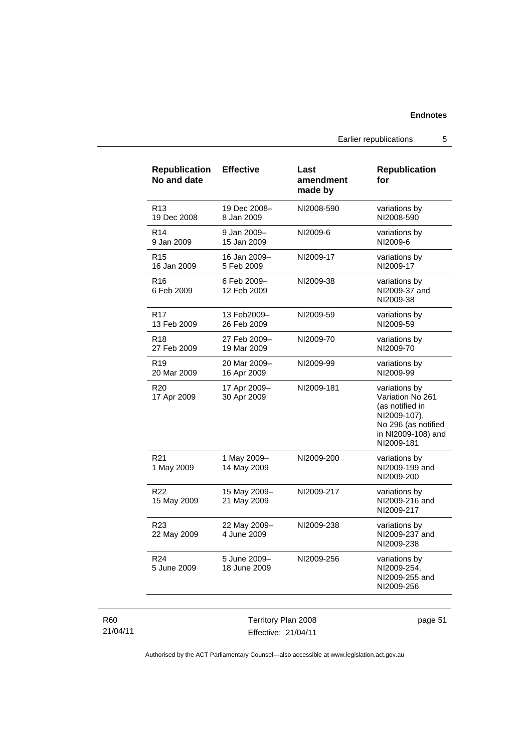| Republication No and date | Effective | Last amendment made by | Republication for |
|---|---|---|---|
| R13 19 Dec 2008 | 19 Dec 2008– 8 Jan 2009 | NI2008-590 | variations by NI2008-590 |
| R14 9 Jan 2009 | 9 Jan 2009– 15 Jan 2009 | NI2009-6 | variations by NI2009-6 |
| R15 16 Jan 2009 | 16 Jan 2009– 5 Feb 2009 | NI2009-17 | variations by NI2009-17 |
| R16 6 Feb 2009 | 6 Feb 2009– 12 Feb 2009 | NI2009-38 | variations by NI2009-37 and NI2009-38 |
| R17 13 Feb 2009 | 13 Feb2009– 26 Feb 2009 | NI2009-59 | variations by NI2009-59 |
| R18 27 Feb 2009 | 27 Feb 2009– 19 Mar 2009 | NI2009-70 | variations by NI2009-70 |
| R19 20 Mar 2009 | 20 Mar 2009– 16 Apr 2009 | NI2009-99 | variations by NI2009-99 |
| R20 17 Apr 2009 | 17 Apr 2009– 30 Apr 2009 | NI2009-181 | variations by Variation No 261 (as notified in NI2009-107), No 296 (as notified in NI2009-108) and NI2009-181 |
| R21 1 May 2009 | 1 May 2009– 14 May 2009 | NI2009-200 | variations by NI2009-199 and NI2009-200 |
| R22 15 May 2009 | 15 May 2009– 21 May 2009 | NI2009-217 | variations by NI2009-216 and NI2009-217 |
| R23 22 May 2009 | 22 May 2009– 4 June 2009 | NI2009-238 | variations by NI2009-237 and NI2009-238 |
| R24 5 June 2009 | 5 June 2009– 18 June 2009 | NI2009-256 | variations by NI2009-254, NI2009-255 and NI2009-256 |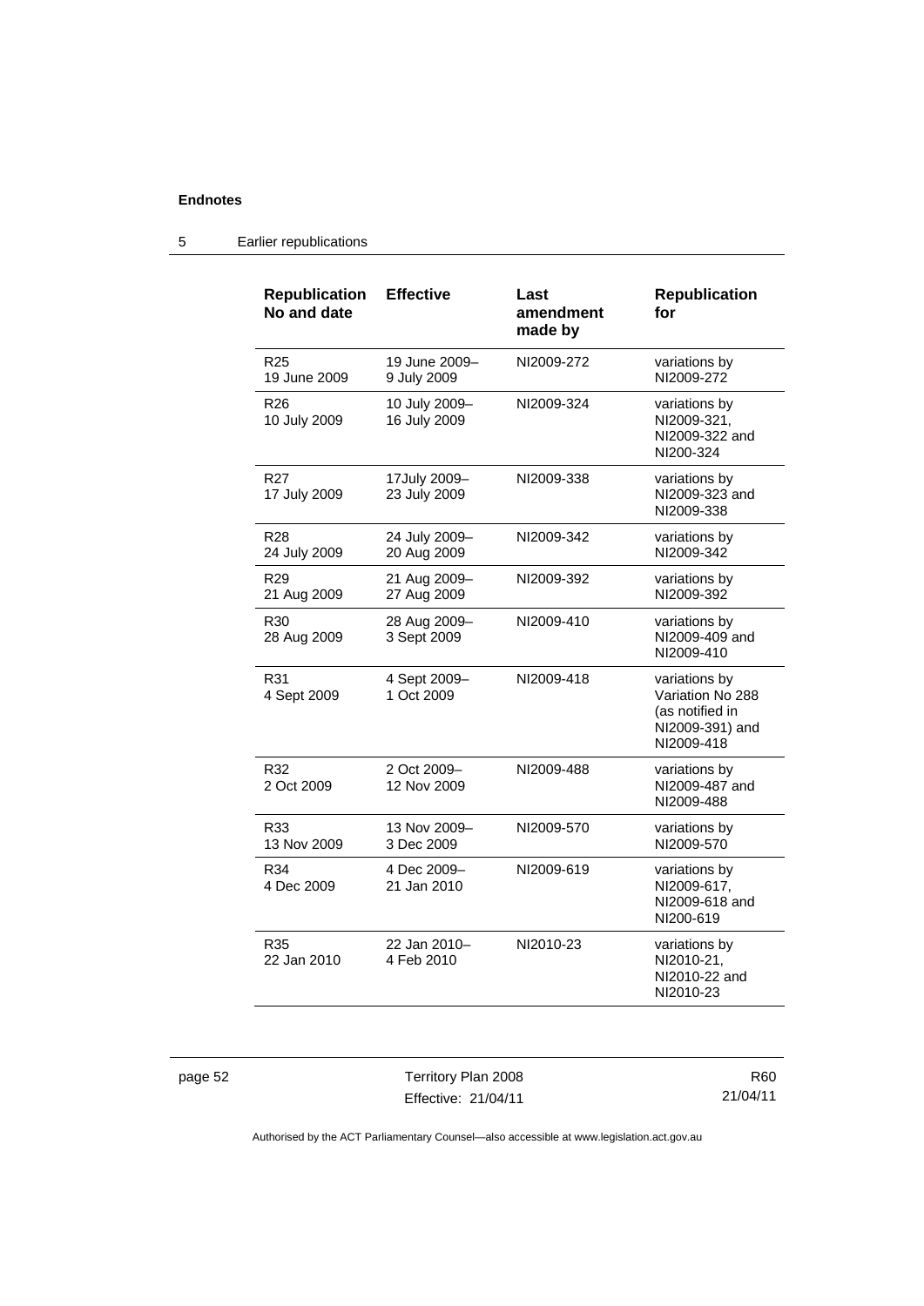## 5 Earlier republications

| Republication No and date | Effective | Last amendment made by | Republication for |
|---|---|---|---|
| R25 19 June 2009 | 19 June 2009– 9 July 2009 | NI2009-272 | variations by NI2009-272 |
| R26 10 July 2009 | 10 July 2009– 16 July 2009 | NI2009-324 | variations by NI2009-321, NI2009-322 and NI200-324 |
| R27 17 July 2009 | 17July 2009– 23 July 2009 | NI2009-338 | variations by NI2009-323 and NI2009-338 |
| R28 24 July 2009 | 24 July 2009– 20 Aug 2009 | NI2009-342 | variations by NI2009-342 |
| R29 21 Aug 2009 | 21 Aug 2009– 27 Aug 2009 | NI2009-392 | variations by NI2009-392 |
| R30 28 Aug 2009 | 28 Aug 2009– 3 Sept 2009 | NI2009-410 | variations by NI2009-409 and NI2009-410 |
| R31 4 Sept 2009 | 4 Sept 2009– 1 Oct 2009 | NI2009-418 | variations by Variation No 288 (as notified in NI2009-391) and NI2009-418 |
| R32 2 Oct 2009 | 2 Oct 2009– 12 Nov 2009 | NI2009-488 | variations by NI2009-487 and NI2009-488 |
| R33 13 Nov 2009 | 13 Nov 2009– 3 Dec 2009 | NI2009-570 | variations by NI2009-570 |
| R34 4 Dec 2009 | 4 Dec 2009– 21 Jan 2010 | NI2009-619 | variations by NI2009-617, NI2009-618 and NI200-619 |
| R35 22 Jan 2010 | 22 Jan 2010– 4 Feb 2010 | NI2010-23 | variations by NI2010-21, NI2010-22 and NI2010-23 |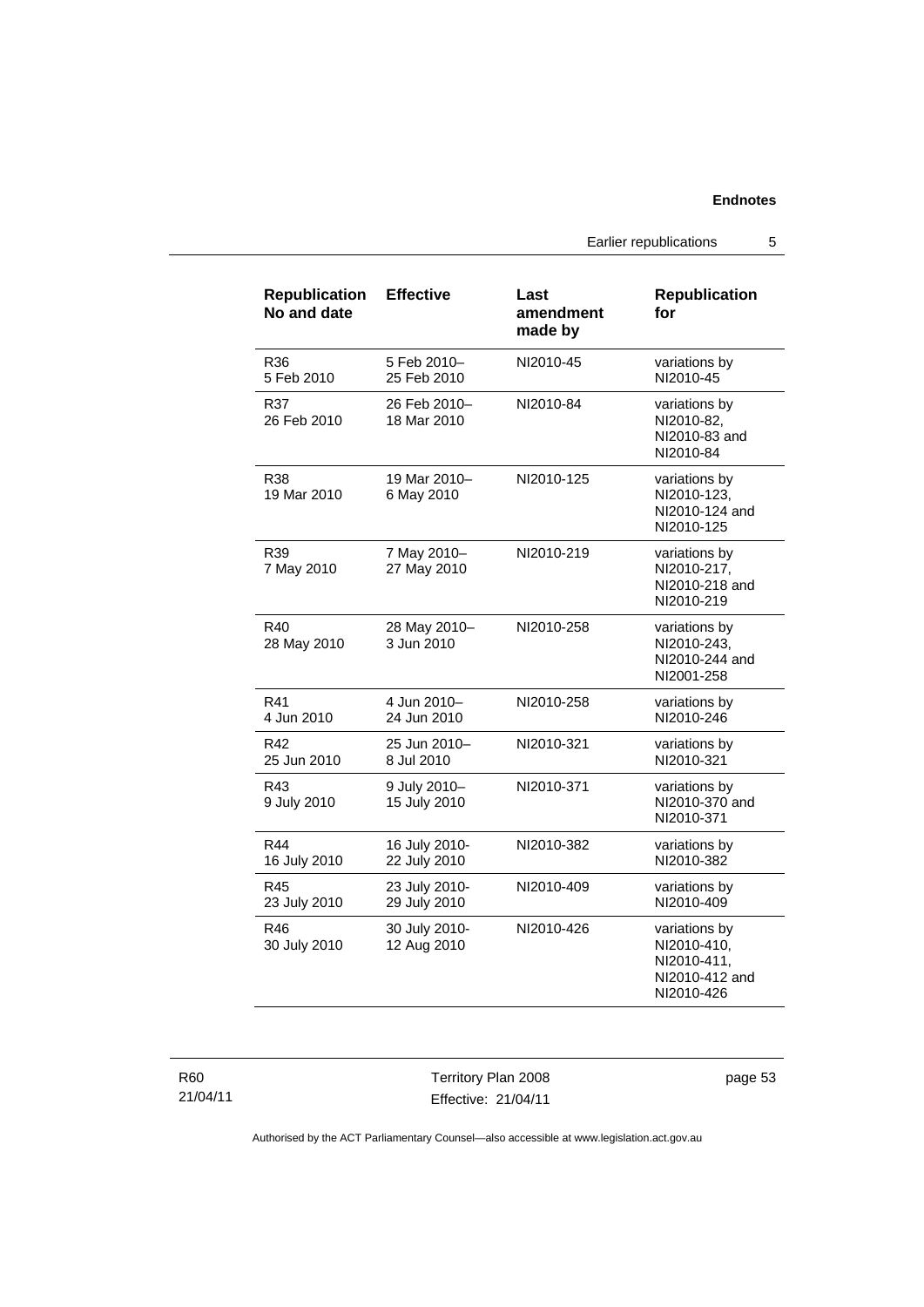| Republication No and date | Effective | Last amendment made by | Republication for |
|---|---|---|---|
| R36 5 Feb 2010 | 5 Feb 2010– 25 Feb 2010 | NI2010-45 | variations by NI2010-45 |
| R37 26 Feb 2010 | 26 Feb 2010– 18 Mar 2010 | NI2010-84 | variations by NI2010-82, NI2010-83 and NI2010-84 |
| R38 19 Mar 2010 | 19 Mar 2010– 6 May 2010 | NI2010-125 | variations by NI2010-123, NI2010-124 and NI2010-125 |
| R39 7 May 2010 | 7 May 2010– 27 May 2010 | NI2010-219 | variations by NI2010-217, NI2010-218 and NI2010-219 |
| R40 28 May 2010 | 28 May 2010– 3 Jun 2010 | NI2010-258 | variations by NI2010-243, NI2010-244 and NI2001-258 |
| R41 4 Jun 2010 | 4 Jun 2010– 24 Jun 2010 | NI2010-258 | variations by NI2010-246 |
| R42 25 Jun 2010 | 25 Jun 2010– 8 Jul 2010 | NI2010-321 | variations by NI2010-321 |
| R43 9 July 2010 | 9 July 2010– 15 July 2010 | NI2010-371 | variations by NI2010-370 and NI2010-371 |
| R44 16 July 2010 | 16 July 2010- 22 July 2010 | NI2010-382 | variations by NI2010-382 |
| R45 23 July 2010 | 23 July 2010- 29 July 2010 | NI2010-409 | variations by NI2010-409 |
| R46 30 July 2010 | 30 July 2010- 12 Aug 2010 | NI2010-426 | variations by NI2010-410, NI2010-411, NI2010-412 and NI2010-426 |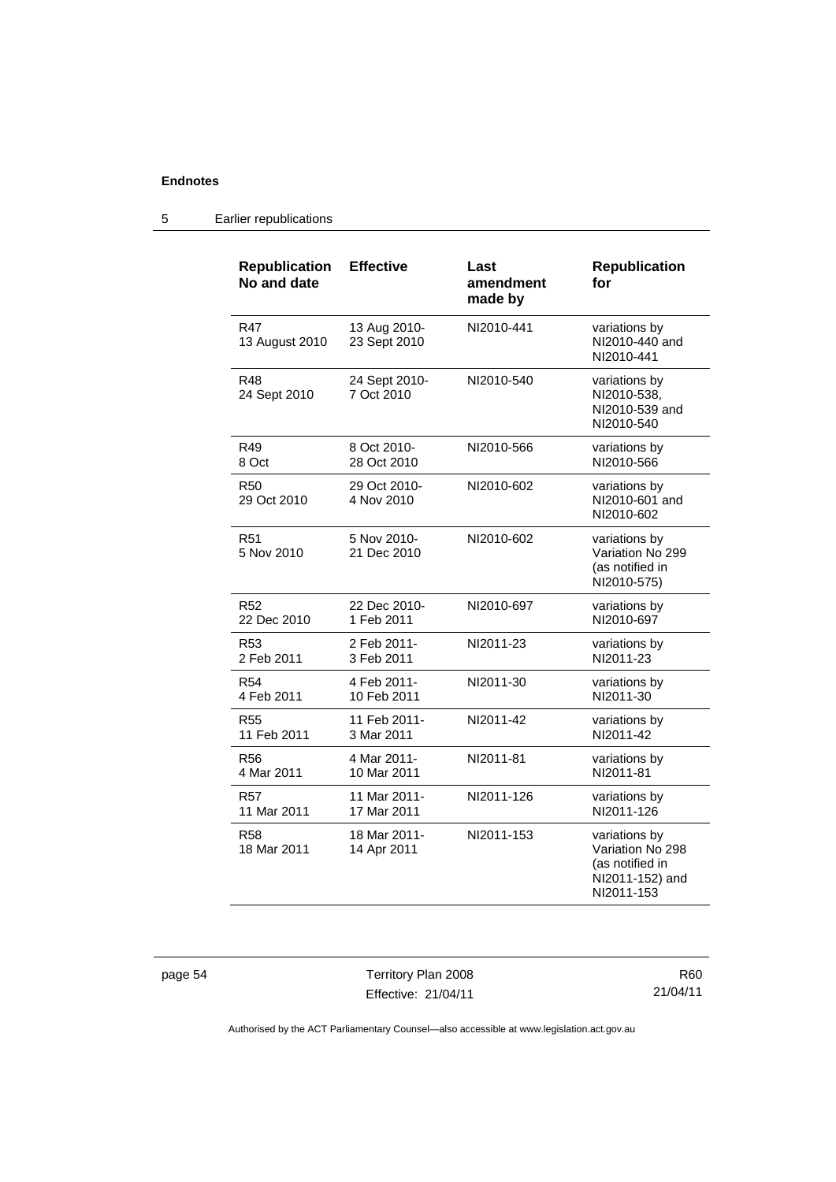## 5 Earlier republications

| Republication No and date | Effective | Last amendment made by | Republication for |
|---|---|---|---|
| R47 13 August 2010 | 13 Aug 2010- 23 Sept 2010 | NI2010-441 | variations by NI2010-440 and NI2010-441 |
| R48 24 Sept 2010 | 24 Sept 2010- 7 Oct 2010 | NI2010-540 | variations by NI2010-538, NI2010-539 and NI2010-540 |
| R49 8 Oct | 8 Oct 2010- 28 Oct 2010 | NI2010-566 | variations by NI2010-566 |
| R50 29 Oct 2010 | 29 Oct 2010- 4 Nov 2010 | NI2010-602 | variations by NI2010-601 and NI2010-602 |
| R51 5 Nov 2010 | 5 Nov 2010- 21 Dec 2010 | NI2010-602 | variations by Variation No 299 (as notified in NI2010-575) |
| R52 22 Dec 2010 | 22 Dec 2010- 1 Feb 2011 | NI2010-697 | variations by NI2010-697 |
| R53 2 Feb 2011 | 2 Feb 2011- 3 Feb 2011 | NI2011-23 | variations by NI2011-23 |
| R54 4 Feb 2011 | 4 Feb 2011- 10 Feb 2011 | NI2011-30 | variations by NI2011-30 |
| R55 11 Feb 2011 | 11 Feb 2011- 3 Mar 2011 | NI2011-42 | variations by NI2011-42 |
| R56 4 Mar 2011 | 4 Mar 2011- 10 Mar 2011 | NI2011-81 | variations by NI2011-81 |
| R57 11 Mar 2011 | 11 Mar 2011- 17 Mar 2011 | NI2011-126 | variations by NI2011-126 |
| R58 18 Mar 2011 | 18 Mar 2011- 14 Apr 2011 | NI2011-153 | variations by Variation No 298 (as notified in NI2011-152) and NI2011-153 |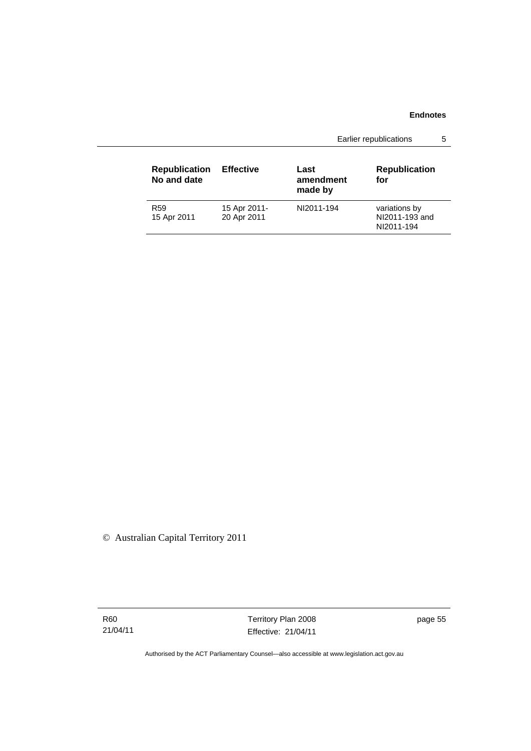| Republication No and date | Effective | Last amendment made by | Republication for |
|---|---|---|---|
| R59<br>15 Apr 2011 | 15 Apr 2011-<br>20 Apr 2011 | NI2011-194 | variations by NI2011-193 and NI2011-194 |

© Australian Capital Territory 2011